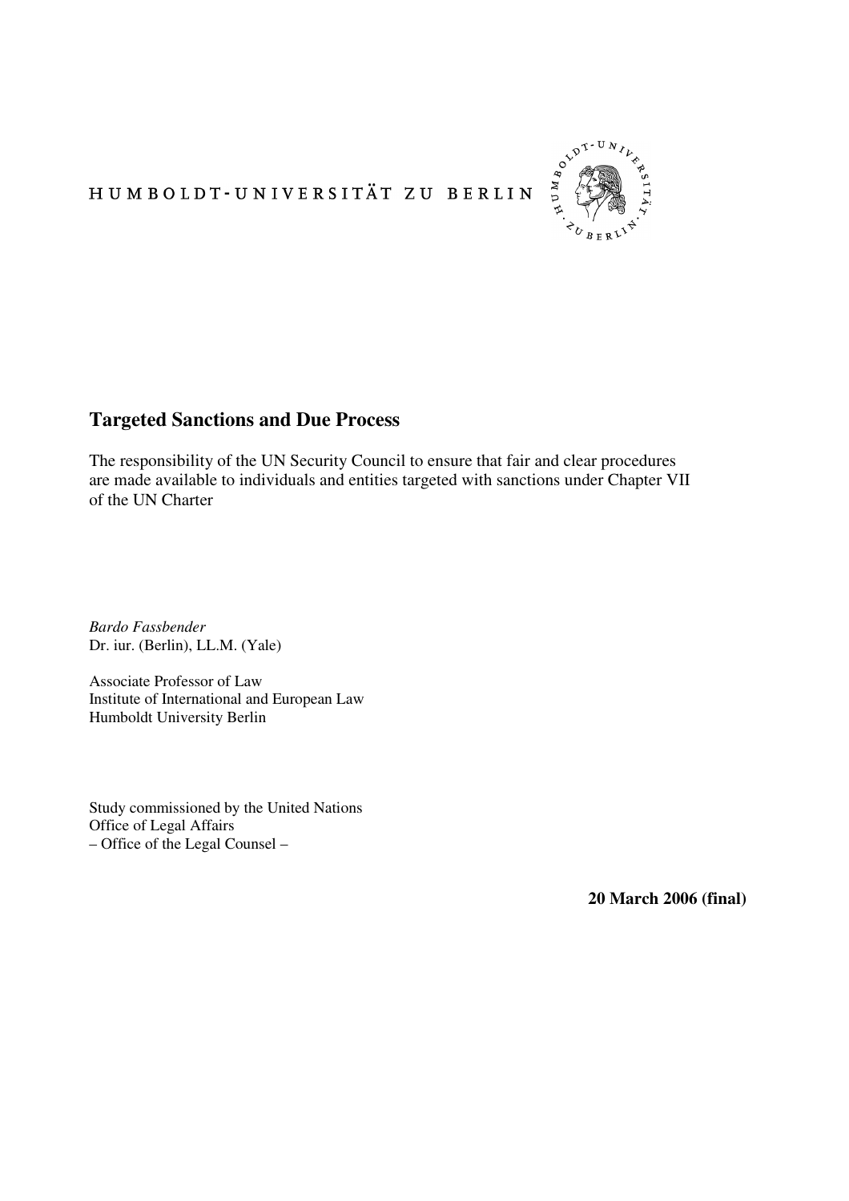HUMBOLDT-UNIVERSITÄT ZU BERLIN

# Targeted Sanctions and Due Process

The responsibility of the UN Security Council to ensure that fair and clear procedures are made available to individuals and entities targeted with sanctions under Chapter VII of the UN Charter

*Bardo Fassbender*
Dr. iur. (Berlin), LL.M. (Yale)

Associate Professor of Law
Institute of International and European Law
Humboldt University Berlin

Study commissioned by the United Nations
Office of Legal Affairs
– Office of the Legal Counsel –

**20 March 2006 (final)**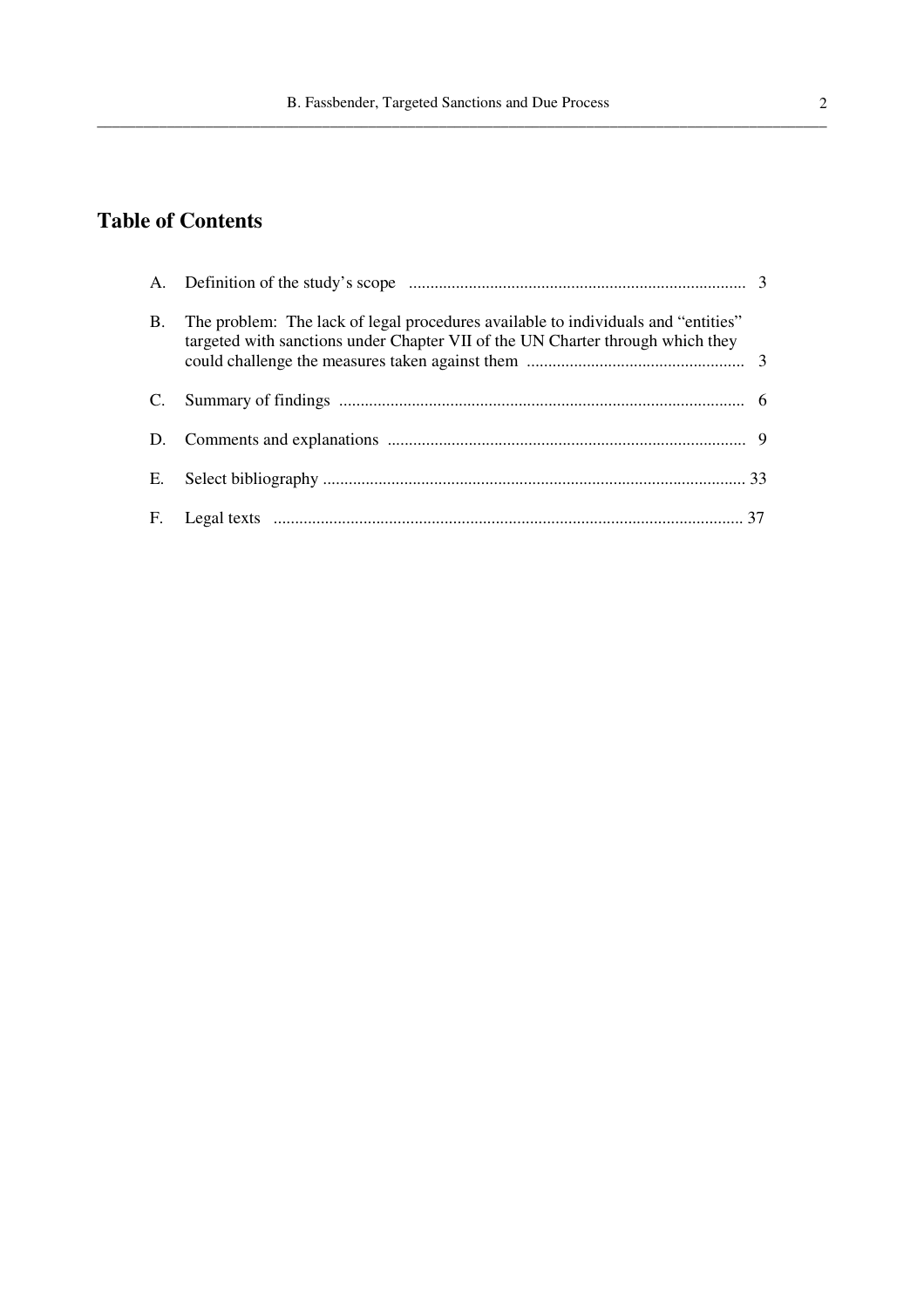## Table of Contents

| | | |
|---|---|---|
| A. | Definition of the study's scope | 3 |
| B. | The problem: The lack of legal procedures available to individuals and "entities" targeted with sanctions under Chapter VII of the UN Charter through which they could challenge the measures taken against them | 3 |
| C. | Summary of findings | 6 |
| D. | Comments and explanations | 9 |
| E. | Select bibliography | 33 |
| F. | Legal texts | 37 |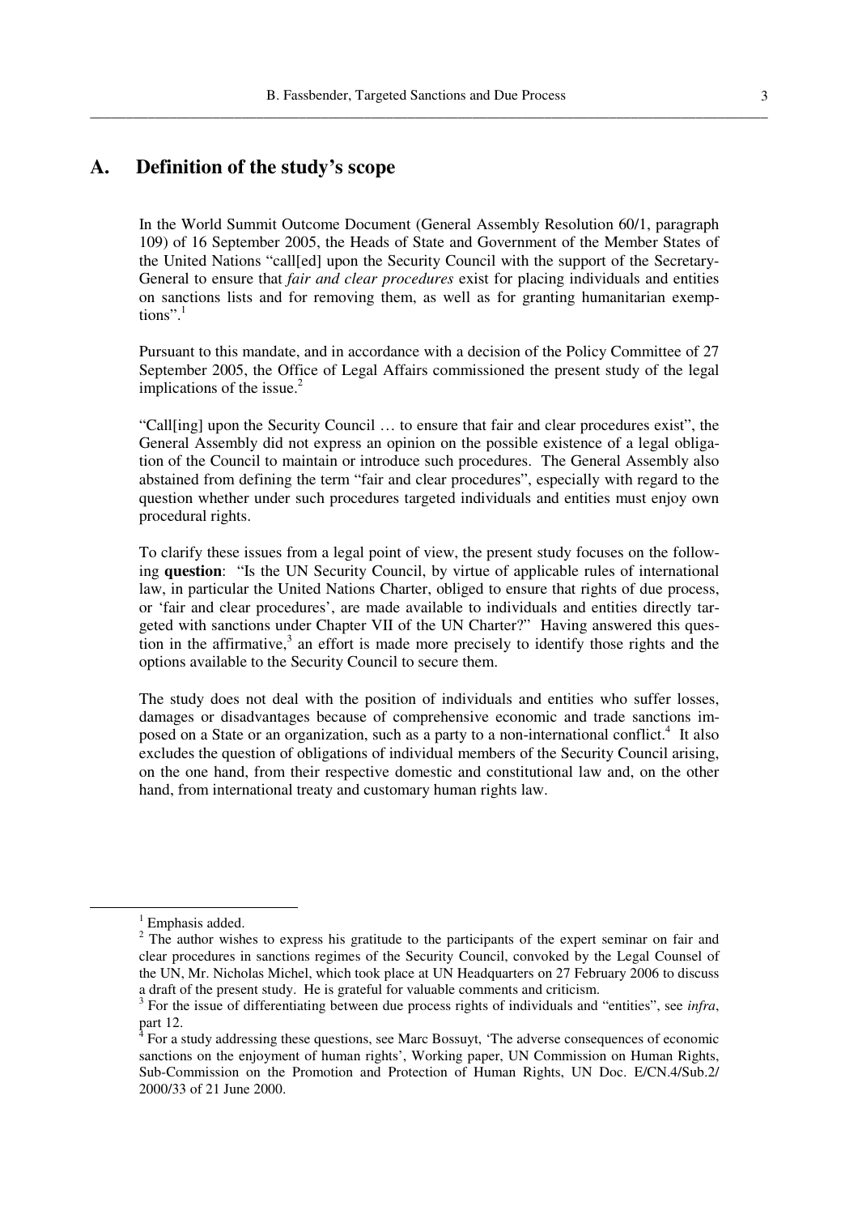## A. Definition of the study's scope

In the World Summit Outcome Document (General Assembly Resolution 60/1, paragraph 109) of 16 September 2005, the Heads of State and Government of the Member States of the United Nations "call[ed] upon the Security Council with the support of the Secretary-General to ensure that *fair and clear procedures* exist for placing individuals and entities on sanctions lists and for removing them, as well as for granting humanitarian exemptions".[1]

Pursuant to this mandate, and in accordance with a decision of the Policy Committee of 27 September 2005, the Office of Legal Affairs commissioned the present study of the legal implications of the issue.[2]

"Call[ing] upon the Security Council … to ensure that fair and clear procedures exist", the General Assembly did not express an opinion on the possible existence of a legal obligation of the Council to maintain or introduce such procedures. The General Assembly also abstained from defining the term "fair and clear procedures", especially with regard to the question whether under such procedures targeted individuals and entities must enjoy own procedural rights.

To clarify these issues from a legal point of view, the present study focuses on the following **question**: "Is the UN Security Council, by virtue of applicable rules of international law, in particular the United Nations Charter, obliged to ensure that rights of due process, or 'fair and clear procedures', are made available to individuals and entities directly targeted with sanctions under Chapter VII of the UN Charter?" Having answered this question in the affirmative,[3] an effort is made more precisely to identify those rights and the options available to the Security Council to secure them.

The study does not deal with the position of individuals and entities who suffer losses, damages or disadvantages because of comprehensive economic and trade sanctions imposed on a State or an organization, such as a party to a non-international conflict.[4] It also excludes the question of obligations of individual members of the Security Council arising, on the one hand, from their respective domestic and constitutional law and, on the other hand, from international treaty and customary human rights law.

---

[1] Emphasis added.

[2] The author wishes to express his gratitude to the participants of the expert seminar on fair and clear procedures in sanctions regimes of the Security Council, convoked by the Legal Counsel of the UN, Mr. Nicholas Michel, which took place at UN Headquarters on 27 February 2006 to discuss a draft of the present study. He is grateful for valuable comments and criticism.

[3] For the issue of differentiating between due process rights of individuals and "entities", see *infra*, part 12.

[4] For a study addressing these questions, see Marc Bossuyt, 'The adverse consequences of economic sanctions on the enjoyment of human rights', Working paper, UN Commission on Human Rights, Sub-Commission on the Promotion and Protection of Human Rights, UN Doc. E/CN.4/Sub.2/2000/33 of 21 June 2000.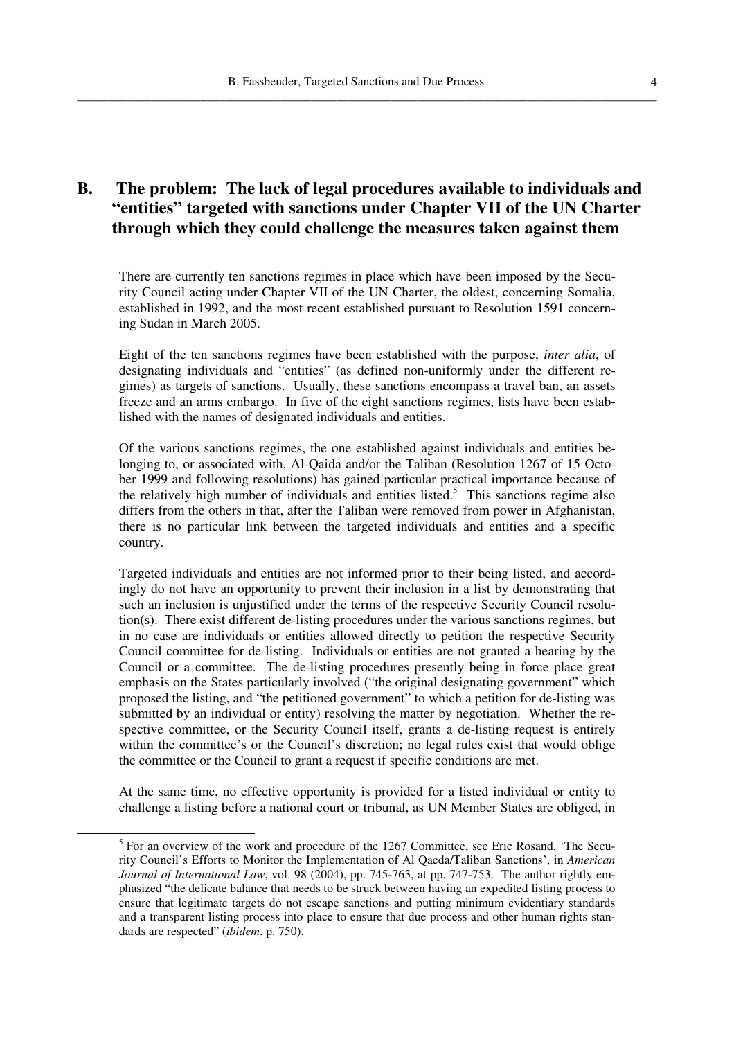## B. The problem: The lack of legal procedures available to individuals and "entities" targeted with sanctions under Chapter VII of the UN Charter through which they could challenge the measures taken against them

There are currently ten sanctions regimes in place which have been imposed by the Security Council acting under Chapter VII of the UN Charter, the oldest, concerning Somalia, established in 1992, and the most recent established pursuant to Resolution 1591 concerning Sudan in March 2005.

Eight of the ten sanctions regimes have been established with the purpose, *inter alia*, of designating individuals and "entities" (as defined non-uniformly under the different regimes) as targets of sanctions. Usually, these sanctions encompass a travel ban, an assets freeze and an arms embargo. In five of the eight sanctions regimes, lists have been established with the names of designated individuals and entities.

Of the various sanctions regimes, the one established against individuals and entities belonging to, or associated with, Al-Qaida and/or the Taliban (Resolution 1267 of 15 October 1999 and following resolutions) has gained particular practical importance because of the relatively high number of individuals and entities listed.[5] This sanctions regime also differs from the others in that, after the Taliban were removed from power in Afghanistan, there is no particular link between the targeted individuals and entities and a specific country.

Targeted individuals and entities are not informed prior to their being listed, and accordingly do not have an opportunity to prevent their inclusion in a list by demonstrating that such an inclusion is unjustified under the terms of the respective Security Council resolution(s). There exist different de-listing procedures under the various sanctions regimes, but in no case are individuals or entities allowed directly to petition the respective Security Council committee for de-listing. Individuals or entities are not granted a hearing by the Council or a committee. The de-listing procedures presently being in force place great emphasis on the States particularly involved ("the original designating government" which proposed the listing, and "the petitioned government" to which a petition for de-listing was submitted by an individual or entity) resolving the matter by negotiation. Whether the respective committee, or the Security Council itself, grants a de-listing request is entirely within the committee's or the Council's discretion; no legal rules exist that would oblige the committee or the Council to grant a request if specific conditions are met.

At the same time, no effective opportunity is provided for a listed individual or entity to challenge a listing before a national court or tribunal, as UN Member States are obliged, in

---

[5] For an overview of the work and procedure of the 1267 Committee, see Eric Rosand, 'The Security Council's Efforts to Monitor the Implementation of Al Qaeda/Taliban Sanctions', in *American Journal of International Law*, vol. 98 (2004), pp. 745-763, at pp. 747-753. The author rightly emphasized "the delicate balance that needs to be struck between having an expedited listing process to ensure that legitimate targets do not escape sanctions and putting minimum evidentiary standards and a transparent listing process into place to ensure that due process and other human rights standards are respected" (*ibidem*, p. 750).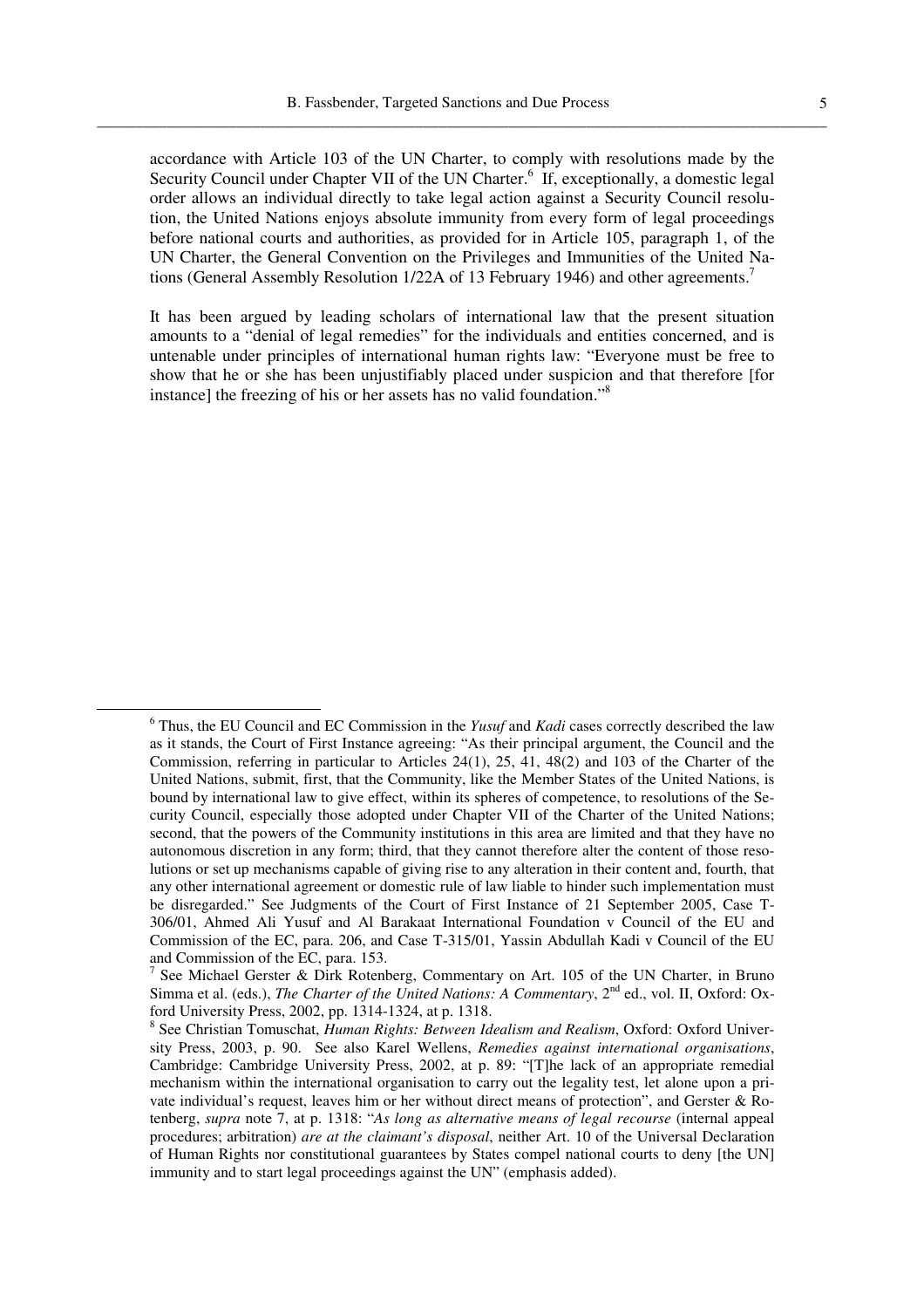accordance with Article 103 of the UN Charter, to comply with resolutions made by the Security Council under Chapter VII of the UN Charter.[6] If, exceptionally, a domestic legal order allows an individual directly to take legal action against a Security Council resolution, the United Nations enjoys absolute immunity from every form of legal proceedings before national courts and authorities, as provided for in Article 105, paragraph 1, of the UN Charter, the General Convention on the Privileges and Immunities of the United Nations (General Assembly Resolution 1/22A of 13 February 1946) and other agreements.[7]

It has been argued by leading scholars of international law that the present situation amounts to a "denial of legal remedies" for the individuals and entities concerned, and is untenable under principles of international human rights law: "Everyone must be free to show that he or she has been unjustifiably placed under suspicion and that therefore [for instance] the freezing of his or her assets has no valid foundation."[8]

---

[6] Thus, the EU Council and EC Commission in the *Yusuf* and *Kadi* cases correctly described the law as it stands, the Court of First Instance agreeing: "As their principal argument, the Council and the Commission, referring in particular to Articles 24(1), 25, 41, 48(2) and 103 of the Charter of the United Nations, submit, first, that the Community, like the Member States of the United Nations, is bound by international law to give effect, within its spheres of competence, to resolutions of the Security Council, especially those adopted under Chapter VII of the Charter of the United Nations; second, that the powers of the Community institutions in this area are limited and that they have no autonomous discretion in any form; third, that they cannot therefore alter the content of those resolutions or set up mechanisms capable of giving rise to any alteration in their content and, fourth, that any other international agreement or domestic rule of law liable to hinder such implementation must be disregarded." See Judgments of the Court of First Instance of 21 September 2005, Case T-306/01, Ahmed Ali Yusuf and Al Barakaat International Foundation v Council of the EU and Commission of the EC, para. 206, and Case T-315/01, Yassin Abdullah Kadi v Council of the EU and Commission of the EC, para. 153.

[7] See Michael Gerster & Dirk Rotenberg, Commentary on Art. 105 of the UN Charter, in Bruno Simma et al. (eds.), *The Charter of the United Nations: A Commentary*, 2nd ed., vol. II, Oxford: Oxford University Press, 2002, pp. 1314-1324, at p. 1318.

[8] See Christian Tomuschat, *Human Rights: Between Idealism and Realism*, Oxford: Oxford University Press, 2003, p. 90. See also Karel Wellens, *Remedies against international organisations*, Cambridge: Cambridge University Press, 2002, at p. 89: "[T]he lack of an appropriate remedial mechanism within the international organisation to carry out the legality test, let alone upon a private individual's request, leaves him or her without direct means of protection", and Gerster & Rotenberg, *supra* note 7, at p. 1318: "*As long as alternative means of legal recourse* (internal appeal procedures; arbitration) *are at the claimant's disposal*, neither Art. 10 of the Universal Declaration of Human Rights nor constitutional guarantees by States compel national courts to deny [the UN] immunity and to start legal proceedings against the UN" (emphasis added).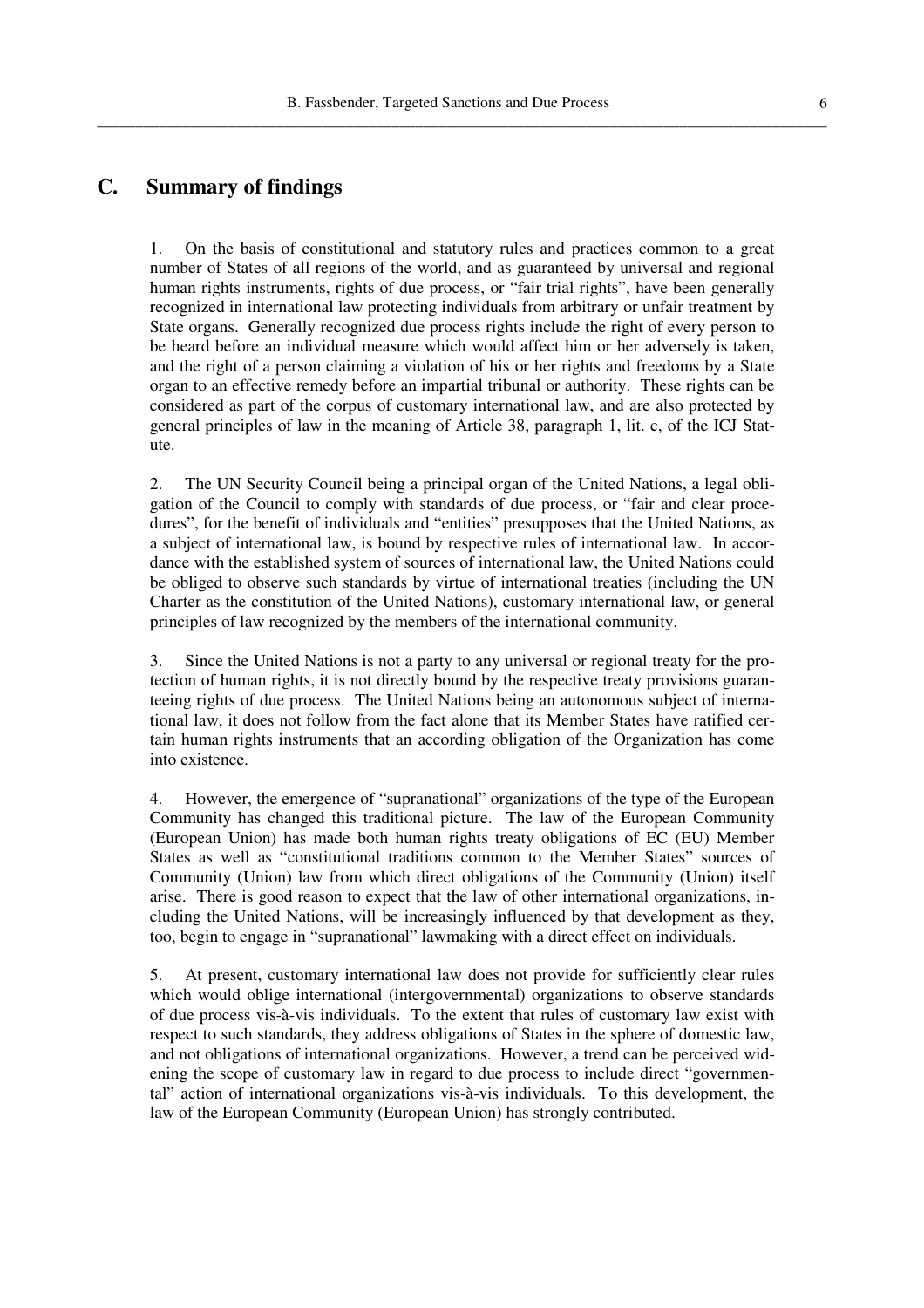## C. Summary of findings

1. On the basis of constitutional and statutory rules and practices common to a great number of States of all regions of the world, and as guaranteed by universal and regional human rights instruments, rights of due process, or "fair trial rights", have been generally recognized in international law protecting individuals from arbitrary or unfair treatment by State organs. Generally recognized due process rights include the right of every person to be heard before an individual measure which would affect him or her adversely is taken, and the right of a person claiming a violation of his or her rights and freedoms by a State organ to an effective remedy before an impartial tribunal or authority. These rights can be considered as part of the corpus of customary international law, and are also protected by general principles of law in the meaning of Article 38, paragraph 1, lit. c, of the ICJ Statute.

2. The UN Security Council being a principal organ of the United Nations, a legal obligation of the Council to comply with standards of due process, or "fair and clear procedures", for the benefit of individuals and "entities" presupposes that the United Nations, as a subject of international law, is bound by respective rules of international law. In accordance with the established system of sources of international law, the United Nations could be obliged to observe such standards by virtue of international treaties (including the UN Charter as the constitution of the United Nations), customary international law, or general principles of law recognized by the members of the international community.

3. Since the United Nations is not a party to any universal or regional treaty for the protection of human rights, it is not directly bound by the respective treaty provisions guaranteeing rights of due process. The United Nations being an autonomous subject of international law, it does not follow from the fact alone that its Member States have ratified certain human rights instruments that an according obligation of the Organization has come into existence.

4. However, the emergence of "supranational" organizations of the type of the European Community has changed this traditional picture. The law of the European Community (European Union) has made both human rights treaty obligations of EC (EU) Member States as well as "constitutional traditions common to the Member States" sources of Community (Union) law from which direct obligations of the Community (Union) itself arise. There is good reason to expect that the law of other international organizations, including the United Nations, will be increasingly influenced by that development as they, too, begin to engage in "supranational" lawmaking with a direct effect on individuals.

5. At present, customary international law does not provide for sufficiently clear rules which would oblige international (intergovernmental) organizations to observe standards of due process vis-à-vis individuals. To the extent that rules of customary law exist with respect to such standards, they address obligations of States in the sphere of domestic law, and not obligations of international organizations. However, a trend can be perceived widening the scope of customary law in regard to due process to include direct "governmental" action of international organizations vis-à-vis individuals. To this development, the law of the European Community (European Union) has strongly contributed.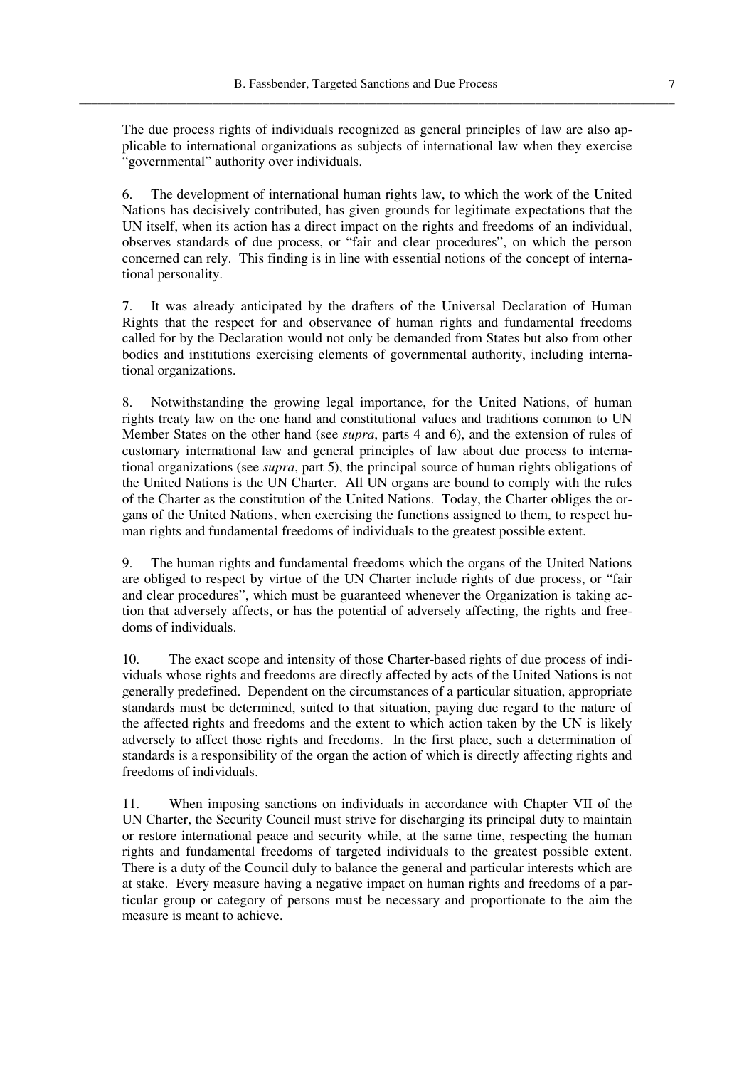The due process rights of individuals recognized as general principles of law are also applicable to international organizations as subjects of international law when they exercise "governmental" authority over individuals.

6. The development of international human rights law, to which the work of the United Nations has decisively contributed, has given grounds for legitimate expectations that the UN itself, when its action has a direct impact on the rights and freedoms of an individual, observes standards of due process, or "fair and clear procedures", on which the person concerned can rely. This finding is in line with essential notions of the concept of international personality.

7. It was already anticipated by the drafters of the Universal Declaration of Human Rights that the respect for and observance of human rights and fundamental freedoms called for by the Declaration would not only be demanded from States but also from other bodies and institutions exercising elements of governmental authority, including international organizations.

8. Notwithstanding the growing legal importance, for the United Nations, of human rights treaty law on the one hand and constitutional values and traditions common to UN Member States on the other hand (see *supra*, parts 4 and 6), and the extension of rules of customary international law and general principles of law about due process to international organizations (see *supra*, part 5), the principal source of human rights obligations of the United Nations is the UN Charter. All UN organs are bound to comply with the rules of the Charter as the constitution of the United Nations. Today, the Charter obliges the organs of the United Nations, when exercising the functions assigned to them, to respect human rights and fundamental freedoms of individuals to the greatest possible extent.

9. The human rights and fundamental freedoms which the organs of the United Nations are obliged to respect by virtue of the UN Charter include rights of due process, or "fair and clear procedures", which must be guaranteed whenever the Organization is taking action that adversely affects, or has the potential of adversely affecting, the rights and freedoms of individuals.

10. The exact scope and intensity of those Charter-based rights of due process of individuals whose rights and freedoms are directly affected by acts of the United Nations is not generally predefined. Dependent on the circumstances of a particular situation, appropriate standards must be determined, suited to that situation, paying due regard to the nature of the affected rights and freedoms and the extent to which action taken by the UN is likely adversely to affect those rights and freedoms. In the first place, such a determination of standards is a responsibility of the organ the action of which is directly affecting rights and freedoms of individuals.

11. When imposing sanctions on individuals in accordance with Chapter VII of the UN Charter, the Security Council must strive for discharging its principal duty to maintain or restore international peace and security while, at the same time, respecting the human rights and fundamental freedoms of targeted individuals to the greatest possible extent. There is a duty of the Council duly to balance the general and particular interests which are at stake. Every measure having a negative impact on human rights and freedoms of a particular group or category of persons must be necessary and proportionate to the aim the measure is meant to achieve.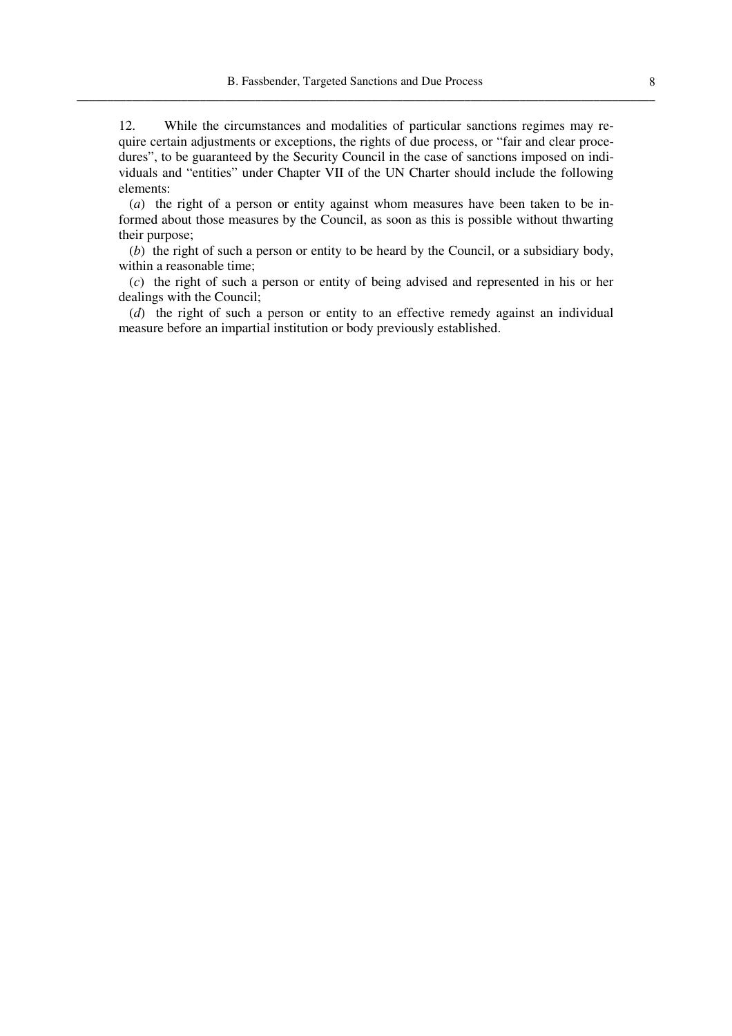12. While the circumstances and modalities of particular sanctions regimes may require certain adjustments or exceptions, the rights of due process, or "fair and clear procedures", to be guaranteed by the Security Council in the case of sanctions imposed on individuals and "entities" under Chapter VII of the UN Charter should include the following elements:

(*a*) the right of a person or entity against whom measures have been taken to be informed about those measures by the Council, as soon as this is possible without thwarting their purpose;

(*b*) the right of such a person or entity to be heard by the Council, or a subsidiary body, within a reasonable time;

(*c*) the right of such a person or entity of being advised and represented in his or her dealings with the Council;

(*d*) the right of such a person or entity to an effective remedy against an individual measure before an impartial institution or body previously established.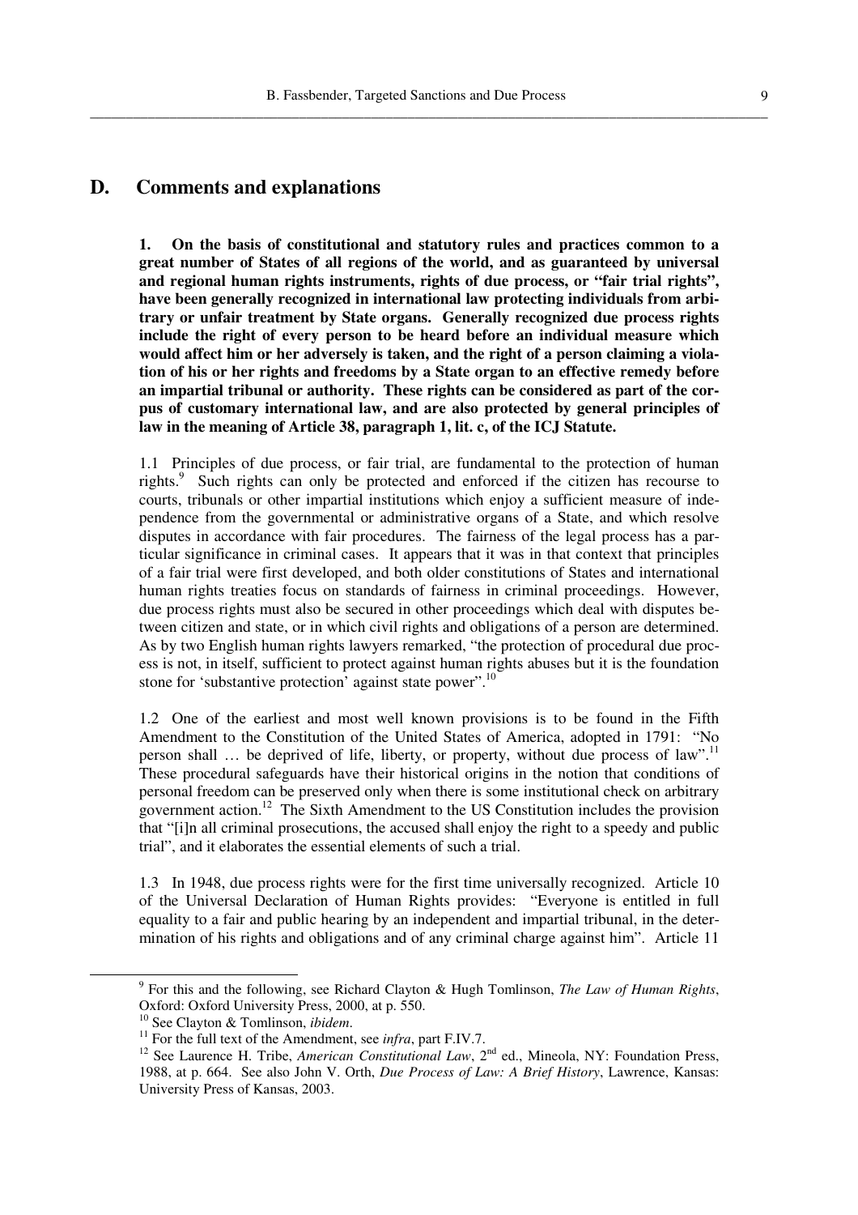## D. Comments and explanations

**1. On the basis of constitutional and statutory rules and practices common to a great number of States of all regions of the world, and as guaranteed by universal and regional human rights instruments, rights of due process, or "fair trial rights", have been generally recognized in international law protecting individuals from arbitrary or unfair treatment by State organs. Generally recognized due process rights include the right of every person to be heard before an individual measure which would affect him or her adversely is taken, and the right of a person claiming a violation of his or her rights and freedoms by a State organ to an effective remedy before an impartial tribunal or authority. These rights can be considered as part of the corpus of customary international law, and are also protected by general principles of law in the meaning of Article 38, paragraph 1, lit. c, of the ICJ Statute.**

1.1 Principles of due process, or fair trial, are fundamental to the protection of human rights.[9] Such rights can only be protected and enforced if the citizen has recourse to courts, tribunals or other impartial institutions which enjoy a sufficient measure of independence from the governmental or administrative organs of a State, and which resolve disputes in accordance with fair procedures. The fairness of the legal process has a particular significance in criminal cases. It appears that it was in that context that principles of a fair trial were first developed, and both older constitutions of States and international human rights treaties focus on standards of fairness in criminal proceedings. However, due process rights must also be secured in other proceedings which deal with disputes between citizen and state, or in which civil rights and obligations of a person are determined. As by two English human rights lawyers remarked, "the protection of procedural due process is not, in itself, sufficient to protect against human rights abuses but it is the foundation stone for 'substantive protection' against state power".[10]

1.2 One of the earliest and most well known provisions is to be found in the Fifth Amendment to the Constitution of the United States of America, adopted in 1791: "No person shall … be deprived of life, liberty, or property, without due process of law".[11] These procedural safeguards have their historical origins in the notion that conditions of personal freedom can be preserved only when there is some institutional check on arbitrary government action.[12] The Sixth Amendment to the US Constitution includes the provision that "[i]n all criminal prosecutions, the accused shall enjoy the right to a speedy and public trial", and it elaborates the essential elements of such a trial.

1.3 In 1948, due process rights were for the first time universally recognized. Article 10 of the Universal Declaration of Human Rights provides: "Everyone is entitled in full equality to a fair and public hearing by an independent and impartial tribunal, in the determination of his rights and obligations and of any criminal charge against him". Article 11

---

[9] For this and the following, see Richard Clayton & Hugh Tomlinson, *The Law of Human Rights*, Oxford: Oxford University Press, 2000, at p. 550.

[10] See Clayton & Tomlinson, *ibidem*.

[11] For the full text of the Amendment, see *infra*, part F.IV.7.

[12] See Laurence H. Tribe, *American Constitutional Law*, 2nd ed., Mineola, NY: Foundation Press, 1988, at p. 664. See also John V. Orth, *Due Process of Law: A Brief History*, Lawrence, Kansas: University Press of Kansas, 2003.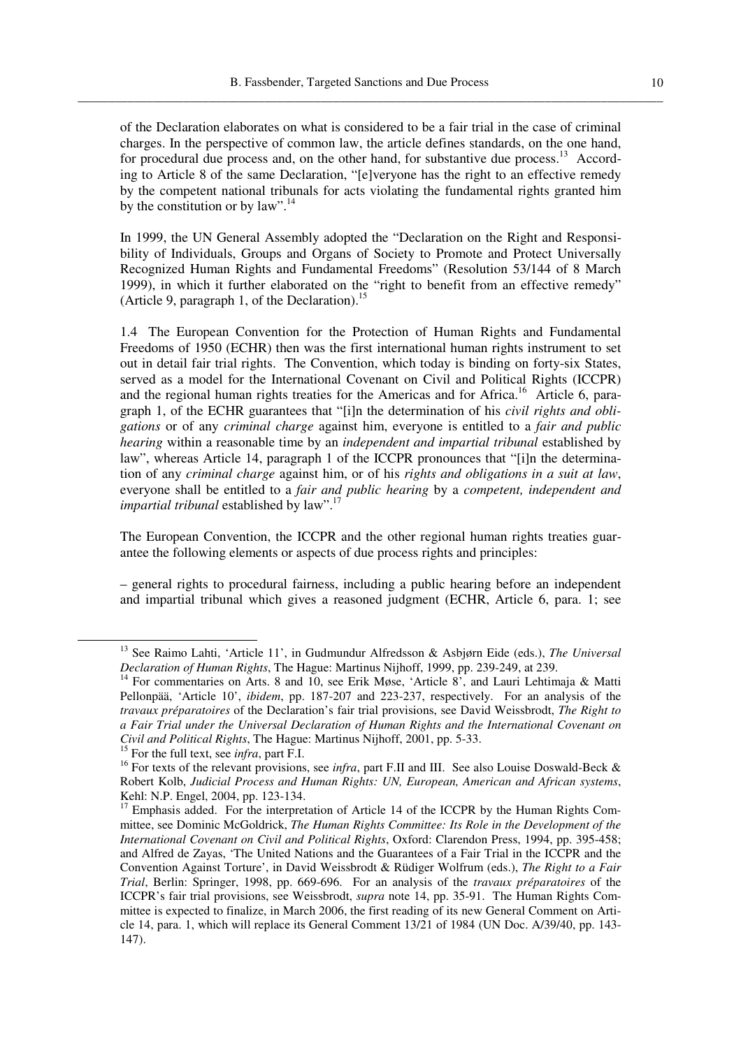of the Declaration elaborates on what is considered to be a fair trial in the case of criminal charges. In the perspective of common law, the article defines standards, on the one hand, for procedural due process and, on the other hand, for substantive due process.[13] According to Article 8 of the same Declaration, "[e]veryone has the right to an effective remedy by the competent national tribunals for acts violating the fundamental rights granted him by the constitution or by law".[14]

In 1999, the UN General Assembly adopted the "Declaration on the Right and Responsibility of Individuals, Groups and Organs of Society to Promote and Protect Universally Recognized Human Rights and Fundamental Freedoms" (Resolution 53/144 of 8 March 1999), in which it further elaborated on the "right to benefit from an effective remedy" (Article 9, paragraph 1, of the Declaration).[15]

1.4 The European Convention for the Protection of Human Rights and Fundamental Freedoms of 1950 (ECHR) then was the first international human rights instrument to set out in detail fair trial rights. The Convention, which today is binding on forty-six States, served as a model for the International Covenant on Civil and Political Rights (ICCPR) and the regional human rights treaties for the Americas and for Africa.[16] Article 6, paragraph 1, of the ECHR guarantees that "[i]n the determination of his *civil rights and obligations* or of any *criminal charge* against him, everyone is entitled to a *fair and public hearing* within a reasonable time by an *independent and impartial tribunal* established by law", whereas Article 14, paragraph 1 of the ICCPR pronounces that "[i]n the determination of any *criminal charge* against him, or of his *rights and obligations in a suit at law*, everyone shall be entitled to a *fair and public hearing* by a *competent, independent and impartial tribunal* established by law".[17]

The European Convention, the ICCPR and the other regional human rights treaties guarantee the following elements or aspects of due process rights and principles:

– general rights to procedural fairness, including a public hearing before an independent and impartial tribunal which gives a reasoned judgment (ECHR, Article 6, para. 1; see

---

[13] See Raimo Lahti, 'Article 11', in Gudmundur Alfredsson & Asbjørn Eide (eds.), *The Universal Declaration of Human Rights*, The Hague: Martinus Nijhoff, 1999, pp. 239-249, at 239.

[14] For commentaries on Arts. 8 and 10, see Erik Møse, 'Article 8', and Lauri Lehtimaja & Matti Pellonpää, 'Article 10', *ibidem*, pp. 187-207 and 223-237, respectively. For an analysis of the *travaux préparatoires* of the Declaration's fair trial provisions, see David Weissbrodt, *The Right to a Fair Trial under the Universal Declaration of Human Rights and the International Covenant on Civil and Political Rights*, The Hague: Martinus Nijhoff, 2001, pp. 5-33.

[15] For the full text, see *infra*, part F.I.

[16] For texts of the relevant provisions, see *infra*, part F.II and III. See also Louise Doswald-Beck & Robert Kolb, *Judicial Process and Human Rights: UN, European, American and African systems*, Kehl: N.P. Engel, 2004, pp. 123-134.

[17] Emphasis added. For the interpretation of Article 14 of the ICCPR by the Human Rights Committee, see Dominic McGoldrick, *The Human Rights Committee: Its Role in the Development of the International Covenant on Civil and Political Rights*, Oxford: Clarendon Press, 1994, pp. 395-458; and Alfred de Zayas, 'The United Nations and the Guarantees of a Fair Trial in the ICCPR and the Convention Against Torture', in David Weissbrodt & Rüdiger Wolfrum (eds.), *The Right to a Fair Trial*, Berlin: Springer, 1998, pp. 669-696. For an analysis of the *travaux préparatoires* of the ICCPR's fair trial provisions, see Weissbrodt, *supra* note 14, pp. 35-91. The Human Rights Committee is expected to finalize, in March 2006, the first reading of its new General Comment on Article 14, para. 1, which will replace its General Comment 13/21 of 1984 (UN Doc. A/39/40, pp. 143-147).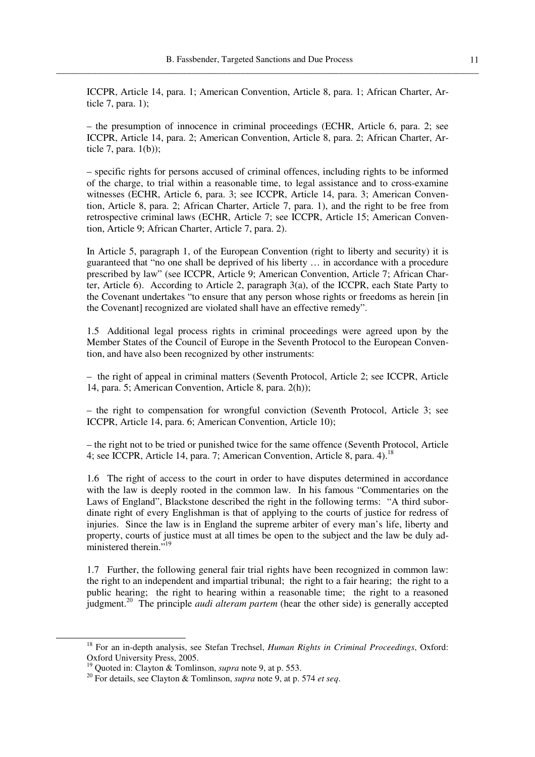ICCPR, Article 14, para. 1; American Convention, Article 8, para. 1; African Charter, Article 7, para. 1);

– the presumption of innocence in criminal proceedings (ECHR, Article 6, para. 2; see ICCPR, Article 14, para. 2; American Convention, Article 8, para. 2; African Charter, Article 7, para. 1(b));

– specific rights for persons accused of criminal offences, including rights to be informed of the charge, to trial within a reasonable time, to legal assistance and to cross-examine witnesses (ECHR, Article 6, para. 3; see ICCPR, Article 14, para. 3; American Convention, Article 8, para. 2; African Charter, Article 7, para. 1), and the right to be free from retrospective criminal laws (ECHR, Article 7; see ICCPR, Article 15; American Convention, Article 9; African Charter, Article 7, para. 2).

In Article 5, paragraph 1, of the European Convention (right to liberty and security) it is guaranteed that "no one shall be deprived of his liberty … in accordance with a procedure prescribed by law" (see ICCPR, Article 9; American Convention, Article 7; African Charter, Article 6). According to Article 2, paragraph 3(a), of the ICCPR, each State Party to the Covenant undertakes "to ensure that any person whose rights or freedoms as herein [in the Covenant] recognized are violated shall have an effective remedy".

1.5 Additional legal process rights in criminal proceedings were agreed upon by the Member States of the Council of Europe in the Seventh Protocol to the European Convention, and have also been recognized by other instruments:

– the right of appeal in criminal matters (Seventh Protocol, Article 2; see ICCPR, Article 14, para. 5; American Convention, Article 8, para. 2(h));

– the right to compensation for wrongful conviction (Seventh Protocol, Article 3; see ICCPR, Article 14, para. 6; American Convention, Article 10);

– the right not to be tried or punished twice for the same offence (Seventh Protocol, Article 4; see ICCPR, Article 14, para. 7; American Convention, Article 8, para. 4).[18]

1.6 The right of access to the court in order to have disputes determined in accordance with the law is deeply rooted in the common law. In his famous "Commentaries on the Laws of England", Blackstone described the right in the following terms: "A third subordinate right of every Englishman is that of applying to the courts of justice for redress of injuries. Since the law is in England the supreme arbiter of every man's life, liberty and property, courts of justice must at all times be open to the subject and the law be duly administered therein."[19]

1.7 Further, the following general fair trial rights have been recognized in common law: the right to an independent and impartial tribunal; the right to a fair hearing; the right to a public hearing; the right to hearing within a reasonable time; the right to a reasoned judgment.[20] The principle *audi alteram partem* (hear the other side) is generally accepted

---

[18] For an in-depth analysis, see Stefan Trechsel, *Human Rights in Criminal Proceedings*, Oxford: Oxford University Press, 2005.

[19] Quoted in: Clayton & Tomlinson, *supra* note 9, at p. 553.

[20] For details, see Clayton & Tomlinson, *supra* note 9, at p. 574 *et seq*.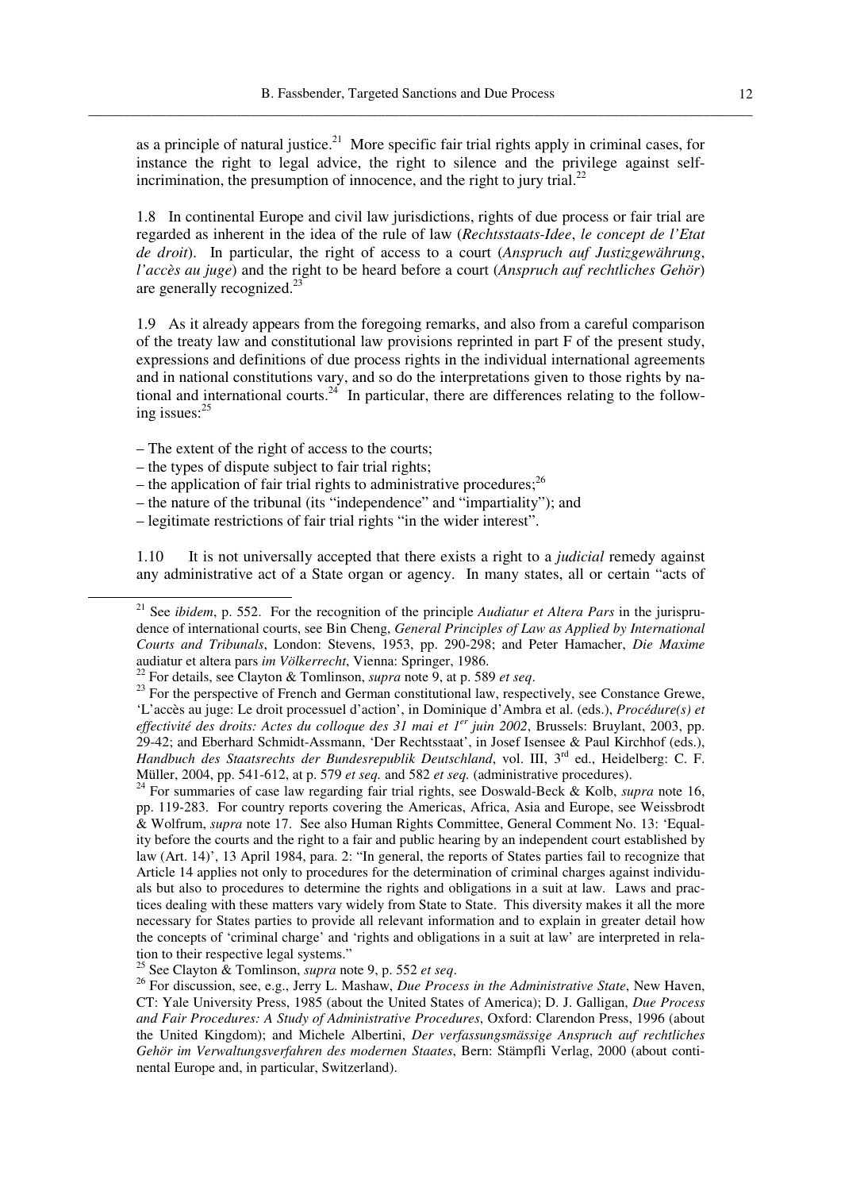as a principle of natural justice.[21] More specific fair trial rights apply in criminal cases, for instance the right to legal advice, the right to silence and the privilege against self-incrimination, the presumption of innocence, and the right to jury trial.[22]

1.8 In continental Europe and civil law jurisdictions, rights of due process or fair trial are regarded as inherent in the idea of the rule of law (*Rechtsstaats-Idee*, *le concept de l'Etat de droit*). In particular, the right of access to a court (*Anspruch auf Justizgewährung*, *l'accès au juge*) and the right to be heard before a court (*Anspruch auf rechtliches Gehör*) are generally recognized.[23]

1.9 As it already appears from the foregoing remarks, and also from a careful comparison of the treaty law and constitutional law provisions reprinted in part F of the present study, expressions and definitions of due process rights in the individual international agreements and in national constitutions vary, and so do the interpretations given to those rights by national and international courts.[24] In particular, there are differences relating to the following issues:[25]

– The extent of the right of access to the courts;
– the types of dispute subject to fair trial rights;
– the application of fair trial rights to administrative procedures;[26]
– the nature of the tribunal (its "independence" and "impartiality"); and
– legitimate restrictions of fair trial rights "in the wider interest".

1.10 It is not universally accepted that there exists a right to a *judicial* remedy against any administrative act of a State organ or agency. In many states, all or certain "acts of

---

[21] See *ibidem*, p. 552. For the recognition of the principle *Audiatur et Altera Pars* in the jurisprudence of international courts, see Bin Cheng, *General Principles of Law as Applied by International Courts and Tribunals*, London: Stevens, 1953, pp. 290-298; and Peter Hamacher, *Die Maxime* audiatur et altera pars *im Völkerrecht*, Vienna: Springer, 1986.

[22] For details, see Clayton & Tomlinson, *supra* note 9, at p. 589 *et seq*.

[23] For the perspective of French and German constitutional law, respectively, see Constance Grewe, 'L'accès au juge: Le droit processuel d'action', in Dominique d'Ambra et al. (eds.), *Procédure(s) et effectivité des droits: Actes du colloque des 31 mai et 1er juin 2002*, Brussels: Bruylant, 2003, pp. 29-42; and Eberhard Schmidt-Assmann, 'Der Rechtsstaat', in Josef Isensee & Paul Kirchhof (eds.), *Handbuch des Staatsrechts der Bundesrepublik Deutschland*, vol. III, 3rd ed., Heidelberg: C. F. Müller, 2004, pp. 541-612, at p. 579 *et seq.* and 582 *et seq.* (administrative procedures).

[24] For summaries of case law regarding fair trial rights, see Doswald-Beck & Kolb, *supra* note 16, pp. 119-283. For country reports covering the Americas, Africa, Asia and Europe, see Weissbrodt & Wolfrum, *supra* note 17. See also Human Rights Committee, General Comment No. 13: 'Equality before the courts and the right to a fair and public hearing by an independent court established by law (Art. 14)', 13 April 1984, para. 2: "In general, the reports of States parties fail to recognize that Article 14 applies not only to procedures for the determination of criminal charges against individuals but also to procedures to determine the rights and obligations in a suit at law. Laws and practices dealing with these matters vary widely from State to State. This diversity makes it all the more necessary for States parties to provide all relevant information and to explain in greater detail how the concepts of 'criminal charge' and 'rights and obligations in a suit at law' are interpreted in relation to their respective legal systems."

[25] See Clayton & Tomlinson, *supra* note 9, p. 552 *et seq*.

[26] For discussion, see, e.g., Jerry L. Mashaw, *Due Process in the Administrative State*, New Haven, CT: Yale University Press, 1985 (about the United States of America); D. J. Galligan, *Due Process and Fair Procedures: A Study of Administrative Procedures*, Oxford: Clarendon Press, 1996 (about the United Kingdom); and Michele Albertini, *Der verfassungsmässige Anspruch auf rechtliches Gehör im Verwaltungsverfahren des modernen Staates*, Bern: Stämpfli Verlag, 2000 (about continental Europe and, in particular, Switzerland).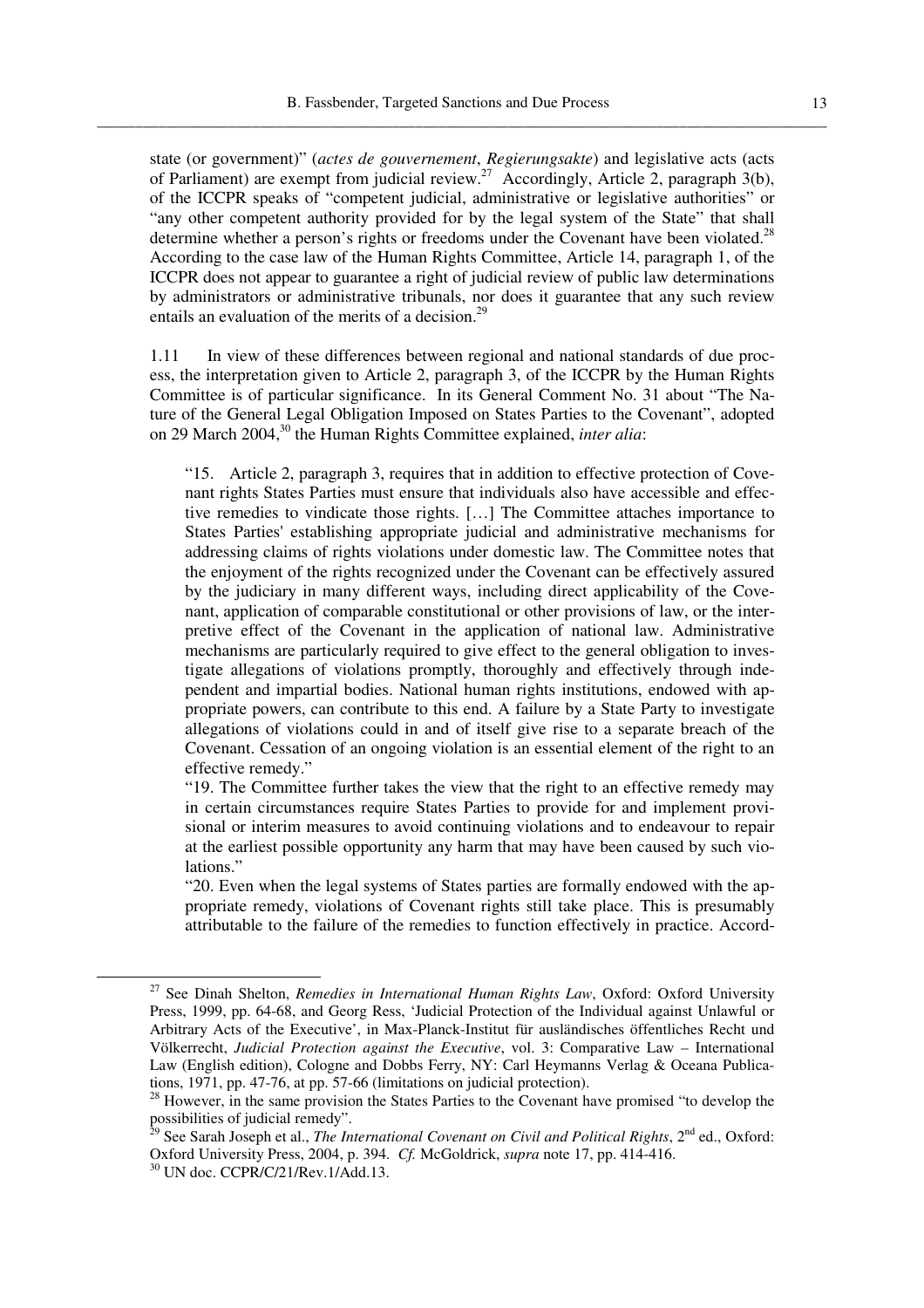state (or government)" (*actes de gouvernement*, *Regierungsakte*) and legislative acts (acts of Parliament) are exempt from judicial review.[27] Accordingly, Article 2, paragraph 3(b), of the ICCPR speaks of "competent judicial, administrative or legislative authorities" or "any other competent authority provided for by the legal system of the State" that shall determine whether a person's rights or freedoms under the Covenant have been violated.[28] According to the case law of the Human Rights Committee, Article 14, paragraph 1, of the ICCPR does not appear to guarantee a right of judicial review of public law determinations by administrators or administrative tribunals, nor does it guarantee that any such review entails an evaluation of the merits of a decision.[29]

1.11 In view of these differences between regional and national standards of due process, the interpretation given to Article 2, paragraph 3, of the ICCPR by the Human Rights Committee is of particular significance. In its General Comment No. 31 about "The Nature of the General Legal Obligation Imposed on States Parties to the Covenant", adopted on 29 March 2004,[30] the Human Rights Committee explained, *inter alia*:

> "15. Article 2, paragraph 3, requires that in addition to effective protection of Covenant rights States Parties must ensure that individuals also have accessible and effective remedies to vindicate those rights. […] The Committee attaches importance to States Parties' establishing appropriate judicial and administrative mechanisms for addressing claims of rights violations under domestic law. The Committee notes that the enjoyment of the rights recognized under the Covenant can be effectively assured by the judiciary in many different ways, including direct applicability of the Covenant, application of comparable constitutional or other provisions of law, or the interpretive effect of the Covenant in the application of national law. Administrative mechanisms are particularly required to give effect to the general obligation to investigate allegations of violations promptly, thoroughly and effectively through independent and impartial bodies. National human rights institutions, endowed with appropriate powers, can contribute to this end. A failure by a State Party to investigate allegations of violations could in and of itself give rise to a separate breach of the Covenant. Cessation of an ongoing violation is an essential element of the right to an effective remedy."
>
> "19. The Committee further takes the view that the right to an effective remedy may in certain circumstances require States Parties to provide for and implement provisional or interim measures to avoid continuing violations and to endeavour to repair at the earliest possible opportunity any harm that may have been caused by such violations."
>
> "20. Even when the legal systems of States parties are formally endowed with the appropriate remedy, violations of Covenant rights still take place. This is presumably attributable to the failure of the remedies to function effectively in practice. Accord-

---

[27] See Dinah Shelton, *Remedies in International Human Rights Law*, Oxford: Oxford University Press, 1999, pp. 64-68, and Georg Ress, 'Judicial Protection of the Individual against Unlawful or Arbitrary Acts of the Executive', in Max-Planck-Institut für ausländisches öffentliches Recht und Völkerrecht, *Judicial Protection against the Executive*, vol. 3: Comparative Law – International Law (English edition), Cologne and Dobbs Ferry, NY: Carl Heymanns Verlag & Oceana Publications, 1971, pp. 47-76, at pp. 57-66 (limitations on judicial protection).

[28] However, in the same provision the States Parties to the Covenant have promised "to develop the possibilities of judicial remedy".

[29] See Sarah Joseph et al., *The International Covenant on Civil and Political Rights*, 2nd ed., Oxford: Oxford University Press, 2004, p. 394. *Cf.* McGoldrick, *supra* note 17, pp. 414-416.

[30] UN doc. CCPR/C/21/Rev.1/Add.13.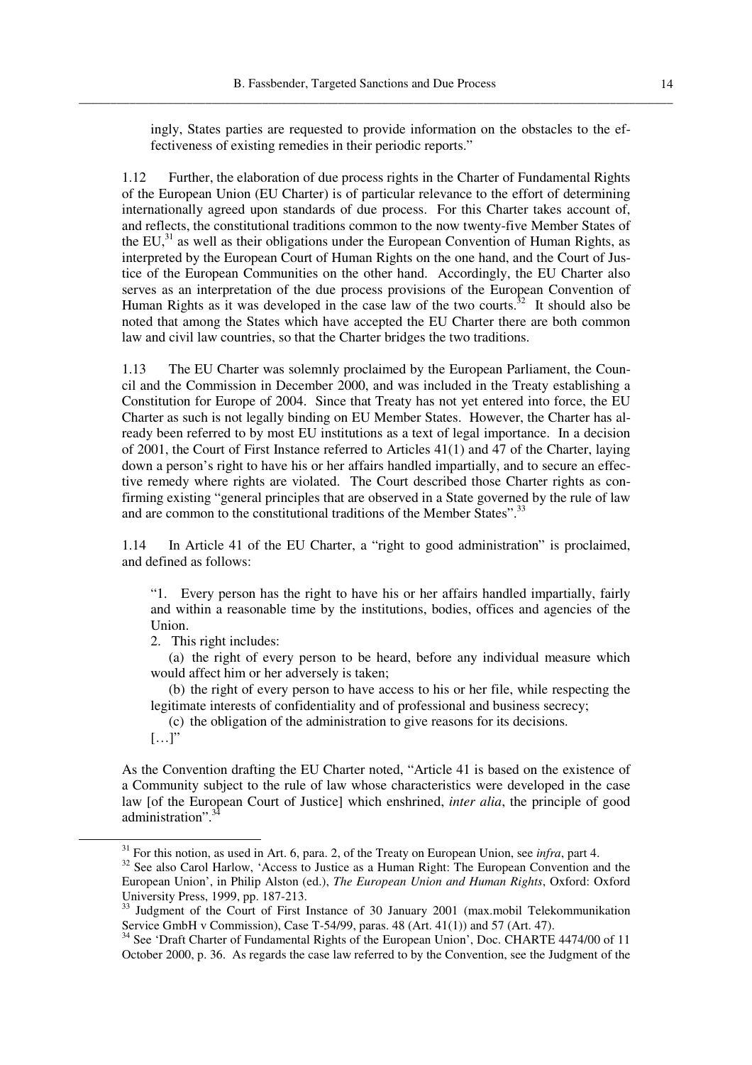ingly, States parties are requested to provide information on the obstacles to the effectiveness of existing remedies in their periodic reports."

1.12 Further, the elaboration of due process rights in the Charter of Fundamental Rights of the European Union (EU Charter) is of particular relevance to the effort of determining internationally agreed upon standards of due process. For this Charter takes account of, and reflects, the constitutional traditions common to the now twenty-five Member States of the EU,[31] as well as their obligations under the European Convention of Human Rights, as interpreted by the European Court of Human Rights on the one hand, and the Court of Justice of the European Communities on the other hand. Accordingly, the EU Charter also serves as an interpretation of the due process provisions of the European Convention of Human Rights as it was developed in the case law of the two courts.[32] It should also be noted that among the States which have accepted the EU Charter there are both common law and civil law countries, so that the Charter bridges the two traditions.

1.13 The EU Charter was solemnly proclaimed by the European Parliament, the Council and the Commission in December 2000, and was included in the Treaty establishing a Constitution for Europe of 2004. Since that Treaty has not yet entered into force, the EU Charter as such is not legally binding on EU Member States. However, the Charter has already been referred to by most EU institutions as a text of legal importance. In a decision of 2001, the Court of First Instance referred to Articles 41(1) and 47 of the Charter, laying down a person's right to have his or her affairs handled impartially, and to secure an effective remedy where rights are violated. The Court described those Charter rights as confirming existing "general principles that are observed in a State governed by the rule of law and are common to the constitutional traditions of the Member States".[33]

1.14 In Article 41 of the EU Charter, a "right to good administration" is proclaimed, and defined as follows:

> "1. Every person has the right to have his or her affairs handled impartially, fairly and within a reasonable time by the institutions, bodies, offices and agencies of the Union.
>
> 2. This right includes:
>
> (a) the right of every person to be heard, before any individual measure which would affect him or her adversely is taken;
>
> (b) the right of every person to have access to his or her file, while respecting the legitimate interests of confidentiality and of professional and business secrecy;
>
> (c) the obligation of the administration to give reasons for its decisions.
>
> […]"

As the Convention drafting the EU Charter noted, "Article 41 is based on the existence of a Community subject to the rule of law whose characteristics were developed in the case law [of the European Court of Justice] which enshrined, *inter alia*, the principle of good administration".[34]

---

[31] For this notion, as used in Art. 6, para. 2, of the Treaty on European Union, see *infra*, part 4.

[32] See also Carol Harlow, 'Access to Justice as a Human Right: The European Convention and the European Union', in Philip Alston (ed.), *The European Union and Human Rights*, Oxford: Oxford University Press, 1999, pp. 187-213.

[33] Judgment of the Court of First Instance of 30 January 2001 (max.mobil Telekommunikation Service GmbH v Commission), Case T-54/99, paras. 48 (Art. 41(1)) and 57 (Art. 47).

[34] See 'Draft Charter of Fundamental Rights of the European Union', Doc. CHARTE 4474/00 of 11 October 2000, p. 36. As regards the case law referred to by the Convention, see the Judgment of the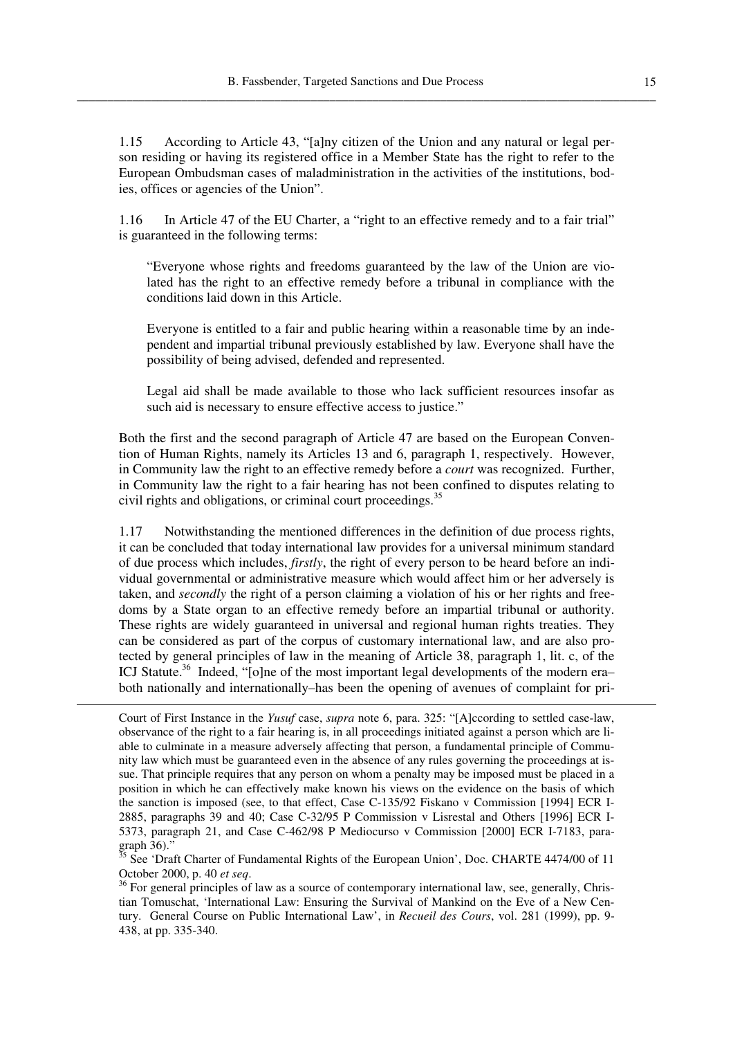1.15 According to Article 43, "[a]ny citizen of the Union and any natural or legal person residing or having its registered office in a Member State has the right to refer to the European Ombudsman cases of maladministration in the activities of the institutions, bodies, offices or agencies of the Union".

1.16 In Article 47 of the EU Charter, a "right to an effective remedy and to a fair trial" is guaranteed in the following terms:

> "Everyone whose rights and freedoms guaranteed by the law of the Union are violated has the right to an effective remedy before a tribunal in compliance with the conditions laid down in this Article.
>
> Everyone is entitled to a fair and public hearing within a reasonable time by an independent and impartial tribunal previously established by law. Everyone shall have the possibility of being advised, defended and represented.
>
> Legal aid shall be made available to those who lack sufficient resources insofar as such aid is necessary to ensure effective access to justice."

Both the first and the second paragraph of Article 47 are based on the European Convention of Human Rights, namely its Articles 13 and 6, paragraph 1, respectively. However, in Community law the right to an effective remedy before a *court* was recognized. Further, in Community law the right to a fair hearing has not been confined to disputes relating to civil rights and obligations, or criminal court proceedings.[35]

1.17 Notwithstanding the mentioned differences in the definition of due process rights, it can be concluded that today international law provides for a universal minimum standard of due process which includes, *firstly*, the right of every person to be heard before an individual governmental or administrative measure which would affect him or her adversely is taken, and *secondly* the right of a person claiming a violation of his or her rights and freedoms by a State organ to an effective remedy before an impartial tribunal or authority. These rights are widely guaranteed in universal and regional human rights treaties. They can be considered as part of the corpus of customary international law, and are also protected by general principles of law in the meaning of Article 38, paragraph 1, lit. c, of the ICJ Statute.[36] Indeed, "[o]ne of the most important legal developments of the modern era–both nationally and internationally–has been the opening of avenues of complaint for pri-

---

Court of First Instance in the *Yusuf* case, *supra* note 6, para. 325: "[A]ccording to settled case-law, observance of the right to a fair hearing is, in all proceedings initiated against a person which are liable to culminate in a measure adversely affecting that person, a fundamental principle of Community law which must be guaranteed even in the absence of any rules governing the proceedings at issue. That principle requires that any person on whom a penalty may be imposed must be placed in a position in which he can effectively make known his views on the evidence on the basis of which the sanction is imposed (see, to that effect, Case C-135/92 Fiskano v Commission [1994] ECR I-2885, paragraphs 39 and 40; Case C-32/95 P Commission v Lisrestal and Others [1996] ECR I-5373, paragraph 21, and Case C-462/98 P Mediocurso v Commission [2000] ECR I-7183, paragraph 36)."

[35] See 'Draft Charter of Fundamental Rights of the European Union', Doc. CHARTE 4474/00 of 11 October 2000, p. 40 *et seq*.

[36] For general principles of law as a source of contemporary international law, see, generally, Christian Tomuschat, 'International Law: Ensuring the Survival of Mankind on the Eve of a New Century. General Course on Public International Law', in *Recueil des Cours*, vol. 281 (1999), pp. 9-438, at pp. 335-340.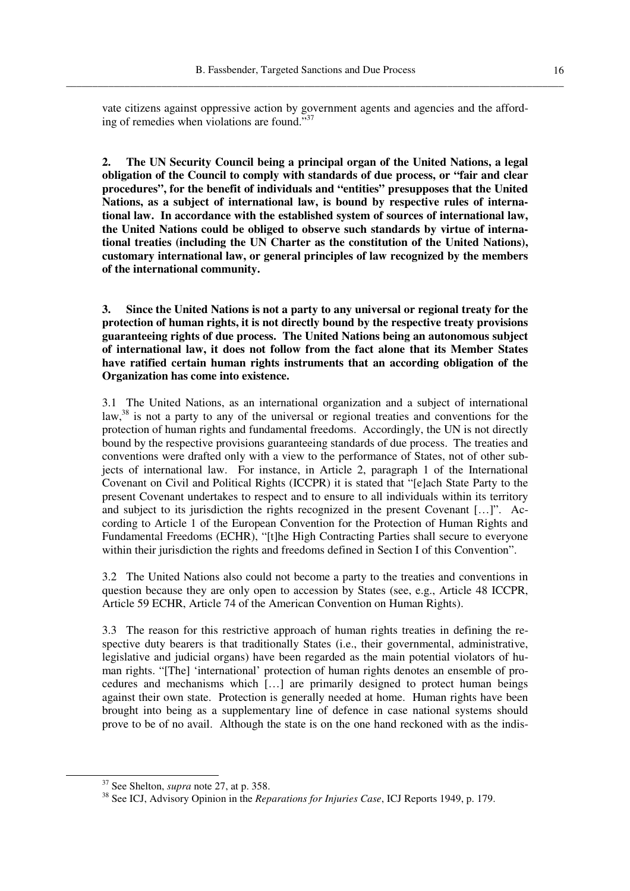vate citizens against oppressive action by government agents and agencies and the affording of remedies when violations are found."[37]

**2. The UN Security Council being a principal organ of the United Nations, a legal obligation of the Council to comply with standards of due process, or "fair and clear procedures", for the benefit of individuals and "entities" presupposes that the United Nations, as a subject of international law, is bound by respective rules of international law. In accordance with the established system of sources of international law, the United Nations could be obliged to observe such standards by virtue of international treaties (including the UN Charter as the constitution of the United Nations), customary international law, or general principles of law recognized by the members of the international community.**

**3. Since the United Nations is not a party to any universal or regional treaty for the protection of human rights, it is not directly bound by the respective treaty provisions guaranteeing rights of due process. The United Nations being an autonomous subject of international law, it does not follow from the fact alone that its Member States have ratified certain human rights instruments that an according obligation of the Organization has come into existence.**

3.1 The United Nations, as an international organization and a subject of international law,[38] is not a party to any of the universal or regional treaties and conventions for the protection of human rights and fundamental freedoms. Accordingly, the UN is not directly bound by the respective provisions guaranteeing standards of due process. The treaties and conventions were drafted only with a view to the performance of States, not of other subjects of international law. For instance, in Article 2, paragraph 1 of the International Covenant on Civil and Political Rights (ICCPR) it is stated that "[e]ach State Party to the present Covenant undertakes to respect and to ensure to all individuals within its territory and subject to its jurisdiction the rights recognized in the present Covenant […]". According to Article 1 of the European Convention for the Protection of Human Rights and Fundamental Freedoms (ECHR), "[t]he High Contracting Parties shall secure to everyone within their jurisdiction the rights and freedoms defined in Section I of this Convention".

3.2 The United Nations also could not become a party to the treaties and conventions in question because they are only open to accession by States (see, e.g., Article 48 ICCPR, Article 59 ECHR, Article 74 of the American Convention on Human Rights).

3.3 The reason for this restrictive approach of human rights treaties in defining the respective duty bearers is that traditionally States (i.e., their governmental, administrative, legislative and judicial organs) have been regarded as the main potential violators of human rights. "[The] 'international' protection of human rights denotes an ensemble of procedures and mechanisms which […] are primarily designed to protect human beings against their own state. Protection is generally needed at home. Human rights have been brought into being as a supplementary line of defence in case national systems should prove to be of no avail. Although the state is on the one hand reckoned with as the indis-

---

[37] See Shelton, *supra* note 27, at p. 358.

[38] See ICJ, Advisory Opinion in the *Reparations for Injuries Case*, ICJ Reports 1949, p. 179.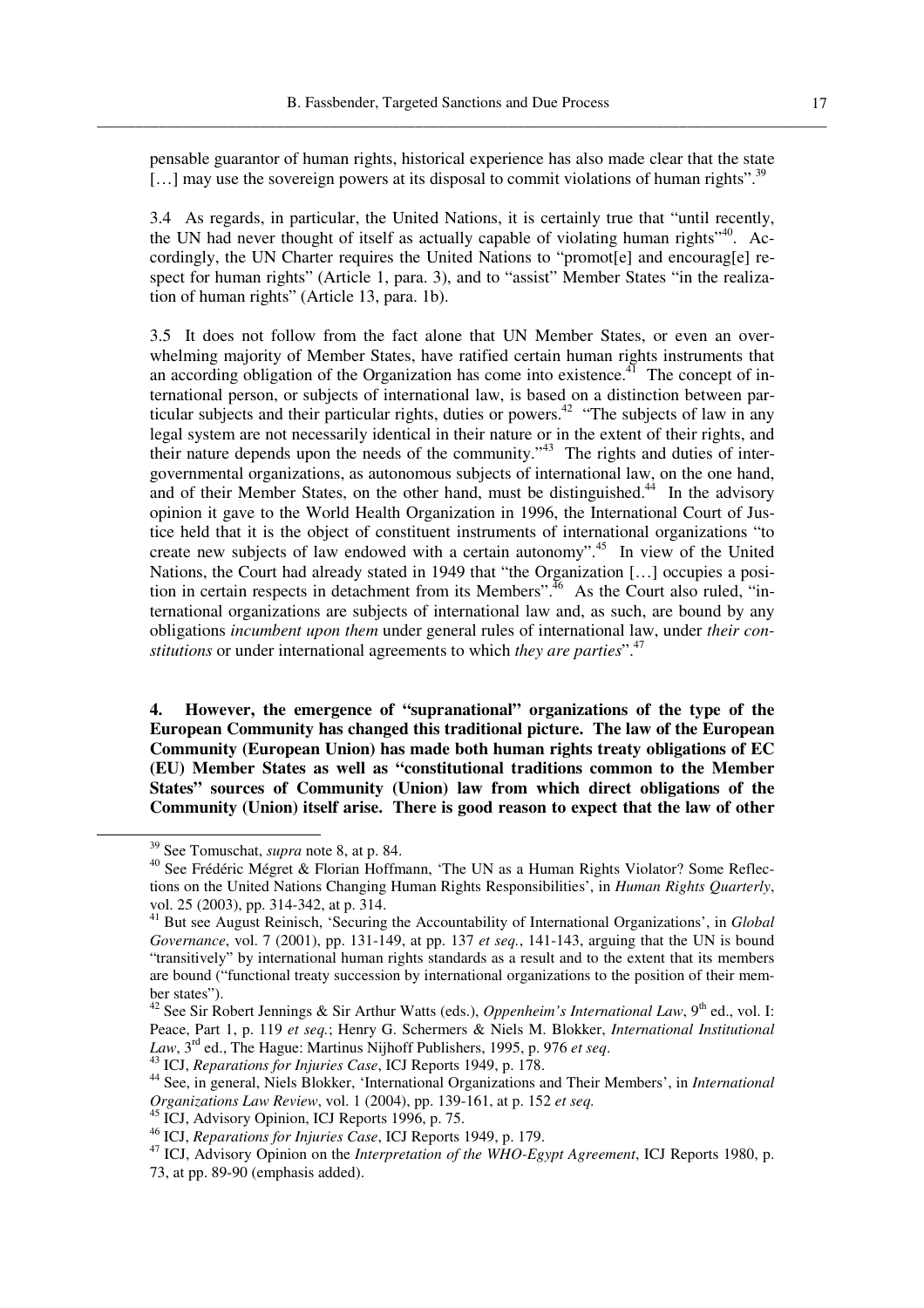pensable guarantor of human rights, historical experience has also made clear that the state […] may use the sovereign powers at its disposal to commit violations of human rights".[39]

3.4 As regards, in particular, the United Nations, it is certainly true that "until recently, the UN had never thought of itself as actually capable of violating human rights"[40]. Accordingly, the UN Charter requires the United Nations to "promot[e] and encourag[e] respect for human rights" (Article 1, para. 3), and to "assist" Member States "in the realization of human rights" (Article 13, para. 1b).

3.5 It does not follow from the fact alone that UN Member States, or even an overwhelming majority of Member States, have ratified certain human rights instruments that an according obligation of the Organization has come into existence.[41] The concept of international person, or subjects of international law, is based on a distinction between particular subjects and their particular rights, duties or powers.[42] "The subjects of law in any legal system are not necessarily identical in their nature or in the extent of their rights, and their nature depends upon the needs of the community."[43] The rights and duties of intergovernmental organizations, as autonomous subjects of international law, on the one hand, and of their Member States, on the other hand, must be distinguished.[44] In the advisory opinion it gave to the World Health Organization in 1996, the International Court of Justice held that it is the object of constituent instruments of international organizations "to create new subjects of law endowed with a certain autonomy".[45] In view of the United Nations, the Court had already stated in 1949 that "the Organization […] occupies a position in certain respects in detachment from its Members".[46] As the Court also ruled, "international organizations are subjects of international law and, as such, are bound by any obligations *incumbent upon them* under general rules of international law, under *their constitutions* or under international agreements to which *they are parties*".[47]

**4. However, the emergence of "supranational" organizations of the type of the European Community has changed this traditional picture. The law of the European Community (European Union) has made both human rights treaty obligations of EC (EU) Member States as well as "constitutional traditions common to the Member States" sources of Community (Union) law from which direct obligations of the Community (Union) itself arise. There is good reason to expect that the law of other**

---

[39] See Tomuschat, *supra* note 8, at p. 84.

[40] See Frédéric Mégret & Florian Hoffmann, 'The UN as a Human Rights Violator? Some Reflections on the United Nations Changing Human Rights Responsibilities', in *Human Rights Quarterly*, vol. 25 (2003), pp. 314-342, at p. 314.

[41] But see August Reinisch, 'Securing the Accountability of International Organizations', in *Global Governance*, vol. 7 (2001), pp. 131-149, at pp. 137 *et seq.*, 141-143, arguing that the UN is bound "transitively" by international human rights standards as a result and to the extent that its members are bound ("functional treaty succession by international organizations to the position of their member states").

[42] See Sir Robert Jennings & Sir Arthur Watts (eds.), *Oppenheim's International Law*, 9th ed., vol. I: Peace, Part 1, p. 119 *et seq.*; Henry G. Schermers & Niels M. Blokker, *International Institutional Law*, 3rd ed., The Hague: Martinus Nijhoff Publishers, 1995, p. 976 *et seq*.

[43] ICJ, *Reparations for Injuries Case*, ICJ Reports 1949, p. 178.

[44] See, in general, Niels Blokker, 'International Organizations and Their Members', in *International Organizations Law Review*, vol. 1 (2004), pp. 139-161, at p. 152 *et seq.*

[45] ICJ, Advisory Opinion, ICJ Reports 1996, p. 75.

[46] ICJ, *Reparations for Injuries Case*, ICJ Reports 1949, p. 179.

[47] ICJ, Advisory Opinion on the *Interpretation of the WHO-Egypt Agreement*, ICJ Reports 1980, p. 73, at pp. 89-90 (emphasis added).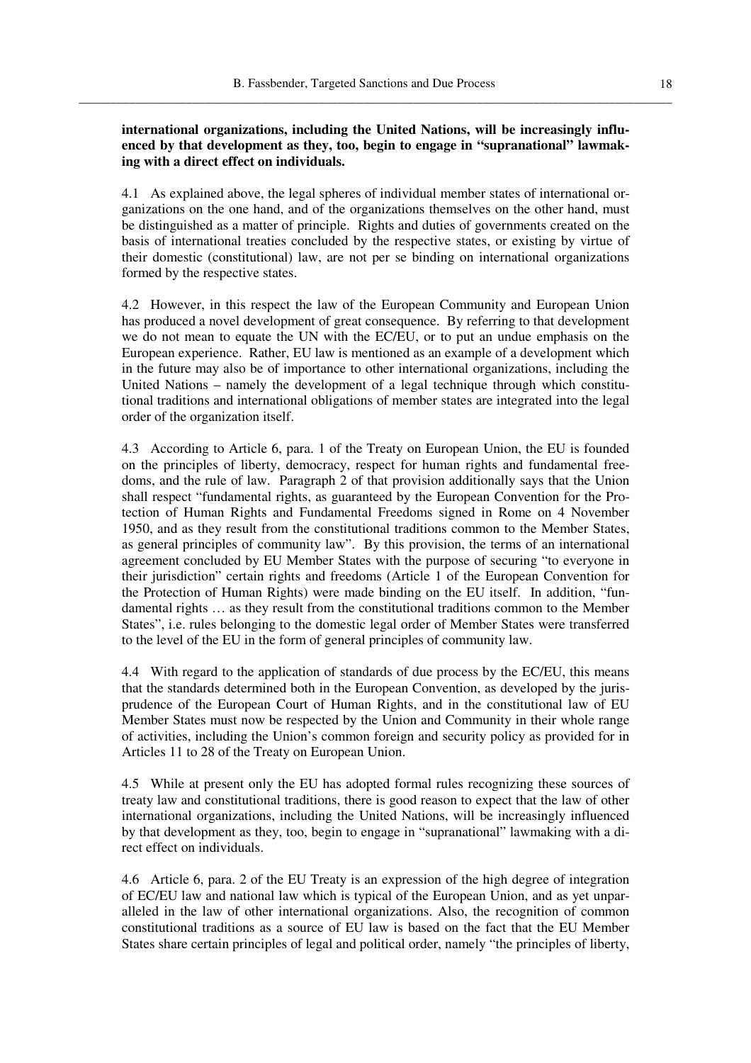**international organizations, including the United Nations, will be increasingly influenced by that development as they, too, begin to engage in "supranational" lawmaking with a direct effect on individuals.**

4.1 As explained above, the legal spheres of individual member states of international organizations on the one hand, and of the organizations themselves on the other hand, must be distinguished as a matter of principle. Rights and duties of governments created on the basis of international treaties concluded by the respective states, or existing by virtue of their domestic (constitutional) law, are not per se binding on international organizations formed by the respective states.

4.2 However, in this respect the law of the European Community and European Union has produced a novel development of great consequence. By referring to that development we do not mean to equate the UN with the EC/EU, or to put an undue emphasis on the European experience. Rather, EU law is mentioned as an example of a development which in the future may also be of importance to other international organizations, including the United Nations – namely the development of a legal technique through which constitutional traditions and international obligations of member states are integrated into the legal order of the organization itself.

4.3 According to Article 6, para. 1 of the Treaty on European Union, the EU is founded on the principles of liberty, democracy, respect for human rights and fundamental freedoms, and the rule of law. Paragraph 2 of that provision additionally says that the Union shall respect "fundamental rights, as guaranteed by the European Convention for the Protection of Human Rights and Fundamental Freedoms signed in Rome on 4 November 1950, and as they result from the constitutional traditions common to the Member States, as general principles of community law". By this provision, the terms of an international agreement concluded by EU Member States with the purpose of securing "to everyone in their jurisdiction" certain rights and freedoms (Article 1 of the European Convention for the Protection of Human Rights) were made binding on the EU itself. In addition, "fundamental rights … as they result from the constitutional traditions common to the Member States", i.e. rules belonging to the domestic legal order of Member States were transferred to the level of the EU in the form of general principles of community law.

4.4 With regard to the application of standards of due process by the EC/EU, this means that the standards determined both in the European Convention, as developed by the jurisprudence of the European Court of Human Rights, and in the constitutional law of EU Member States must now be respected by the Union and Community in their whole range of activities, including the Union's common foreign and security policy as provided for in Articles 11 to 28 of the Treaty on European Union.

4.5 While at present only the EU has adopted formal rules recognizing these sources of treaty law and constitutional traditions, there is good reason to expect that the law of other international organizations, including the United Nations, will be increasingly influenced by that development as they, too, begin to engage in "supranational" lawmaking with a direct effect on individuals.

4.6 Article 6, para. 2 of the EU Treaty is an expression of the high degree of integration of EC/EU law and national law which is typical of the European Union, and as yet unparalleled in the law of other international organizations. Also, the recognition of common constitutional traditions as a source of EU law is based on the fact that the EU Member States share certain principles of legal and political order, namely "the principles of liberty,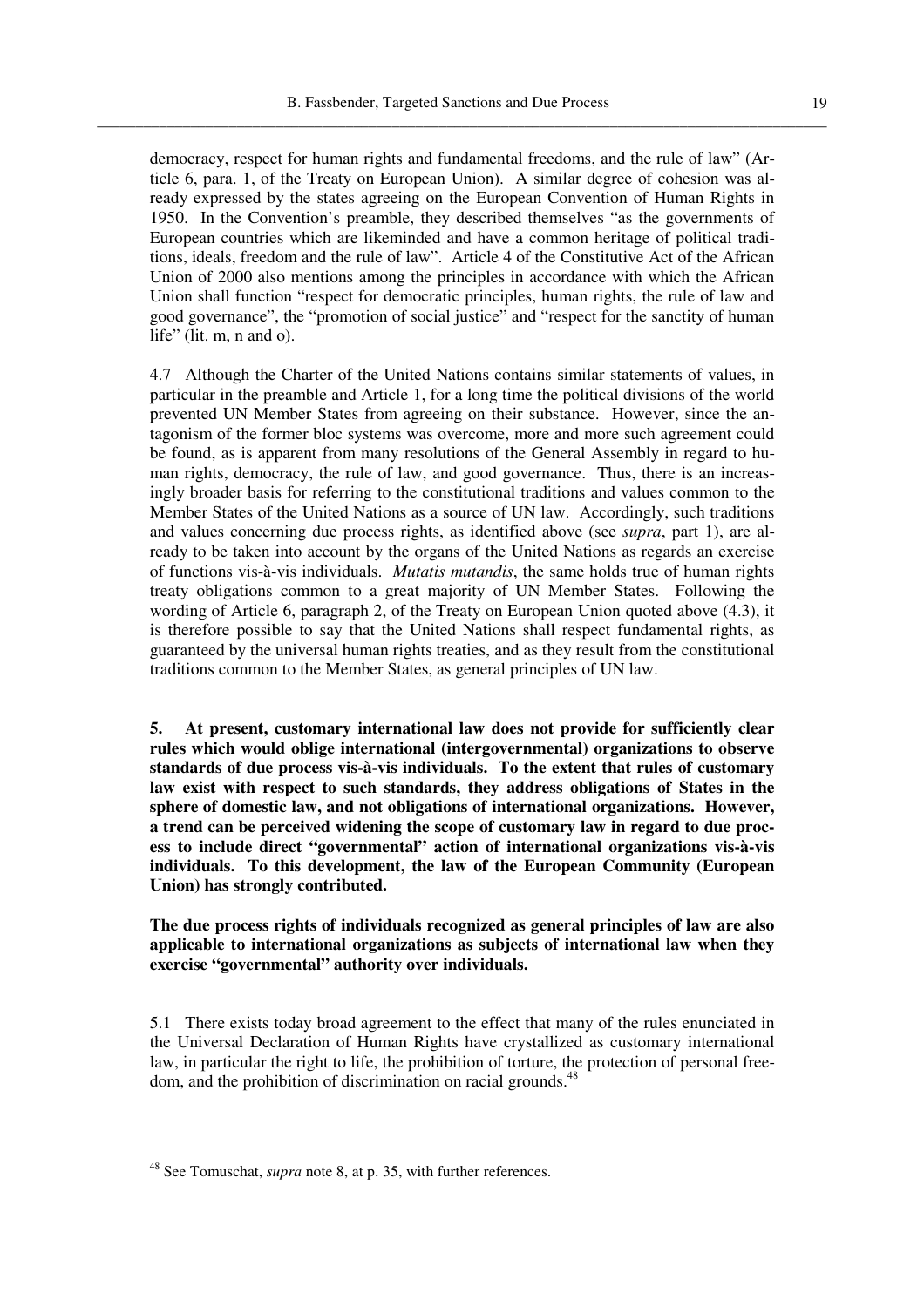democracy, respect for human rights and fundamental freedoms, and the rule of law" (Article 6, para. 1, of the Treaty on European Union). A similar degree of cohesion was already expressed by the states agreeing on the European Convention of Human Rights in 1950. In the Convention's preamble, they described themselves "as the governments of European countries which are likeminded and have a common heritage of political traditions, ideals, freedom and the rule of law". Article 4 of the Constitutive Act of the African Union of 2000 also mentions among the principles in accordance with which the African Union shall function "respect for democratic principles, human rights, the rule of law and good governance", the "promotion of social justice" and "respect for the sanctity of human life" (lit. m, n and o).

4.7 Although the Charter of the United Nations contains similar statements of values, in particular in the preamble and Article 1, for a long time the political divisions of the world prevented UN Member States from agreeing on their substance. However, since the antagonism of the former bloc systems was overcome, more and more such agreement could be found, as is apparent from many resolutions of the General Assembly in regard to human rights, democracy, the rule of law, and good governance. Thus, there is an increasingly broader basis for referring to the constitutional traditions and values common to the Member States of the United Nations as a source of UN law. Accordingly, such traditions and values concerning due process rights, as identified above (see *supra*, part 1), are already to be taken into account by the organs of the United Nations as regards an exercise of functions vis-à-vis individuals. *Mutatis mutandis*, the same holds true of human rights treaty obligations common to a great majority of UN Member States. Following the wording of Article 6, paragraph 2, of the Treaty on European Union quoted above (4.3), it is therefore possible to say that the United Nations shall respect fundamental rights, as guaranteed by the universal human rights treaties, and as they result from the constitutional traditions common to the Member States, as general principles of UN law.

**5. At present, customary international law does not provide for sufficiently clear rules which would oblige international (intergovernmental) organizations to observe standards of due process vis-à-vis individuals. To the extent that rules of customary law exist with respect to such standards, they address obligations of States in the sphere of domestic law, and not obligations of international organizations. However, a trend can be perceived widening the scope of customary law in regard to due process to include direct "governmental" action of international organizations vis-à-vis individuals. To this development, the law of the European Community (European Union) has strongly contributed.**

**The due process rights of individuals recognized as general principles of law are also applicable to international organizations as subjects of international law when they exercise "governmental" authority over individuals.**

5.1 There exists today broad agreement to the effect that many of the rules enunciated in the Universal Declaration of Human Rights have crystallized as customary international law, in particular the right to life, the prohibition of torture, the protection of personal freedom, and the prohibition of discrimination on racial grounds.[48]

---

[48] See Tomuschat, *supra* note 8, at p. 35, with further references.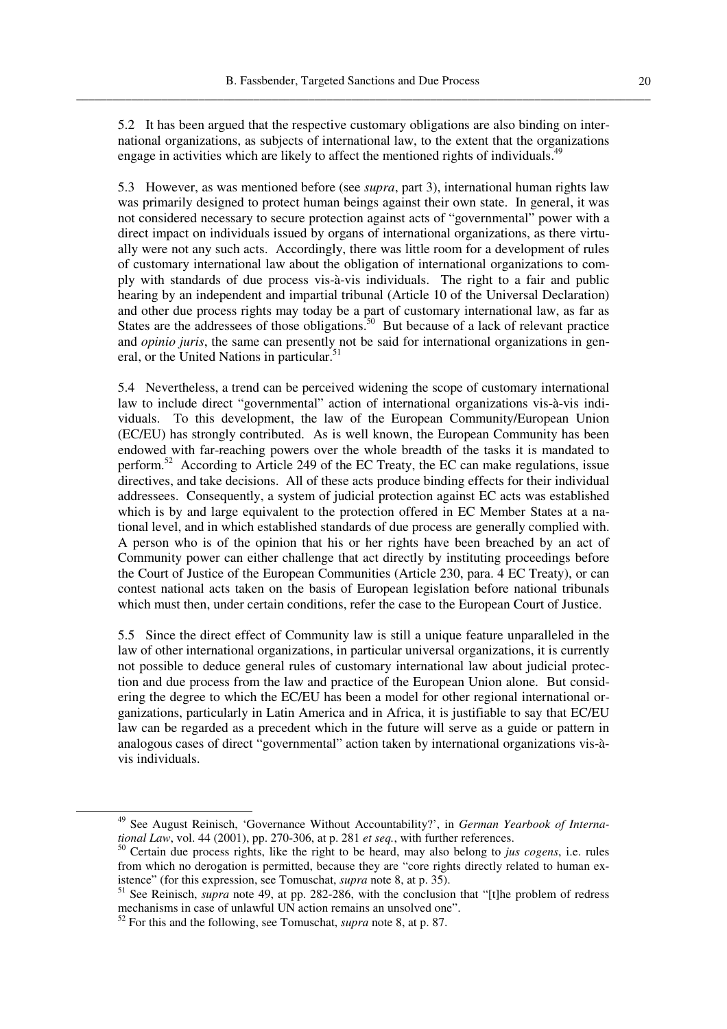5.2 It has been argued that the respective customary obligations are also binding on international organizations, as subjects of international law, to the extent that the organizations engage in activities which are likely to affect the mentioned rights of individuals.[49]

5.3 However, as was mentioned before (see *supra*, part 3), international human rights law was primarily designed to protect human beings against their own state. In general, it was not considered necessary to secure protection against acts of "governmental" power with a direct impact on individuals issued by organs of international organizations, as there virtually were not any such acts. Accordingly, there was little room for a development of rules of customary international law about the obligation of international organizations to comply with standards of due process vis-à-vis individuals. The right to a fair and public hearing by an independent and impartial tribunal (Article 10 of the Universal Declaration) and other due process rights may today be a part of customary international law, as far as States are the addressees of those obligations.[50] But because of a lack of relevant practice and *opinio juris*, the same can presently not be said for international organizations in general, or the United Nations in particular.[51]

5.4 Nevertheless, a trend can be perceived widening the scope of customary international law to include direct "governmental" action of international organizations vis-à-vis individuals. To this development, the law of the European Community/European Union (EC/EU) has strongly contributed. As is well known, the European Community has been endowed with far-reaching powers over the whole breadth of the tasks it is mandated to perform.[52] According to Article 249 of the EC Treaty, the EC can make regulations, issue directives, and take decisions. All of these acts produce binding effects for their individual addressees. Consequently, a system of judicial protection against EC acts was established which is by and large equivalent to the protection offered in EC Member States at a national level, and in which established standards of due process are generally complied with. A person who is of the opinion that his or her rights have been breached by an act of Community power can either challenge that act directly by instituting proceedings before the Court of Justice of the European Communities (Article 230, para. 4 EC Treaty), or can contest national acts taken on the basis of European legislation before national tribunals which must then, under certain conditions, refer the case to the European Court of Justice.

5.5 Since the direct effect of Community law is still a unique feature unparalleled in the law of other international organizations, in particular universal organizations, it is currently not possible to deduce general rules of customary international law about judicial protection and due process from the law and practice of the European Union alone. But considering the degree to which the EC/EU has been a model for other regional international organizations, particularly in Latin America and in Africa, it is justifiable to say that EC/EU law can be regarded as a precedent which in the future will serve as a guide or pattern in analogous cases of direct "governmental" action taken by international organizations vis-à-vis individuals.

---

[49] See August Reinisch, 'Governance Without Accountability?', in *German Yearbook of International Law*, vol. 44 (2001), pp. 270-306, at p. 281 *et seq.*, with further references.

[50] Certain due process rights, like the right to be heard, may also belong to *jus cogens*, i.e. rules from which no derogation is permitted, because they are "core rights directly related to human existence" (for this expression, see Tomuschat, *supra* note 8, at p. 35).

[51] See Reinisch, *supra* note 49, at pp. 282-286, with the conclusion that "[t]he problem of redress mechanisms in case of unlawful UN action remains an unsolved one".

[52] For this and the following, see Tomuschat, *supra* note 8, at p. 87.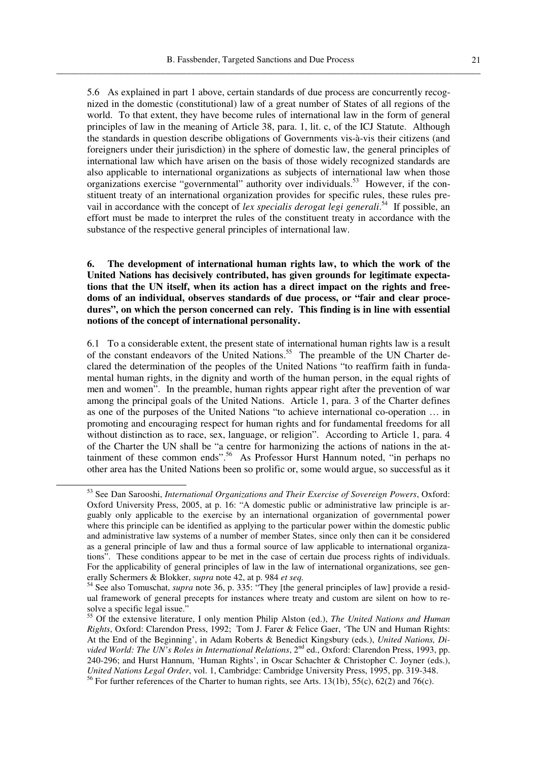5.6 As explained in part 1 above, certain standards of due process are concurrently recognized in the domestic (constitutional) law of a great number of States of all regions of the world. To that extent, they have become rules of international law in the form of general principles of law in the meaning of Article 38, para. 1, lit. c, of the ICJ Statute. Although the standards in question describe obligations of Governments vis-à-vis their citizens (and foreigners under their jurisdiction) in the sphere of domestic law, the general principles of international law which have arisen on the basis of those widely recognized standards are also applicable to international organizations as subjects of international law when those organizations exercise "governmental" authority over individuals.[53] However, if the constituent treaty of an international organization provides for specific rules, these rules prevail in accordance with the concept of *lex specialis derogat legi generali*.[54] If possible, an effort must be made to interpret the rules of the constituent treaty in accordance with the substance of the respective general principles of international law.

**6. The development of international human rights law, to which the work of the United Nations has decisively contributed, has given grounds for legitimate expectations that the UN itself, when its action has a direct impact on the rights and freedoms of an individual, observes standards of due process, or "fair and clear procedures", on which the person concerned can rely. This finding is in line with essential notions of the concept of international personality.**

6.1 To a considerable extent, the present state of international human rights law is a result of the constant endeavors of the United Nations.[55] The preamble of the UN Charter declared the determination of the peoples of the United Nations "to reaffirm faith in fundamental human rights, in the dignity and worth of the human person, in the equal rights of men and women". In the preamble, human rights appear right after the prevention of war among the principal goals of the United Nations. Article 1, para. 3 of the Charter defines as one of the purposes of the United Nations "to achieve international co-operation … in promoting and encouraging respect for human rights and for fundamental freedoms for all without distinction as to race, sex, language, or religion". According to Article 1, para. 4 of the Charter the UN shall be "a centre for harmonizing the actions of nations in the attainment of these common ends".[56] As Professor Hurst Hannum noted, "in perhaps no other area has the United Nations been so prolific or, some would argue, so successful as it

---

[53] See Dan Sarooshi, *International Organizations and Their Exercise of Sovereign Powers*, Oxford: Oxford University Press, 2005, at p. 16: "A domestic public or administrative law principle is arguably only applicable to the exercise by an international organization of governmental power where this principle can be identified as applying to the particular power within the domestic public and administrative law systems of a number of member States, since only then can it be considered as a general principle of law and thus a formal source of law applicable to international organizations". These conditions appear to be met in the case of certain due process rights of individuals. For the applicability of general principles of law in the law of international organizations, see generally Schermers & Blokker, *supra* note 42, at p. 984 *et seq.*

[54] See also Tomuschat, *supra* note 36, p. 335: "They [the general principles of law] provide a residual framework of general precepts for instances where treaty and custom are silent on how to resolve a specific legal issue."

[55] Of the extensive literature, I only mention Philip Alston (ed.), *The United Nations and Human Rights*, Oxford: Clarendon Press, 1992; Tom J. Farer & Felice Gaer, 'The UN and Human Rights: At the End of the Beginning', in Adam Roberts & Benedict Kingsbury (eds.), *United Nations, Divided World: The UN's Roles in International Relations*, 2nd ed., Oxford: Clarendon Press, 1993, pp. 240-296; and Hurst Hannum, 'Human Rights', in Oscar Schachter & Christopher C. Joyner (eds.), *United Nations Legal Order*, vol. 1, Cambridge: Cambridge University Press, 1995, pp. 319-348.

[56] For further references of the Charter to human rights, see Arts. 13(1b), 55(c), 62(2) and 76(c).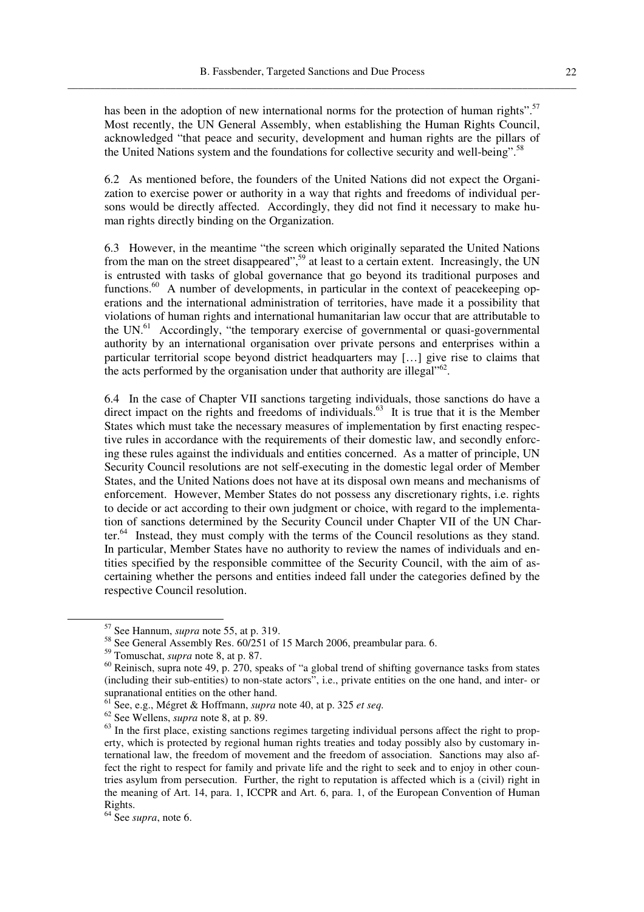has been in the adoption of new international norms for the protection of human rights".[57] Most recently, the UN General Assembly, when establishing the Human Rights Council, acknowledged "that peace and security, development and human rights are the pillars of the United Nations system and the foundations for collective security and well-being".[58]

6.2 As mentioned before, the founders of the United Nations did not expect the Organization to exercise power or authority in a way that rights and freedoms of individual persons would be directly affected. Accordingly, they did not find it necessary to make human rights directly binding on the Organization.

6.3 However, in the meantime "the screen which originally separated the United Nations from the man on the street disappeared",[59] at least to a certain extent. Increasingly, the UN is entrusted with tasks of global governance that go beyond its traditional purposes and functions.[60] A number of developments, in particular in the context of peacekeeping operations and the international administration of territories, have made it a possibility that violations of human rights and international humanitarian law occur that are attributable to the UN.[61] Accordingly, "the temporary exercise of governmental or quasi-governmental authority by an international organisation over private persons and enterprises within a particular territorial scope beyond district headquarters may […] give rise to claims that the acts performed by the organisation under that authority are illegal"[62].

6.4 In the case of Chapter VII sanctions targeting individuals, those sanctions do have a direct impact on the rights and freedoms of individuals.[63] It is true that it is the Member States which must take the necessary measures of implementation by first enacting respective rules in accordance with the requirements of their domestic law, and secondly enforcing these rules against the individuals and entities concerned. As a matter of principle, UN Security Council resolutions are not self-executing in the domestic legal order of Member States, and the United Nations does not have at its disposal own means and mechanisms of enforcement. However, Member States do not possess any discretionary rights, i.e. rights to decide or act according to their own judgment or choice, with regard to the implementation of sanctions determined by the Security Council under Chapter VII of the UN Charter.[64] Instead, they must comply with the terms of the Council resolutions as they stand. In particular, Member States have no authority to review the names of individuals and entities specified by the responsible committee of the Security Council, with the aim of ascertaining whether the persons and entities indeed fall under the categories defined by the respective Council resolution.

---

[57] See Hannum, *supra* note 55, at p. 319.

[58] See General Assembly Res. 60/251 of 15 March 2006, preambular para. 6.

[59] Tomuschat, *supra* note 8, at p. 87.

[60] Reinisch, supra note 49, p. 270, speaks of "a global trend of shifting governance tasks from states (including their sub-entities) to non-state actors", i.e., private entities on the one hand, and inter- or supranational entities on the other hand.

[61] See, e.g., Mégret & Hoffmann, *supra* note 40, at p. 325 *et seq.*

[62] See Wellens, *supra* note 8, at p. 89.

[63] In the first place, existing sanctions regimes targeting individual persons affect the right to property, which is protected by regional human rights treaties and today possibly also by customary international law, the freedom of movement and the freedom of association. Sanctions may also affect the right to respect for family and private life and the right to seek and to enjoy in other countries asylum from persecution. Further, the right to reputation is affected which is a (civil) right in the meaning of Art. 14, para. 1, ICCPR and Art. 6, para. 1, of the European Convention of Human Rights.

[64] See *supra*, note 6.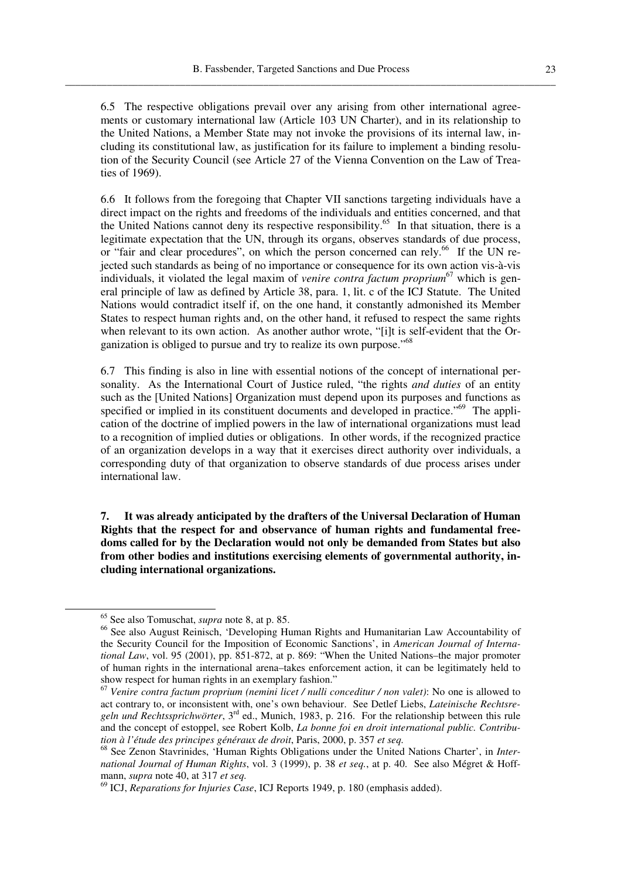6.5 The respective obligations prevail over any arising from other international agreements or customary international law (Article 103 UN Charter), and in its relationship to the United Nations, a Member State may not invoke the provisions of its internal law, including its constitutional law, as justification for its failure to implement a binding resolution of the Security Council (see Article 27 of the Vienna Convention on the Law of Treaties of 1969).

6.6 It follows from the foregoing that Chapter VII sanctions targeting individuals have a direct impact on the rights and freedoms of the individuals and entities concerned, and that the United Nations cannot deny its respective responsibility.[65] In that situation, there is a legitimate expectation that the UN, through its organs, observes standards of due process, or "fair and clear procedures", on which the person concerned can rely.[66] If the UN rejected such standards as being of no importance or consequence for its own action vis-à-vis individuals, it violated the legal maxim of *venire contra factum proprium*[67] which is general principle of law as defined by Article 38, para. 1, lit. c of the ICJ Statute. The United Nations would contradict itself if, on the one hand, it constantly admonished its Member States to respect human rights and, on the other hand, it refused to respect the same rights when relevant to its own action. As another author wrote, "[i]t is self-evident that the Organization is obliged to pursue and try to realize its own purpose."[68]

6.7 This finding is also in line with essential notions of the concept of international personality. As the International Court of Justice ruled, "the rights *and duties* of an entity such as the [United Nations] Organization must depend upon its purposes and functions as specified or implied in its constituent documents and developed in practice."[69] The application of the doctrine of implied powers in the law of international organizations must lead to a recognition of implied duties or obligations. In other words, if the recognized practice of an organization develops in a way that it exercises direct authority over individuals, a corresponding duty of that organization to observe standards of due process arises under international law.

**7. It was already anticipated by the drafters of the Universal Declaration of Human Rights that the respect for and observance of human rights and fundamental freedoms called for by the Declaration would not only be demanded from States but also from other bodies and institutions exercising elements of governmental authority, including international organizations.**

---

[65] See also Tomuschat, *supra* note 8, at p. 85.

[66] See also August Reinisch, 'Developing Human Rights and Humanitarian Law Accountability of the Security Council for the Imposition of Economic Sanctions', in *American Journal of International Law*, vol. 95 (2001), pp. 851-872, at p. 869: "When the United Nations–the major promoter of human rights in the international arena–takes enforcement action, it can be legitimately held to show respect for human rights in an exemplary fashion."

[67] *Venire contra factum proprium (nemini licet / nulli conceditur / non valet)*: No one is allowed to act contrary to, or inconsistent with, one's own behaviour. See Detlef Liebs, *Lateinische Rechtsregeln und Rechtssprichwörter*, 3rd ed., Munich, 1983, p. 216. For the relationship between this rule and the concept of estoppel, see Robert Kolb, *La bonne foi en droit international public. Contribution à l'étude des principes généraux de droit*, Paris, 2000, p. 357 *et seq.*

[68] See Zenon Stavrinides, 'Human Rights Obligations under the United Nations Charter', in *International Journal of Human Rights*, vol. 3 (1999), p. 38 *et seq.*, at p. 40. See also Mégret & Hoffmann, *supra* note 40, at 317 *et seq.*

[69] ICJ, *Reparations for Injuries Case*, ICJ Reports 1949, p. 180 (emphasis added).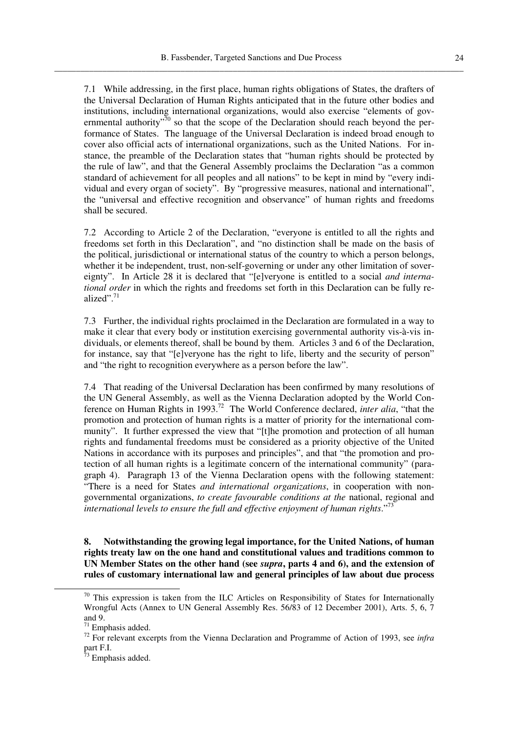7.1 While addressing, in the first place, human rights obligations of States, the drafters of the Universal Declaration of Human Rights anticipated that in the future other bodies and institutions, including international organizations, would also exercise "elements of governmental authority"[70] so that the scope of the Declaration should reach beyond the performance of States. The language of the Universal Declaration is indeed broad enough to cover also official acts of international organizations, such as the United Nations. For instance, the preamble of the Declaration states that "human rights should be protected by the rule of law", and that the General Assembly proclaims the Declaration "as a common standard of achievement for all peoples and all nations" to be kept in mind by "every individual and every organ of society". By "progressive measures, national and international", the "universal and effective recognition and observance" of human rights and freedoms shall be secured.

7.2 According to Article 2 of the Declaration, "everyone is entitled to all the rights and freedoms set forth in this Declaration", and "no distinction shall be made on the basis of the political, jurisdictional or international status of the country to which a person belongs, whether it be independent, trust, non-self-governing or under any other limitation of sovereignty". In Article 28 it is declared that "[e]veryone is entitled to a social *and international order* in which the rights and freedoms set forth in this Declaration can be fully realized".[71]

7.3 Further, the individual rights proclaimed in the Declaration are formulated in a way to make it clear that every body or institution exercising governmental authority vis-à-vis individuals, or elements thereof, shall be bound by them. Articles 3 and 6 of the Declaration, for instance, say that "[e]veryone has the right to life, liberty and the security of person" and "the right to recognition everywhere as a person before the law".

7.4 That reading of the Universal Declaration has been confirmed by many resolutions of the UN General Assembly, as well as the Vienna Declaration adopted by the World Conference on Human Rights in 1993.[72] The World Conference declared, *inter alia*, "that the promotion and protection of human rights is a matter of priority for the international community". It further expressed the view that "[t]he promotion and protection of all human rights and fundamental freedoms must be considered as a priority objective of the United Nations in accordance with its purposes and principles", and that "the promotion and protection of all human rights is a legitimate concern of the international community" (paragraph 4). Paragraph 13 of the Vienna Declaration opens with the following statement: "There is a need for States *and international organizations*, in cooperation with non-governmental organizations, *to create favourable conditions at the* national, regional and *international levels to ensure the full and effective enjoyment of human rights*."[73]

**8. Notwithstanding the growing legal importance, for the United Nations, of human rights treaty law on the one hand and constitutional values and traditions common to UN Member States on the other hand (see *supra*, parts 4 and 6), and the extension of rules of customary international law and general principles of law about due process**

---

[70] This expression is taken from the ILC Articles on Responsibility of States for Internationally Wrongful Acts (Annex to UN General Assembly Res. 56/83 of 12 December 2001), Arts. 5, 6, 7 and 9.

[71] Emphasis added.

[72] For relevant excerpts from the Vienna Declaration and Programme of Action of 1993, see *infra* part F.I.

[73] Emphasis added.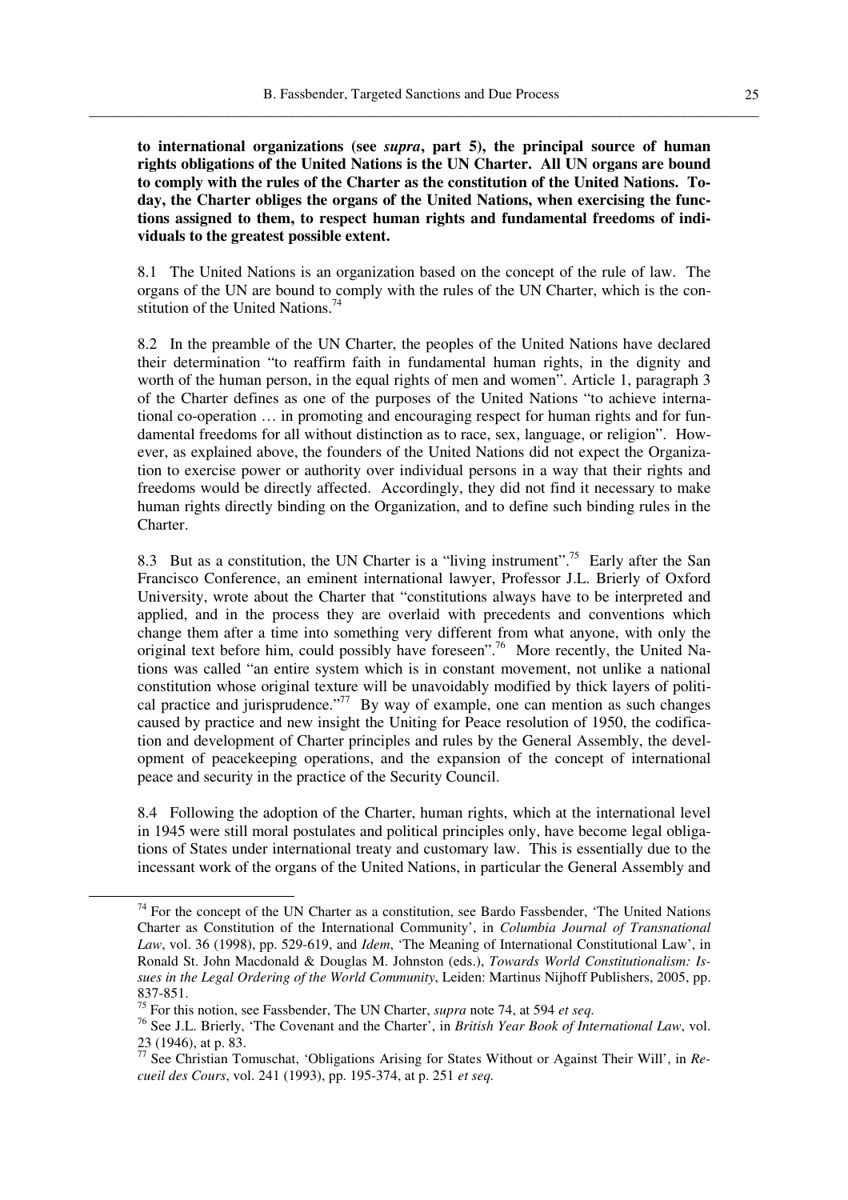**to international organizations (see *supra*, part 5), the principal source of human rights obligations of the United Nations is the UN Charter. All UN organs are bound to comply with the rules of the Charter as the constitution of the United Nations. Today, the Charter obliges the organs of the United Nations, when exercising the functions assigned to them, to respect human rights and fundamental freedoms of individuals to the greatest possible extent.**

8.1 The United Nations is an organization based on the concept of the rule of law. The organs of the UN are bound to comply with the rules of the UN Charter, which is the constitution of the United Nations.[74]

8.2 In the preamble of the UN Charter, the peoples of the United Nations have declared their determination "to reaffirm faith in fundamental human rights, in the dignity and worth of the human person, in the equal rights of men and women". Article 1, paragraph 3 of the Charter defines as one of the purposes of the United Nations "to achieve international co-operation … in promoting and encouraging respect for human rights and for fundamental freedoms for all without distinction as to race, sex, language, or religion". However, as explained above, the founders of the United Nations did not expect the Organization to exercise power or authority over individual persons in a way that their rights and freedoms would be directly affected. Accordingly, they did not find it necessary to make human rights directly binding on the Organization, and to define such binding rules in the Charter.

8.3 But as a constitution, the UN Charter is a "living instrument".[75] Early after the San Francisco Conference, an eminent international lawyer, Professor J.L. Brierly of Oxford University, wrote about the Charter that "constitutions always have to be interpreted and applied, and in the process they are overlaid with precedents and conventions which change them after a time into something very different from what anyone, with only the original text before him, could possibly have foreseen".[76] More recently, the United Nations was called "an entire system which is in constant movement, not unlike a national constitution whose original texture will be unavoidably modified by thick layers of political practice and jurisprudence."[77] By way of example, one can mention as such changes caused by practice and new insight the Uniting for Peace resolution of 1950, the codification and development of Charter principles and rules by the General Assembly, the development of peacekeeping operations, and the expansion of the concept of international peace and security in the practice of the Security Council.

8.4 Following the adoption of the Charter, human rights, which at the international level in 1945 were still moral postulates and political principles only, have become legal obligations of States under international treaty and customary law. This is essentially due to the incessant work of the organs of the United Nations, in particular the General Assembly and

---

[74] For the concept of the UN Charter as a constitution, see Bardo Fassbender, 'The United Nations Charter as Constitution of the International Community', in *Columbia Journal of Transnational Law*, vol. 36 (1998), pp. 529-619, and *Idem*, 'The Meaning of International Constitutional Law', in Ronald St. John Macdonald & Douglas M. Johnston (eds.), *Towards World Constitutionalism: Issues in the Legal Ordering of the World Community*, Leiden: Martinus Nijhoff Publishers, 2005, pp. 837-851.

[75] For this notion, see Fassbender, The UN Charter, *supra* note 74, at 594 *et seq.*

[76] See J.L. Brierly, 'The Covenant and the Charter', in *British Year Book of International Law*, vol. 23 (1946), at p. 83.

[77] See Christian Tomuschat, 'Obligations Arising for States Without or Against Their Will', in *Recueil des Cours*, vol. 241 (1993), pp. 195-374, at p. 251 *et seq.*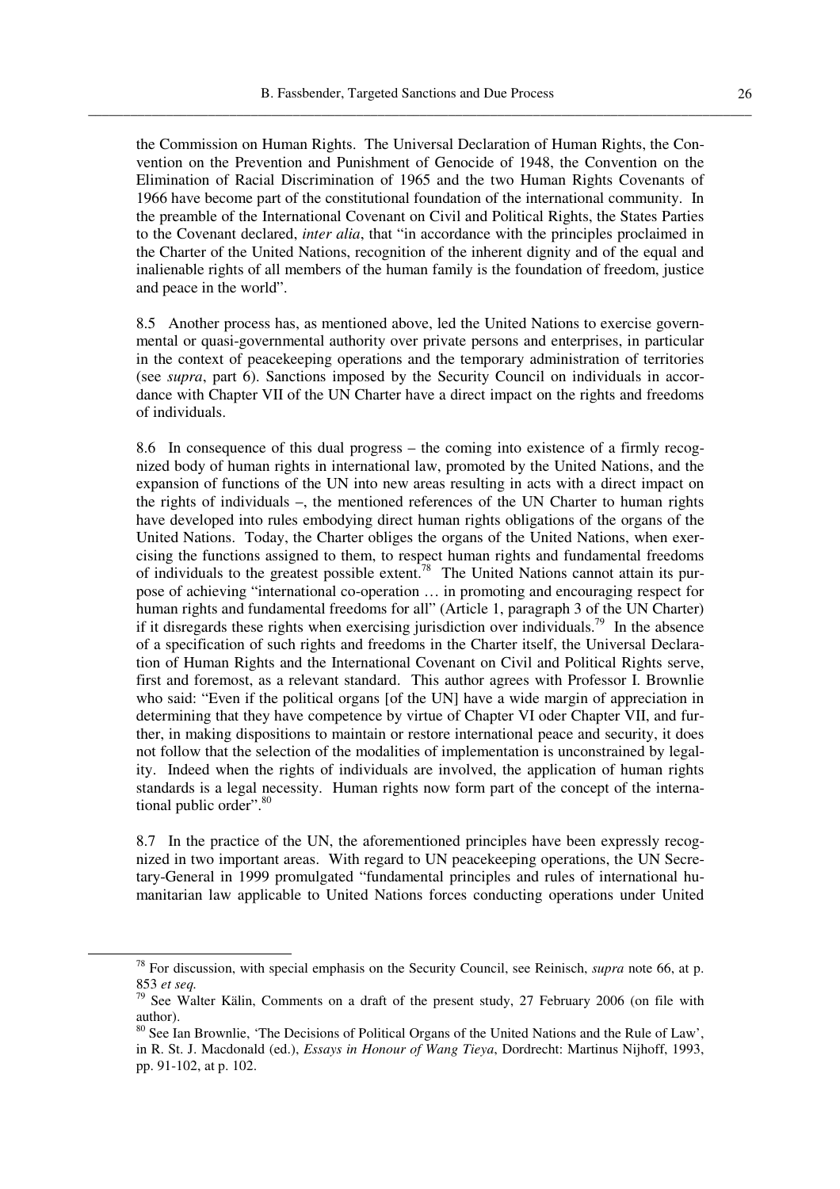the Commission on Human Rights. The Universal Declaration of Human Rights, the Convention on the Prevention and Punishment of Genocide of 1948, the Convention on the Elimination of Racial Discrimination of 1965 and the two Human Rights Covenants of 1966 have become part of the constitutional foundation of the international community. In the preamble of the International Covenant on Civil and Political Rights, the States Parties to the Covenant declared, *inter alia*, that "in accordance with the principles proclaimed in the Charter of the United Nations, recognition of the inherent dignity and of the equal and inalienable rights of all members of the human family is the foundation of freedom, justice and peace in the world".

8.5 Another process has, as mentioned above, led the United Nations to exercise governmental or quasi-governmental authority over private persons and enterprises, in particular in the context of peacekeeping operations and the temporary administration of territories (see *supra*, part 6). Sanctions imposed by the Security Council on individuals in accordance with Chapter VII of the UN Charter have a direct impact on the rights and freedoms of individuals.

8.6 In consequence of this dual progress – the coming into existence of a firmly recognized body of human rights in international law, promoted by the United Nations, and the expansion of functions of the UN into new areas resulting in acts with a direct impact on the rights of individuals –, the mentioned references of the UN Charter to human rights have developed into rules embodying direct human rights obligations of the organs of the United Nations. Today, the Charter obliges the organs of the United Nations, when exercising the functions assigned to them, to respect human rights and fundamental freedoms of individuals to the greatest possible extent.[78] The United Nations cannot attain its purpose of achieving "international co-operation … in promoting and encouraging respect for human rights and fundamental freedoms for all" (Article 1, paragraph 3 of the UN Charter) if it disregards these rights when exercising jurisdiction over individuals.[79] In the absence of a specification of such rights and freedoms in the Charter itself, the Universal Declaration of Human Rights and the International Covenant on Civil and Political Rights serve, first and foremost, as a relevant standard. This author agrees with Professor I. Brownlie who said: "Even if the political organs [of the UN] have a wide margin of appreciation in determining that they have competence by virtue of Chapter VI oder Chapter VII, and further, in making dispositions to maintain or restore international peace and security, it does not follow that the selection of the modalities of implementation is unconstrained by legality. Indeed when the rights of individuals are involved, the application of human rights standards is a legal necessity. Human rights now form part of the concept of the international public order".[80]

8.7 In the practice of the UN, the aforementioned principles have been expressly recognized in two important areas. With regard to UN peacekeeping operations, the UN Secretary-General in 1999 promulgated "fundamental principles and rules of international humanitarian law applicable to United Nations forces conducting operations under United

---

[78] For discussion, with special emphasis on the Security Council, see Reinisch, *supra* note 66, at p. 853 *et seq.*

[79] See Walter Kälin, Comments on a draft of the present study, 27 February 2006 (on file with author).

[80] See Ian Brownlie, 'The Decisions of Political Organs of the United Nations and the Rule of Law', in R. St. J. Macdonald (ed.), *Essays in Honour of Wang Tieya*, Dordrecht: Martinus Nijhoff, 1993, pp. 91-102, at p. 102.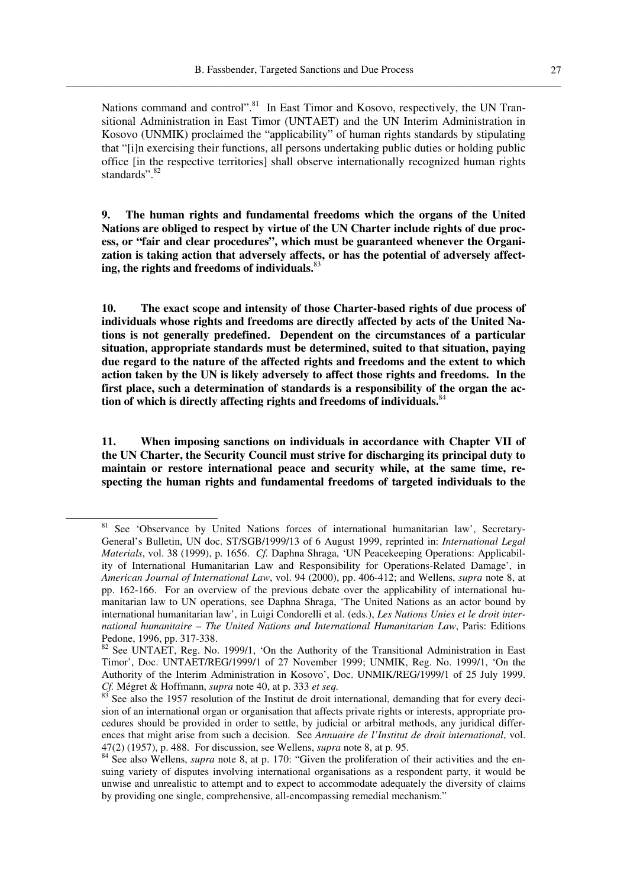Nations command and control".[81] In East Timor and Kosovo, respectively, the UN Transitional Administration in East Timor (UNTAET) and the UN Interim Administration in Kosovo (UNMIK) proclaimed the "applicability" of human rights standards by stipulating that "[i]n exercising their functions, all persons undertaking public duties or holding public office [in the respective territories] shall observe internationally recognized human rights standards".[82]

**9. The human rights and fundamental freedoms which the organs of the United Nations are obliged to respect by virtue of the UN Charter include rights of due process, or "fair and clear procedures", which must be guaranteed whenever the Organization is taking action that adversely affects, or has the potential of adversely affecting, the rights and freedoms of individuals.**[83]

**10. The exact scope and intensity of those Charter-based rights of due process of individuals whose rights and freedoms are directly affected by acts of the United Nations is not generally predefined. Dependent on the circumstances of a particular situation, appropriate standards must be determined, suited to that situation, paying due regard to the nature of the affected rights and freedoms and the extent to which action taken by the UN is likely adversely to affect those rights and freedoms. In the first place, such a determination of standards is a responsibility of the organ the action of which is directly affecting rights and freedoms of individuals.**[84]

**11. When imposing sanctions on individuals in accordance with Chapter VII of the UN Charter, the Security Council must strive for discharging its principal duty to maintain or restore international peace and security while, at the same time, respecting the human rights and fundamental freedoms of targeted individuals to the**

---

[81] See 'Observance by United Nations forces of international humanitarian law', Secretary-General's Bulletin, UN doc. ST/SGB/1999/13 of 6 August 1999, reprinted in: *International Legal Materials*, vol. 38 (1999), p. 1656. *Cf.* Daphna Shraga, 'UN Peacekeeping Operations: Applicability of International Humanitarian Law and Responsibility for Operations-Related Damage', in *American Journal of International Law*, vol. 94 (2000), pp. 406-412; and Wellens, *supra* note 8, at pp. 162-166. For an overview of the previous debate over the applicability of international humanitarian law to UN operations, see Daphna Shraga, 'The United Nations as an actor bound by international humanitarian law', in Luigi Condorelli et al. (eds.), *Les Nations Unies et le droit international humanitaire – The United Nations and International Humanitarian Law*, Paris: Editions Pedone, 1996, pp. 317-338.

[82] See UNTAET, Reg. No. 1999/1, 'On the Authority of the Transitional Administration in East Timor', Doc. UNTAET/REG/1999/1 of 27 November 1999; UNMIK, Reg. No. 1999/1, 'On the Authority of the Interim Administration in Kosovo', Doc. UNMIK/REG/1999/1 of 25 July 1999. *Cf.* Mégret & Hoffmann, *supra* note 40, at p. 333 *et seq.*

[83] See also the 1957 resolution of the Institut de droit international, demanding that for every decision of an international organ or organisation that affects private rights or interests, appropriate procedures should be provided in order to settle, by judicial or arbitral methods, any juridical differences that might arise from such a decision. See *Annuaire de l'Institut de droit international*, vol. 47(2) (1957), p. 488. For discussion, see Wellens, *supra* note 8, at p. 95.

[84] See also Wellens, *supra* note 8, at p. 170: "Given the proliferation of their activities and the ensuing variety of disputes involving international organisations as a respondent party, it would be unwise and unrealistic to attempt and to expect to accommodate adequately the diversity of claims by providing one single, comprehensive, all-encompassing remedial mechanism."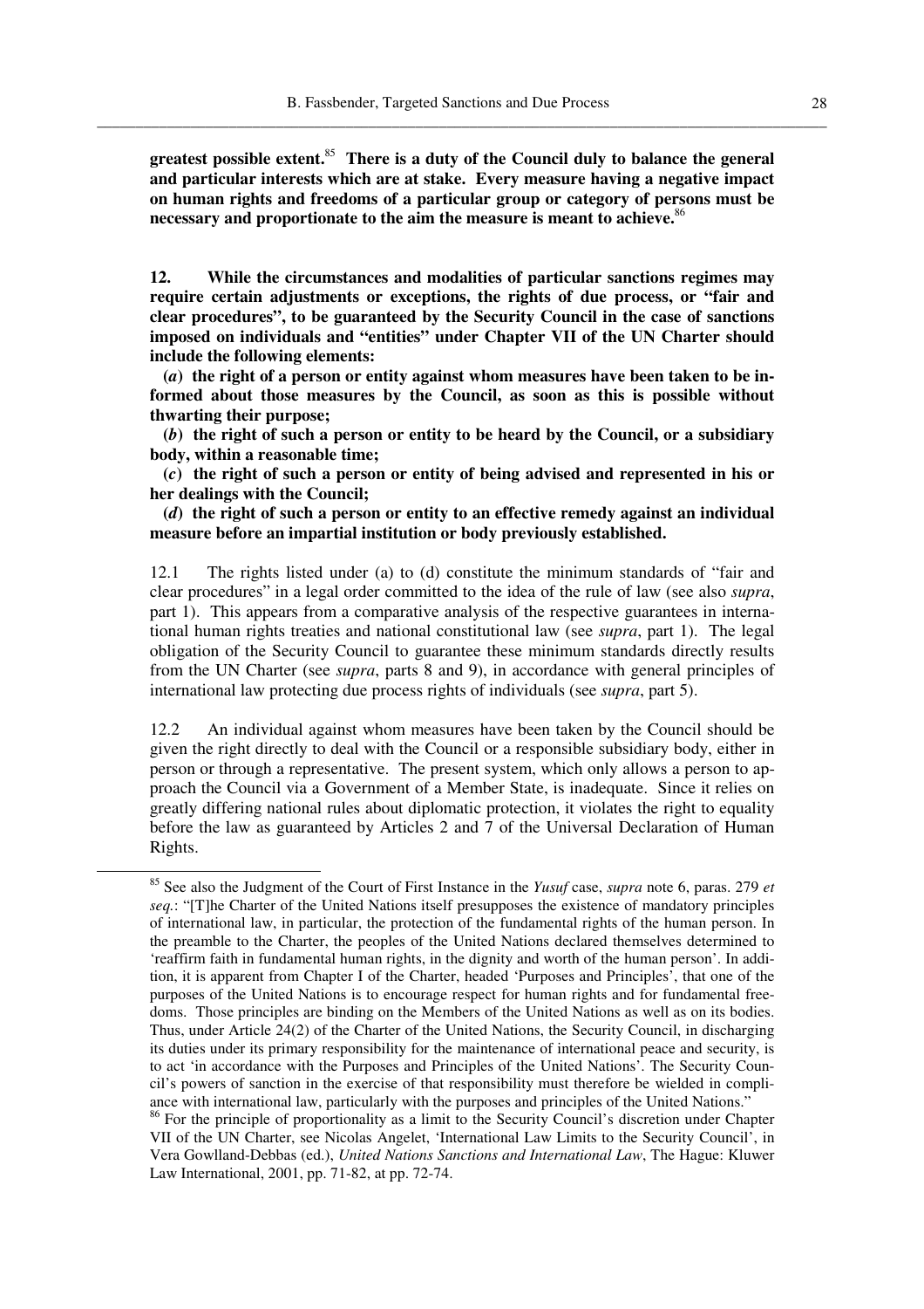**greatest possible extent.**[85] **There is a duty of the Council duly to balance the general and particular interests which are at stake. Every measure having a negative impact on human rights and freedoms of a particular group or category of persons must be necessary and proportionate to the aim the measure is meant to achieve.**[86]

**12. While the circumstances and modalities of particular sanctions regimes may require certain adjustments or exceptions, the rights of due process, or "fair and clear procedures", to be guaranteed by the Security Council in the case of sanctions imposed on individuals and "entities" under Chapter VII of the UN Charter should include the following elements:**

**(*a*) the right of a person or entity against whom measures have been taken to be informed about those measures by the Council, as soon as this is possible without thwarting their purpose;**

**(*b*) the right of such a person or entity to be heard by the Council, or a subsidiary body, within a reasonable time;**

**(*c*) the right of such a person or entity of being advised and represented in his or her dealings with the Council;**

**(*d*) the right of such a person or entity to an effective remedy against an individual measure before an impartial institution or body previously established.**

12.1 The rights listed under (a) to (d) constitute the minimum standards of "fair and clear procedures" in a legal order committed to the idea of the rule of law (see also *supra*, part 1). This appears from a comparative analysis of the respective guarantees in international human rights treaties and national constitutional law (see *supra*, part 1). The legal obligation of the Security Council to guarantee these minimum standards directly results from the UN Charter (see *supra*, parts 8 and 9), in accordance with general principles of international law protecting due process rights of individuals (see *supra*, part 5).

12.2 An individual against whom measures have been taken by the Council should be given the right directly to deal with the Council or a responsible subsidiary body, either in person or through a representative. The present system, which only allows a person to approach the Council via a Government of a Member State, is inadequate. Since it relies on greatly differing national rules about diplomatic protection, it violates the right to equality before the law as guaranteed by Articles 2 and 7 of the Universal Declaration of Human Rights.

---

[85] See also the Judgment of the Court of First Instance in the *Yusuf* case, *supra* note 6, paras. 279 *et seq.*: "[T]he Charter of the United Nations itself presupposes the existence of mandatory principles of international law, in particular, the protection of the fundamental rights of the human person. In the preamble to the Charter, the peoples of the United Nations declared themselves determined to 'reaffirm faith in fundamental human rights, in the dignity and worth of the human person'. In addition, it is apparent from Chapter I of the Charter, headed 'Purposes and Principles', that one of the purposes of the United Nations is to encourage respect for human rights and for fundamental freedoms. Those principles are binding on the Members of the United Nations as well as on its bodies. Thus, under Article 24(2) of the Charter of the United Nations, the Security Council, in discharging its duties under its primary responsibility for the maintenance of international peace and security, is to act 'in accordance with the Purposes and Principles of the United Nations'. The Security Council's powers of sanction in the exercise of that responsibility must therefore be wielded in compliance with international law, particularly with the purposes and principles of the United Nations."

[86] For the principle of proportionality as a limit to the Security Council's discretion under Chapter VII of the UN Charter, see Nicolas Angelet, 'International Law Limits to the Security Council', in Vera Gowlland-Debbas (ed.), *United Nations Sanctions and International Law*, The Hague: Kluwer Law International, 2001, pp. 71-82, at pp. 72-74.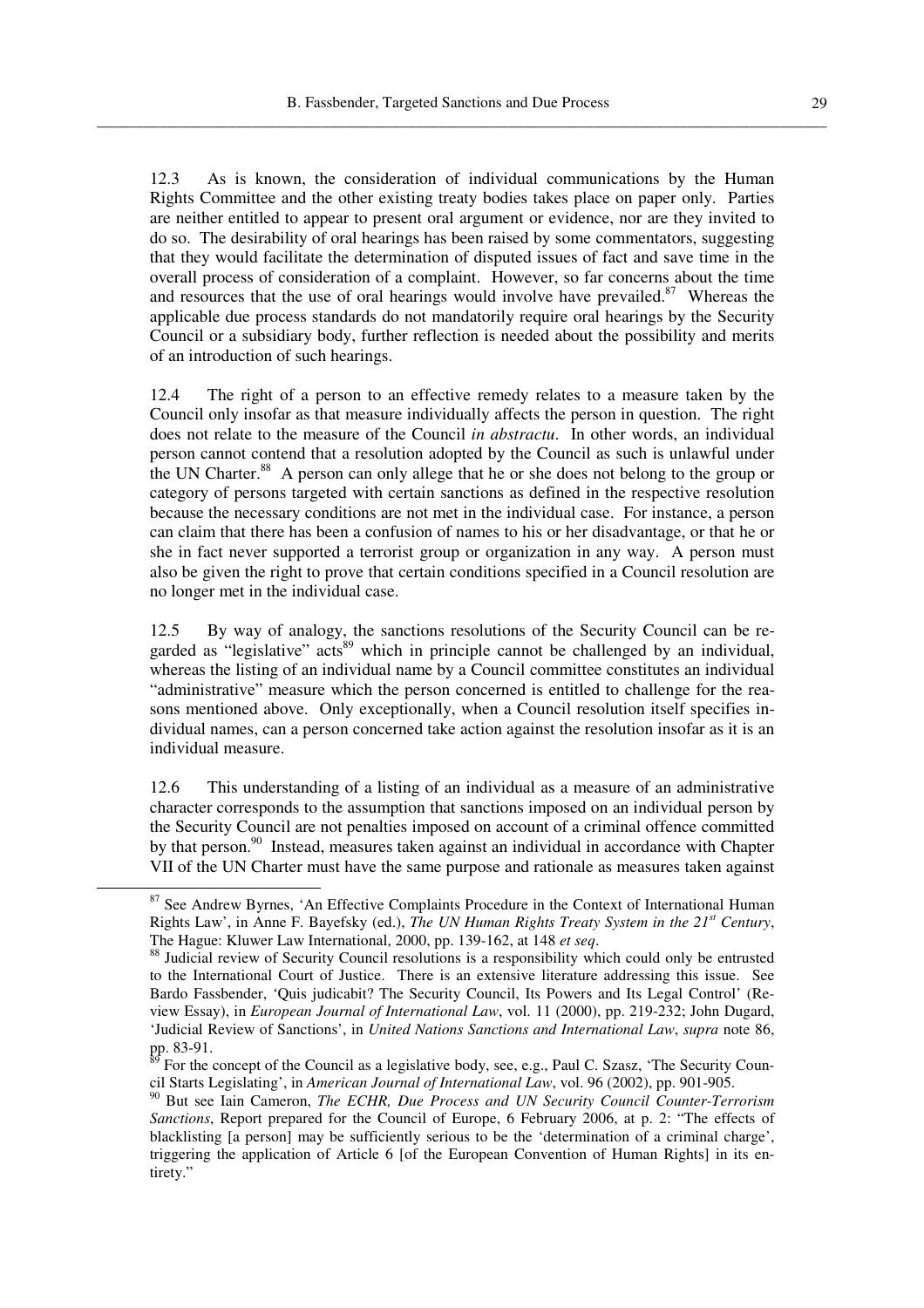12.3 As is known, the consideration of individual communications by the Human Rights Committee and the other existing treaty bodies takes place on paper only. Parties are neither entitled to appear to present oral argument or evidence, nor are they invited to do so. The desirability of oral hearings has been raised by some commentators, suggesting that they would facilitate the determination of disputed issues of fact and save time in the overall process of consideration of a complaint. However, so far concerns about the time and resources that the use of oral hearings would involve have prevailed.[87] Whereas the applicable due process standards do not mandatorily require oral hearings by the Security Council or a subsidiary body, further reflection is needed about the possibility and merits of an introduction of such hearings.

12.4 The right of a person to an effective remedy relates to a measure taken by the Council only insofar as that measure individually affects the person in question. The right does not relate to the measure of the Council *in abstractu*. In other words, an individual person cannot contend that a resolution adopted by the Council as such is unlawful under the UN Charter.[88] A person can only allege that he or she does not belong to the group or category of persons targeted with certain sanctions as defined in the respective resolution because the necessary conditions are not met in the individual case. For instance, a person can claim that there has been a confusion of names to his or her disadvantage, or that he or she in fact never supported a terrorist group or organization in any way. A person must also be given the right to prove that certain conditions specified in a Council resolution are no longer met in the individual case.

12.5 By way of analogy, the sanctions resolutions of the Security Council can be regarded as "legislative" acts[89] which in principle cannot be challenged by an individual, whereas the listing of an individual name by a Council committee constitutes an individual "administrative" measure which the person concerned is entitled to challenge for the reasons mentioned above. Only exceptionally, when a Council resolution itself specifies individual names, can a person concerned take action against the resolution insofar as it is an individual measure.

12.6 This understanding of a listing of an individual as a measure of an administrative character corresponds to the assumption that sanctions imposed on an individual person by the Security Council are not penalties imposed on account of a criminal offence committed by that person.[90] Instead, measures taken against an individual in accordance with Chapter VII of the UN Charter must have the same purpose and rationale as measures taken against

---

[87] See Andrew Byrnes, 'An Effective Complaints Procedure in the Context of International Human Rights Law', in Anne F. Bayefsky (ed.), *The UN Human Rights Treaty System in the 21st Century*, The Hague: Kluwer Law International, 2000, pp. 139-162, at 148 *et seq*.

[88] Judicial review of Security Council resolutions is a responsibility which could only be entrusted to the International Court of Justice. There is an extensive literature addressing this issue. See Bardo Fassbender, 'Quis judicabit? The Security Council, Its Powers and Its Legal Control' (Review Essay), in *European Journal of International Law*, vol. 11 (2000), pp. 219-232; John Dugard, 'Judicial Review of Sanctions', in *United Nations Sanctions and International Law*, *supra* note 86, pp. 83-91.

[89] For the concept of the Council as a legislative body, see, e.g., Paul C. Szasz, 'The Security Council Starts Legislating', in *American Journal of International Law*, vol. 96 (2002), pp. 901-905.

[90] But see Iain Cameron, *The ECHR, Due Process and UN Security Council Counter-Terrorism Sanctions*, Report prepared for the Council of Europe, 6 February 2006, at p. 2: "The effects of blacklisting [a person] may be sufficiently serious to be the 'determination of a criminal charge', triggering the application of Article 6 [of the European Convention of Human Rights] in its entirety."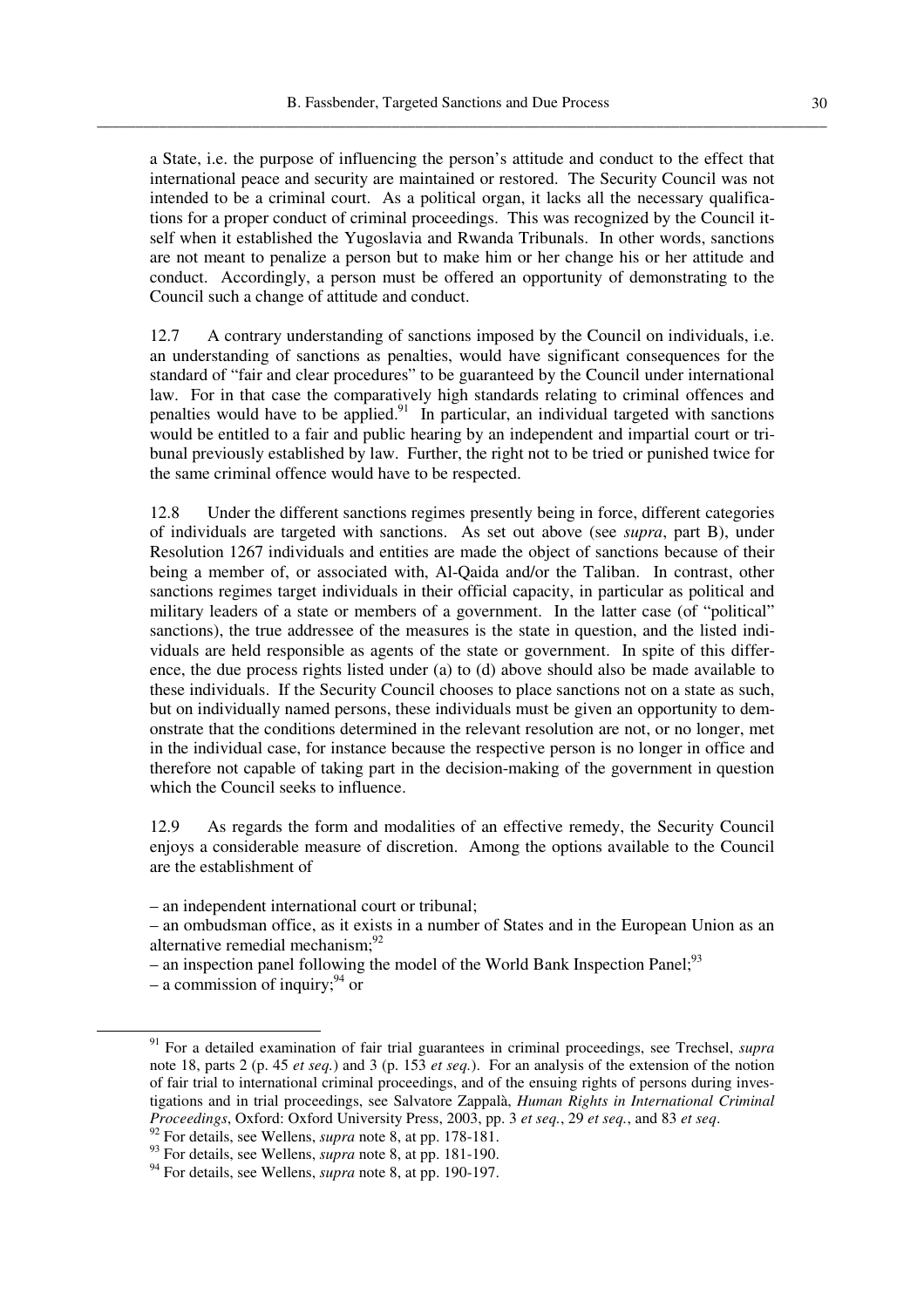a State, i.e. the purpose of influencing the person's attitude and conduct to the effect that international peace and security are maintained or restored. The Security Council was not intended to be a criminal court. As a political organ, it lacks all the necessary qualifications for a proper conduct of criminal proceedings. This was recognized by the Council itself when it established the Yugoslavia and Rwanda Tribunals. In other words, sanctions are not meant to penalize a person but to make him or her change his or her attitude and conduct. Accordingly, a person must be offered an opportunity of demonstrating to the Council such a change of attitude and conduct.

12.7 A contrary understanding of sanctions imposed by the Council on individuals, i.e. an understanding of sanctions as penalties, would have significant consequences for the standard of "fair and clear procedures" to be guaranteed by the Council under international law. For in that case the comparatively high standards relating to criminal offences and penalties would have to be applied.[91] In particular, an individual targeted with sanctions would be entitled to a fair and public hearing by an independent and impartial court or tribunal previously established by law. Further, the right not to be tried or punished twice for the same criminal offence would have to be respected.

12.8 Under the different sanctions regimes presently being in force, different categories of individuals are targeted with sanctions. As set out above (see *supra*, part B), under Resolution 1267 individuals and entities are made the object of sanctions because of their being a member of, or associated with, Al-Qaida and/or the Taliban. In contrast, other sanctions regimes target individuals in their official capacity, in particular as political and military leaders of a state or members of a government. In the latter case (of "political" sanctions), the true addressee of the measures is the state in question, and the listed individuals are held responsible as agents of the state or government. In spite of this difference, the due process rights listed under (a) to (d) above should also be made available to these individuals. If the Security Council chooses to place sanctions not on a state as such, but on individually named persons, these individuals must be given an opportunity to demonstrate that the conditions determined in the relevant resolution are not, or no longer, met in the individual case, for instance because the respective person is no longer in office and therefore not capable of taking part in the decision-making of the government in question which the Council seeks to influence.

12.9 As regards the form and modalities of an effective remedy, the Security Council enjoys a considerable measure of discretion. Among the options available to the Council are the establishment of

– an independent international court or tribunal;
– an ombudsman office, as it exists in a number of States and in the European Union as an alternative remedial mechanism;[92]
– an inspection panel following the model of the World Bank Inspection Panel;[93]
– a commission of inquiry;[94] or

---

[91] For a detailed examination of fair trial guarantees in criminal proceedings, see Trechsel, *supra* note 18, parts 2 (p. 45 *et seq.*) and 3 (p. 153 *et seq.*). For an analysis of the extension of the notion of fair trial to international criminal proceedings, and of the ensuing rights of persons during investigations and in trial proceedings, see Salvatore Zappalà, *Human Rights in International Criminal Proceedings*, Oxford: Oxford University Press, 2003, pp. 3 *et seq.*, 29 *et seq.*, and 83 *et seq*.

[92] For details, see Wellens, *supra* note 8, at pp. 178-181.

[93] For details, see Wellens, *supra* note 8, at pp. 181-190.

[94] For details, see Wellens, *supra* note 8, at pp. 190-197.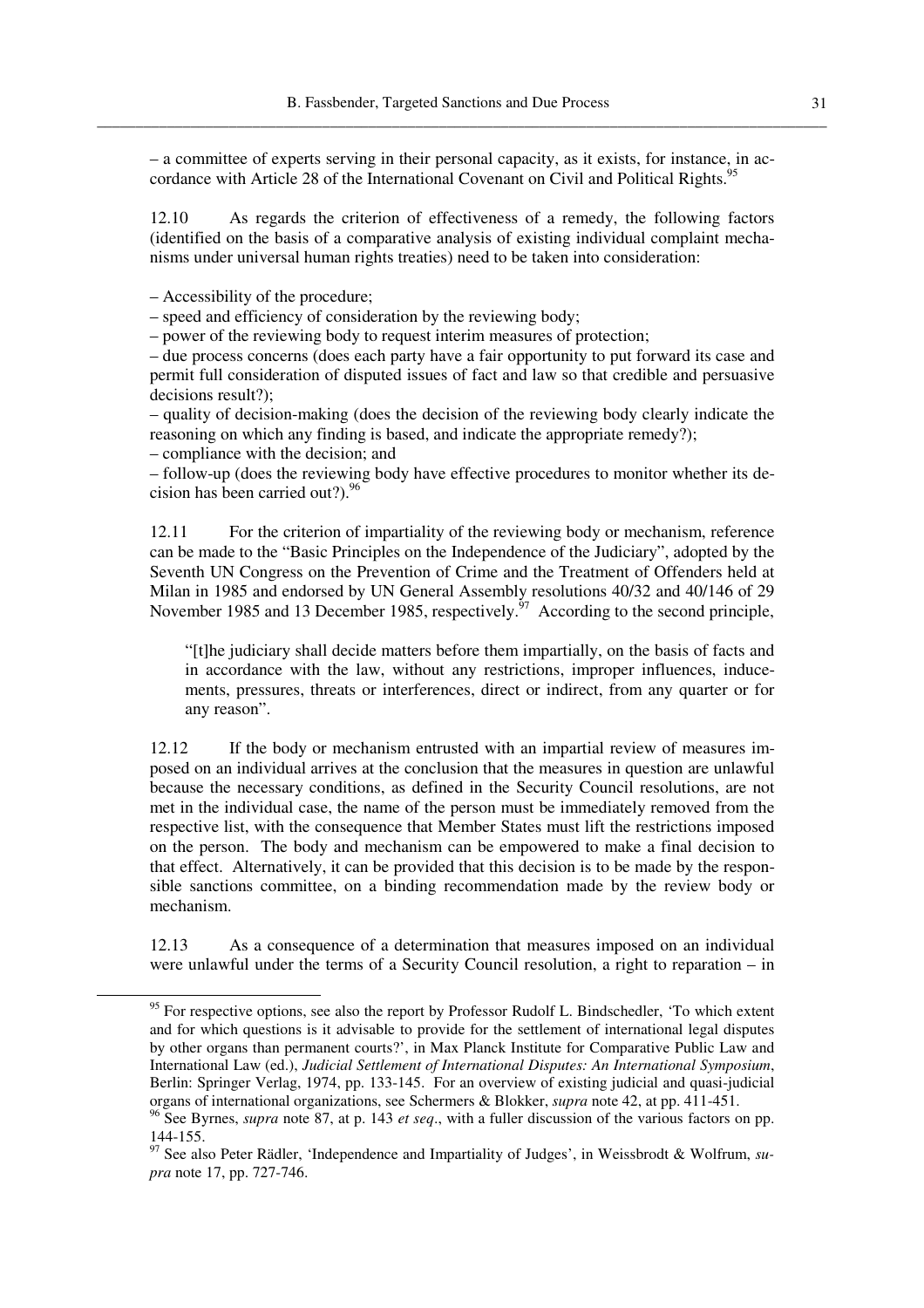– a committee of experts serving in their personal capacity, as it exists, for instance, in accordance with Article 28 of the International Covenant on Civil and Political Rights.[95]

12.10 As regards the criterion of effectiveness of a remedy, the following factors (identified on the basis of a comparative analysis of existing individual complaint mechanisms under universal human rights treaties) need to be taken into consideration:

– Accessibility of the procedure;
– speed and efficiency of consideration by the reviewing body;
– power of the reviewing body to request interim measures of protection;
– due process concerns (does each party have a fair opportunity to put forward its case and permit full consideration of disputed issues of fact and law so that credible and persuasive decisions result?);
– quality of decision-making (does the decision of the reviewing body clearly indicate the reasoning on which any finding is based, and indicate the appropriate remedy?);
– compliance with the decision; and
– follow-up (does the reviewing body have effective procedures to monitor whether its decision has been carried out?).[96]

12.11 For the criterion of impartiality of the reviewing body or mechanism, reference can be made to the "Basic Principles on the Independence of the Judiciary", adopted by the Seventh UN Congress on the Prevention of Crime and the Treatment of Offenders held at Milan in 1985 and endorsed by UN General Assembly resolutions 40/32 and 40/146 of 29 November 1985 and 13 December 1985, respectively.[97] According to the second principle,

> "[t]he judiciary shall decide matters before them impartially, on the basis of facts and in accordance with the law, without any restrictions, improper influences, inducements, pressures, threats or interferences, direct or indirect, from any quarter or for any reason".

12.12 If the body or mechanism entrusted with an impartial review of measures imposed on an individual arrives at the conclusion that the measures in question are unlawful because the necessary conditions, as defined in the Security Council resolutions, are not met in the individual case, the name of the person must be immediately removed from the respective list, with the consequence that Member States must lift the restrictions imposed on the person. The body and mechanism can be empowered to make a final decision to that effect. Alternatively, it can be provided that this decision is to be made by the responsible sanctions committee, on a binding recommendation made by the review body or mechanism.

12.13 As a consequence of a determination that measures imposed on an individual were unlawful under the terms of a Security Council resolution, a right to reparation – in

---

[95] For respective options, see also the report by Professor Rudolf L. Bindschedler, 'To which extent and for which questions is it advisable to provide for the settlement of international legal disputes by other organs than permanent courts?', in Max Planck Institute for Comparative Public Law and International Law (ed.), *Judicial Settlement of International Disputes: An International Symposium*, Berlin: Springer Verlag, 1974, pp. 133-145. For an overview of existing judicial and quasi-judicial organs of international organizations, see Schermers & Blokker, *supra* note 42, at pp. 411-451.

[96] See Byrnes, *supra* note 87, at p. 143 *et seq*., with a fuller discussion of the various factors on pp. 144-155.

[97] See also Peter Rädler, 'Independence and Impartiality of Judges', in Weissbrodt & Wolfrum, *supra* note 17, pp. 727-746.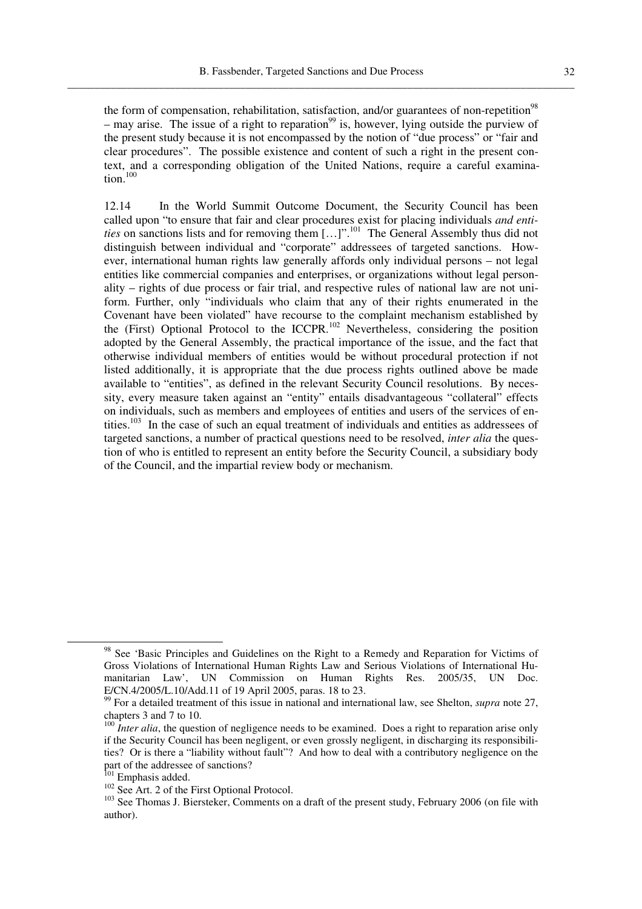the form of compensation, rehabilitation, satisfaction, and/or guarantees of non-repetition[98] – may arise. The issue of a right to reparation[99] is, however, lying outside the purview of the present study because it is not encompassed by the notion of "due process" or "fair and clear procedures". The possible existence and content of such a right in the present context, and a corresponding obligation of the United Nations, require a careful examination.[100]

12.14 In the World Summit Outcome Document, the Security Council has been called upon "to ensure that fair and clear procedures exist for placing individuals *and entities* on sanctions lists and for removing them […]".[101] The General Assembly thus did not distinguish between individual and "corporate" addressees of targeted sanctions. However, international human rights law generally affords only individual persons – not legal entities like commercial companies and enterprises, or organizations without legal personality – rights of due process or fair trial, and respective rules of national law are not uniform. Further, only "individuals who claim that any of their rights enumerated in the Covenant have been violated" have recourse to the complaint mechanism established by the (First) Optional Protocol to the ICCPR.[102] Nevertheless, considering the position adopted by the General Assembly, the practical importance of the issue, and the fact that otherwise individual members of entities would be without procedural protection if not listed additionally, it is appropriate that the due process rights outlined above be made available to "entities", as defined in the relevant Security Council resolutions. By necessity, every measure taken against an "entity" entails disadvantageous "collateral" effects on individuals, such as members and employees of entities and users of the services of entities.[103] In the case of such an equal treatment of individuals and entities as addressees of targeted sanctions, a number of practical questions need to be resolved, *inter alia* the question of who is entitled to represent an entity before the Security Council, a subsidiary body of the Council, and the impartial review body or mechanism.

---

[98] See 'Basic Principles and Guidelines on the Right to a Remedy and Reparation for Victims of Gross Violations of International Human Rights Law and Serious Violations of International Humanitarian Law', UN Commission on Human Rights Res. 2005/35, UN Doc. E/CN.4/2005/L.10/Add.11 of 19 April 2005, paras. 18 to 23.

[99] For a detailed treatment of this issue in national and international law, see Shelton, *supra* note 27, chapters 3 and 7 to 10.

[100] *Inter alia*, the question of negligence needs to be examined. Does a right to reparation arise only if the Security Council has been negligent, or even grossly negligent, in discharging its responsibilities? Or is there a "liability without fault"? And how to deal with a contributory negligence on the part of the addressee of sanctions?

[101] Emphasis added.

[102] See Art. 2 of the First Optional Protocol.

[103] See Thomas J. Biersteker, Comments on a draft of the present study, February 2006 (on file with author).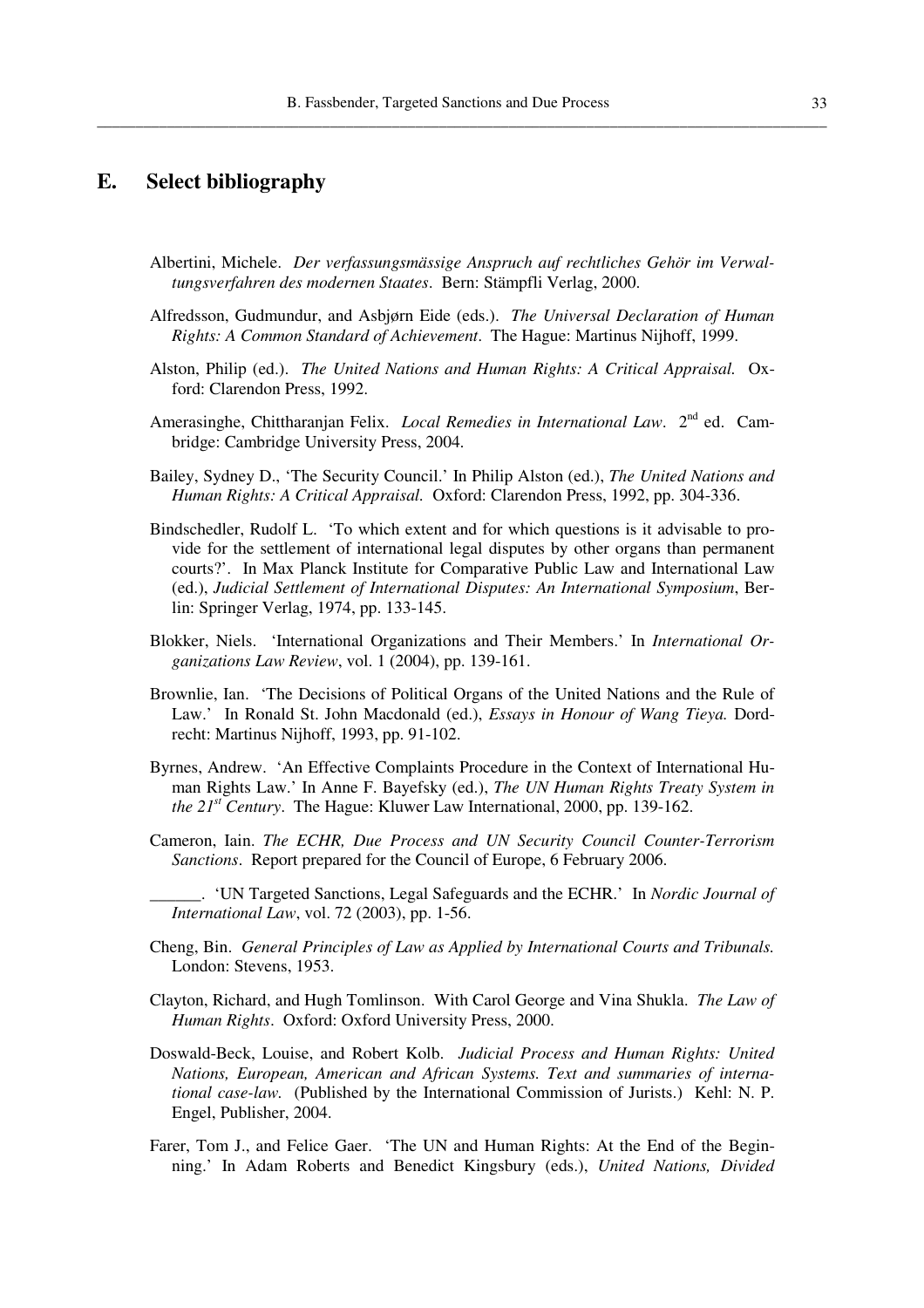## E. Select bibliography

Albertini, Michele. *Der verfassungsmässige Anspruch auf rechtliches Gehör im Verwaltungsverfahren des modernen Staates*. Bern: Stämpfli Verlag, 2000.

Alfredsson, Gudmundur, and Asbjørn Eide (eds.). *The Universal Declaration of Human Rights: A Common Standard of Achievement*. The Hague: Martinus Nijhoff, 1999.

Alston, Philip (ed.). *The United Nations and Human Rights: A Critical Appraisal.* Oxford: Clarendon Press, 1992.

Amerasinghe, Chittharanjan Felix. *Local Remedies in International Law*. 2nd ed. Cambridge: Cambridge University Press, 2004.

Bailey, Sydney D., 'The Security Council.' In Philip Alston (ed.), *The United Nations and Human Rights: A Critical Appraisal.* Oxford: Clarendon Press, 1992, pp. 304-336.

Bindschedler, Rudolf L. 'To which extent and for which questions is it advisable to provide for the settlement of international legal disputes by other organs than permanent courts?'. In Max Planck Institute for Comparative Public Law and International Law (ed.), *Judicial Settlement of International Disputes: An International Symposium*, Berlin: Springer Verlag, 1974, pp. 133-145.

Blokker, Niels. 'International Organizations and Their Members.' In *International Organizations Law Review*, vol. 1 (2004), pp. 139-161.

Brownlie, Ian. 'The Decisions of Political Organs of the United Nations and the Rule of Law.' In Ronald St. John Macdonald (ed.), *Essays in Honour of Wang Tieya.* Dordrecht: Martinus Nijhoff, 1993, pp. 91-102.

Byrnes, Andrew. 'An Effective Complaints Procedure in the Context of International Human Rights Law.' In Anne F. Bayefsky (ed.), *The UN Human Rights Treaty System in the 21st Century*. The Hague: Kluwer Law International, 2000, pp. 139-162.

Cameron, Iain. *The ECHR, Due Process and UN Security Council Counter-Terrorism Sanctions*. Report prepared for the Council of Europe, 6 February 2006.

______. 'UN Targeted Sanctions, Legal Safeguards and the ECHR.' In *Nordic Journal of International Law*, vol. 72 (2003), pp. 1-56.

Cheng, Bin. *General Principles of Law as Applied by International Courts and Tribunals.* London: Stevens, 1953.

Clayton, Richard, and Hugh Tomlinson. With Carol George and Vina Shukla. *The Law of Human Rights*. Oxford: Oxford University Press, 2000.

Doswald-Beck, Louise, and Robert Kolb. *Judicial Process and Human Rights: United Nations, European, American and African Systems. Text and summaries of international case-law.* (Published by the International Commission of Jurists.) Kehl: N. P. Engel, Publisher, 2004.

Farer, Tom J., and Felice Gaer. 'The UN and Human Rights: At the End of the Beginning.' In Adam Roberts and Benedict Kingsbury (eds.), *United Nations, Divided*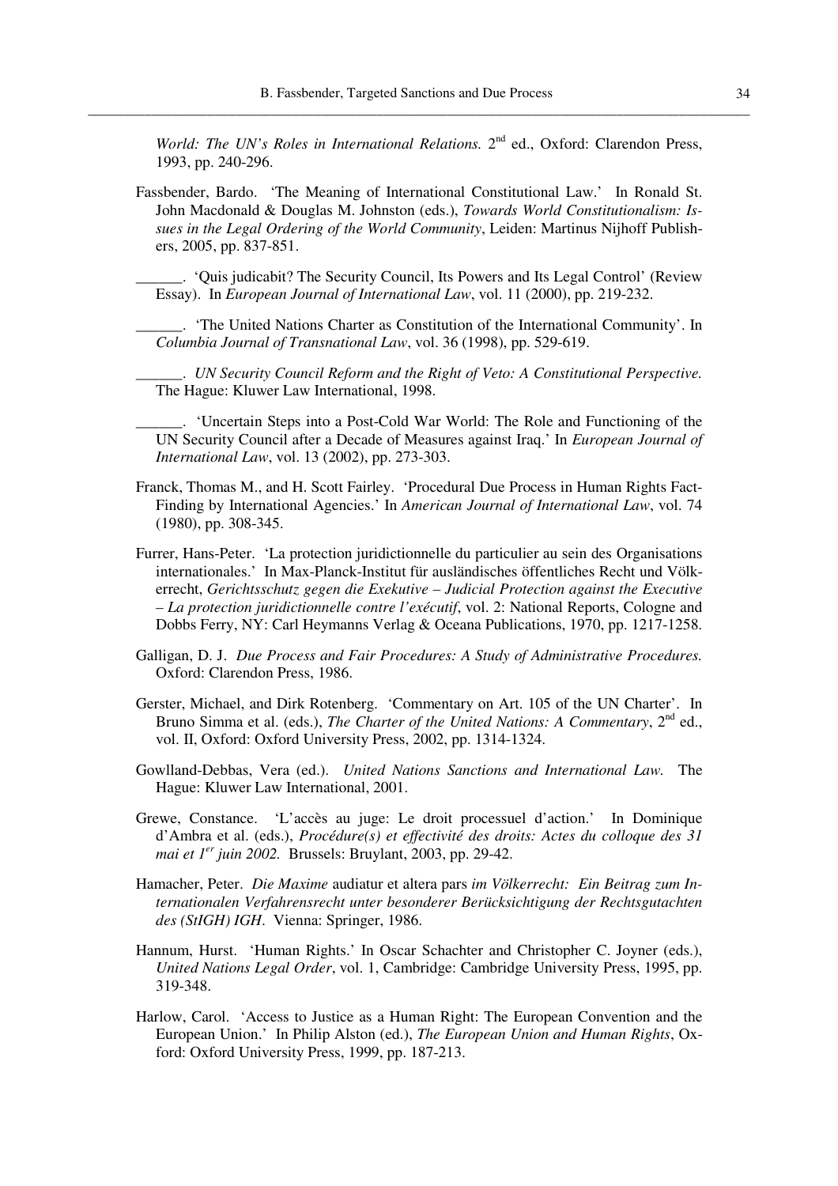*World: The UN's Roles in International Relations.* 2nd ed., Oxford: Clarendon Press, 1993, pp. 240-296.

Fassbender, Bardo. 'The Meaning of International Constitutional Law.' In Ronald St. John Macdonald & Douglas M. Johnston (eds.), *Towards World Constitutionalism: Issues in the Legal Ordering of the World Community*, Leiden: Martinus Nijhoff Publishers, 2005, pp. 837-851.

______. 'Quis judicabit? The Security Council, Its Powers and Its Legal Control' (Review Essay). In *European Journal of International Law*, vol. 11 (2000), pp. 219-232.

______. 'The United Nations Charter as Constitution of the International Community'. In *Columbia Journal of Transnational Law*, vol. 36 (1998), pp. 529-619.

______. *UN Security Council Reform and the Right of Veto: A Constitutional Perspective.* The Hague: Kluwer Law International, 1998.

______. 'Uncertain Steps into a Post-Cold War World: The Role and Functioning of the UN Security Council after a Decade of Measures against Iraq.' In *European Journal of International Law*, vol. 13 (2002), pp. 273-303.

Franck, Thomas M., and H. Scott Fairley. 'Procedural Due Process in Human Rights Fact-Finding by International Agencies.' In *American Journal of International Law*, vol. 74 (1980), pp. 308-345.

Furrer, Hans-Peter. 'La protection juridictionnelle du particulier au sein des Organisations internationales.' In Max-Planck-Institut für ausländisches öffentliches Recht und Völkerrecht, *Gerichtsschutz gegen die Exekutive – Judicial Protection against the Executive – La protection juridictionnelle contre l'exécutif*, vol. 2: National Reports, Cologne and Dobbs Ferry, NY: Carl Heymanns Verlag & Oceana Publications, 1970, pp. 1217-1258.

Galligan, D. J. *Due Process and Fair Procedures: A Study of Administrative Procedures.* Oxford: Clarendon Press, 1986.

Gerster, Michael, and Dirk Rotenberg. 'Commentary on Art. 105 of the UN Charter'. In Bruno Simma et al. (eds.), *The Charter of the United Nations: A Commentary*, 2nd ed., vol. II, Oxford: Oxford University Press, 2002, pp. 1314-1324.

Gowlland-Debbas, Vera (ed.). *United Nations Sanctions and International Law.* The Hague: Kluwer Law International, 2001.

Grewe, Constance. 'L'accès au juge: Le droit processuel d'action.' In Dominique d'Ambra et al. (eds.), *Procédure(s) et effectivité des droits: Actes du colloque des 31 mai et 1er juin 2002.* Brussels: Bruylant, 2003, pp. 29-42.

Hamacher, Peter. *Die Maxime* audiatur et altera pars *im Völkerrecht: Ein Beitrag zum Internationalen Verfahrensrecht unter besonderer Berücksichtigung der Rechtsgutachten des (StIGH) IGH*. Vienna: Springer, 1986.

Hannum, Hurst. 'Human Rights.' In Oscar Schachter and Christopher C. Joyner (eds.), *United Nations Legal Order*, vol. 1, Cambridge: Cambridge University Press, 1995, pp. 319-348.

Harlow, Carol. 'Access to Justice as a Human Right: The European Convention and the European Union.' In Philip Alston (ed.), *The European Union and Human Rights*, Oxford: Oxford University Press, 1999, pp. 187-213.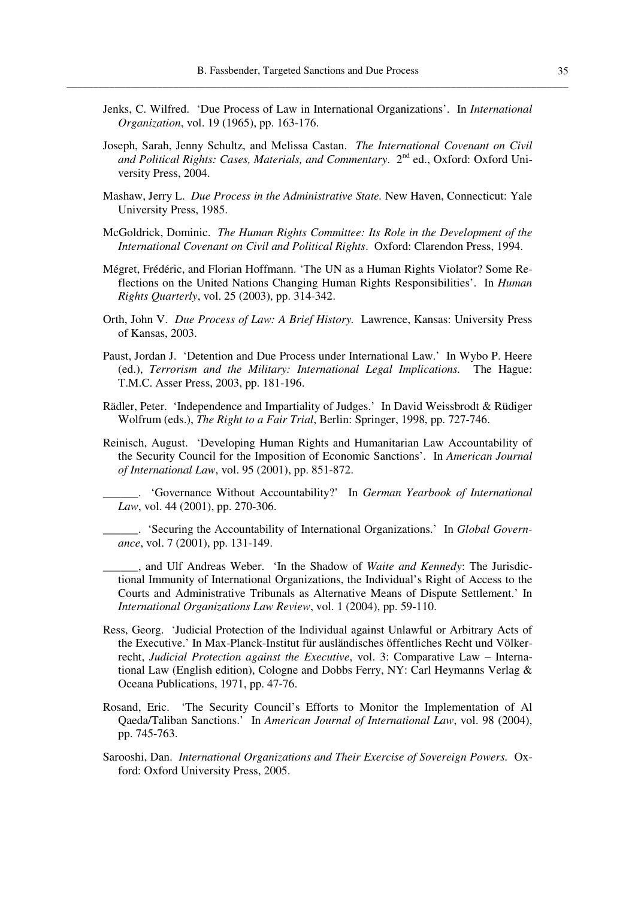Jenks, C. Wilfred. 'Due Process of Law in International Organizations'. In *International Organization*, vol. 19 (1965), pp. 163-176.

Joseph, Sarah, Jenny Schultz, and Melissa Castan. *The International Covenant on Civil and Political Rights: Cases, Materials, and Commentary*. 2nd ed., Oxford: Oxford University Press, 2004.

Mashaw, Jerry L. *Due Process in the Administrative State.* New Haven, Connecticut: Yale University Press, 1985.

McGoldrick, Dominic. *The Human Rights Committee: Its Role in the Development of the International Covenant on Civil and Political Rights*. Oxford: Clarendon Press, 1994.

Mégret, Frédéric, and Florian Hoffmann. 'The UN as a Human Rights Violator? Some Reflections on the United Nations Changing Human Rights Responsibilities'. In *Human Rights Quarterly*, vol. 25 (2003), pp. 314-342.

Orth, John V. *Due Process of Law: A Brief History.* Lawrence, Kansas: University Press of Kansas, 2003.

Paust, Jordan J. 'Detention and Due Process under International Law.' In Wybo P. Heere (ed.), *Terrorism and the Military: International Legal Implications.* The Hague: T.M.C. Asser Press, 2003, pp. 181-196.

Rädler, Peter. 'Independence and Impartiality of Judges.' In David Weissbrodt & Rüdiger Wolfrum (eds.), *The Right to a Fair Trial*, Berlin: Springer, 1998, pp. 727-746.

Reinisch, August. 'Developing Human Rights and Humanitarian Law Accountability of the Security Council for the Imposition of Economic Sanctions'. In *American Journal of International Law*, vol. 95 (2001), pp. 851-872.

\_\_\_\_\_\_. 'Governance Without Accountability?' In *German Yearbook of International Law*, vol. 44 (2001), pp. 270-306.

\_\_\_\_\_\_. 'Securing the Accountability of International Organizations.' In *Global Governance*, vol. 7 (2001), pp. 131-149.

\_\_\_\_\_\_, and Ulf Andreas Weber. 'In the Shadow of *Waite and Kennedy*: The Jurisdictional Immunity of International Organizations, the Individual's Right of Access to the Courts and Administrative Tribunals as Alternative Means of Dispute Settlement.' In *International Organizations Law Review*, vol. 1 (2004), pp. 59-110.

Ress, Georg. 'Judicial Protection of the Individual against Unlawful or Arbitrary Acts of the Executive.' In Max-Planck-Institut für ausländisches öffentliches Recht und Völkerrecht, *Judicial Protection against the Executive*, vol. 3: Comparative Law – International Law (English edition), Cologne and Dobbs Ferry, NY: Carl Heymanns Verlag & Oceana Publications, 1971, pp. 47-76.

Rosand, Eric. 'The Security Council's Efforts to Monitor the Implementation of Al Qaeda/Taliban Sanctions.' In *American Journal of International Law*, vol. 98 (2004), pp. 745-763.

Sarooshi, Dan. *International Organizations and Their Exercise of Sovereign Powers.* Oxford: Oxford University Press, 2005.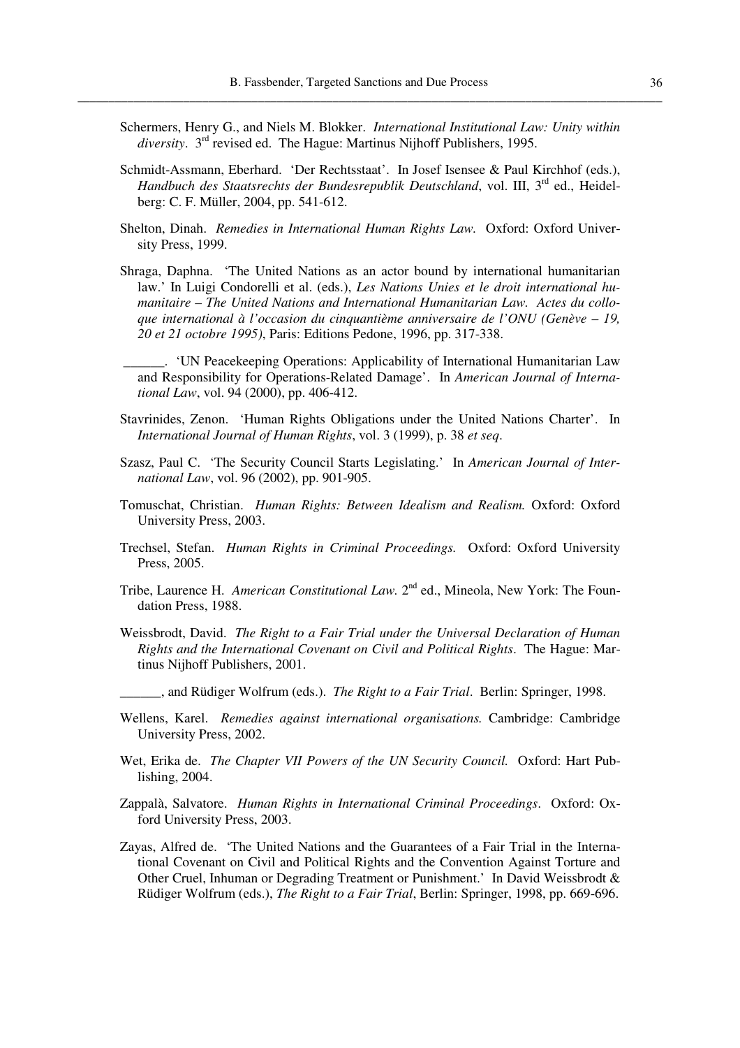Schermers, Henry G., and Niels M. Blokker. *International Institutional Law: Unity within diversity*. 3rd revised ed. The Hague: Martinus Nijhoff Publishers, 1995.

Schmidt-Assmann, Eberhard. 'Der Rechtsstaat'. In Josef Isensee & Paul Kirchhof (eds.), *Handbuch des Staatsrechts der Bundesrepublik Deutschland*, vol. III, 3rd ed., Heidelberg: C. F. Müller, 2004, pp. 541-612.

Shelton, Dinah. *Remedies in International Human Rights Law.* Oxford: Oxford University Press, 1999.

Shraga, Daphna. 'The United Nations as an actor bound by international humanitarian law.' In Luigi Condorelli et al. (eds.), *Les Nations Unies et le droit international humanitaire – The United Nations and International Humanitarian Law. Actes du colloque international à l'occasion du cinquantième anniversaire de l'ONU (Genève – 19, 20 et 21 octobre 1995)*, Paris: Editions Pedone, 1996, pp. 317-338.

______. 'UN Peacekeeping Operations: Applicability of International Humanitarian Law and Responsibility for Operations-Related Damage'. In *American Journal of International Law*, vol. 94 (2000), pp. 406-412.

Stavrinides, Zenon. 'Human Rights Obligations under the United Nations Charter'. In *International Journal of Human Rights*, vol. 3 (1999), p. 38 *et seq*.

Szasz, Paul C. 'The Security Council Starts Legislating.' In *American Journal of International Law*, vol. 96 (2002), pp. 901-905.

Tomuschat, Christian. *Human Rights: Between Idealism and Realism.* Oxford: Oxford University Press, 2003.

Trechsel, Stefan. *Human Rights in Criminal Proceedings.* Oxford: Oxford University Press, 2005.

Tribe, Laurence H. *American Constitutional Law.* 2nd ed., Mineola, New York: The Foundation Press, 1988.

Weissbrodt, David. *The Right to a Fair Trial under the Universal Declaration of Human Rights and the International Covenant on Civil and Political Rights*. The Hague: Martinus Nijhoff Publishers, 2001.

______, and Rüdiger Wolfrum (eds.). *The Right to a Fair Trial*. Berlin: Springer, 1998.

Wellens, Karel. *Remedies against international organisations.* Cambridge: Cambridge University Press, 2002.

Wet, Erika de. *The Chapter VII Powers of the UN Security Council.* Oxford: Hart Publishing, 2004.

Zappalà, Salvatore. *Human Rights in International Criminal Proceedings*. Oxford: Oxford University Press, 2003.

Zayas, Alfred de. 'The United Nations and the Guarantees of a Fair Trial in the International Covenant on Civil and Political Rights and the Convention Against Torture and Other Cruel, Inhuman or Degrading Treatment or Punishment.' In David Weissbrodt & Rüdiger Wolfrum (eds.), *The Right to a Fair Trial*, Berlin: Springer, 1998, pp. 669-696.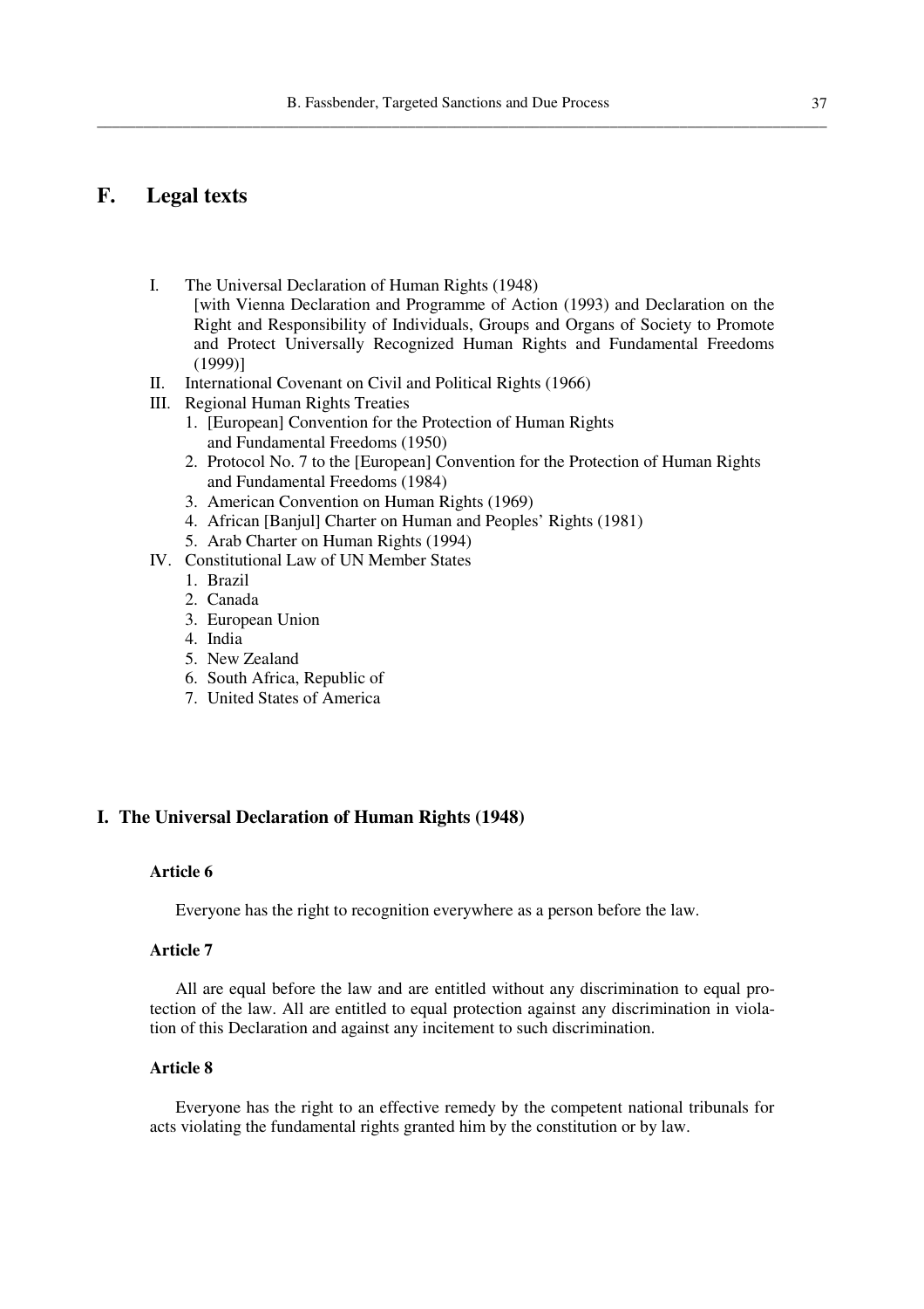# F. Legal texts

I. The Universal Declaration of Human Rights (1948)
   [with Vienna Declaration and Programme of Action (1993) and Declaration on the Right and Responsibility of Individuals, Groups and Organs of Society to Promote and Protect Universally Recognized Human Rights and Fundamental Freedoms (1999)]

II. International Covenant on Civil and Political Rights (1966)

III. Regional Human Rights Treaties
   1. [European] Convention for the Protection of Human Rights and Fundamental Freedoms (1950)
   2. Protocol No. 7 to the [European] Convention for the Protection of Human Rights and Fundamental Freedoms (1984)
   3. American Convention on Human Rights (1969)
   4. African [Banjul] Charter on Human and Peoples' Rights (1981)
   5. Arab Charter on Human Rights (1994)

IV. Constitutional Law of UN Member States
   1. Brazil
   2. Canada
   3. European Union
   4. India
   5. New Zealand
   6. South Africa, Republic of
   7. United States of America

## I. The Universal Declaration of Human Rights (1948)

### Article 6

Everyone has the right to recognition everywhere as a person before the law.

### Article 7

All are equal before the law and are entitled without any discrimination to equal protection of the law. All are entitled to equal protection against any discrimination in violation of this Declaration and against any incitement to such discrimination.

### Article 8

Everyone has the right to an effective remedy by the competent national tribunals for acts violating the fundamental rights granted him by the constitution or by law.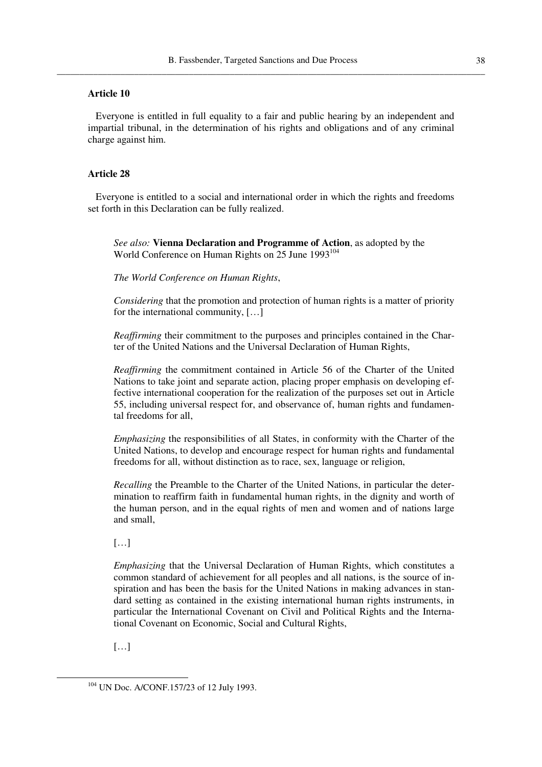**Article 10**

Everyone is entitled in full equality to a fair and public hearing by an independent and impartial tribunal, in the determination of his rights and obligations and of any criminal charge against him.

**Article 28**

Everyone is entitled to a social and international order in which the rights and freedoms set forth in this Declaration can be fully realized.

> *See also:* **Vienna Declaration and Programme of Action**, as adopted by the World Conference on Human Rights on 25 June 1993[104]
>
> *The World Conference on Human Rights*,
>
> *Considering* that the promotion and protection of human rights is a matter of priority for the international community, […]
>
> *Reaffirming* their commitment to the purposes and principles contained in the Charter of the United Nations and the Universal Declaration of Human Rights,
>
> *Reaffirming* the commitment contained in Article 56 of the Charter of the United Nations to take joint and separate action, placing proper emphasis on developing effective international cooperation for the realization of the purposes set out in Article 55, including universal respect for, and observance of, human rights and fundamental freedoms for all,
>
> *Emphasizing* the responsibilities of all States, in conformity with the Charter of the United Nations, to develop and encourage respect for human rights and fundamental freedoms for all, without distinction as to race, sex, language or religion,
>
> *Recalling* the Preamble to the Charter of the United Nations, in particular the determination to reaffirm faith in fundamental human rights, in the dignity and worth of the human person, and in the equal rights of men and women and of nations large and small,
>
> […]
>
> *Emphasizing* that the Universal Declaration of Human Rights, which constitutes a common standard of achievement for all peoples and all nations, is the source of inspiration and has been the basis for the United Nations in making advances in standard setting as contained in the existing international human rights instruments, in particular the International Covenant on Civil and Political Rights and the International Covenant on Economic, Social and Cultural Rights,
>
> […]

---

[104] UN Doc. A/CONF.157/23 of 12 July 1993.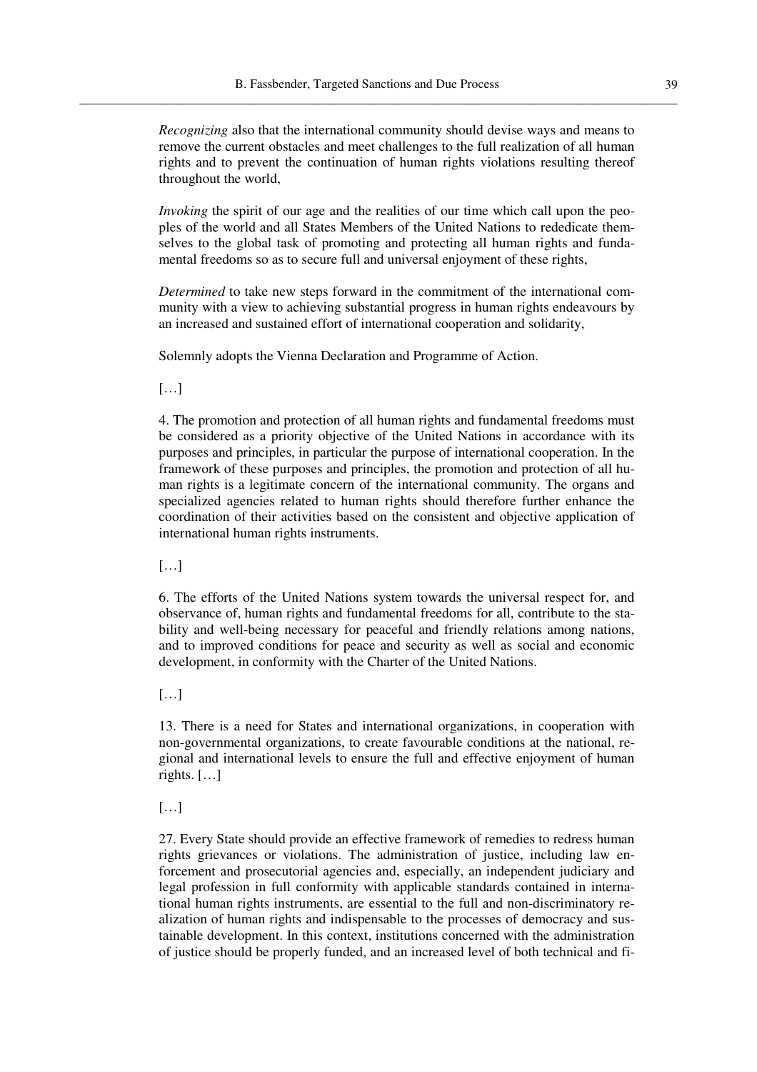*Recognizing* also that the international community should devise ways and means to remove the current obstacles and meet challenges to the full realization of all human rights and to prevent the continuation of human rights violations resulting thereof throughout the world,

*Invoking* the spirit of our age and the realities of our time which call upon the peoples of the world and all States Members of the United Nations to rededicate themselves to the global task of promoting and protecting all human rights and fundamental freedoms so as to secure full and universal enjoyment of these rights,

*Determined* to take new steps forward in the commitment of the international community with a view to achieving substantial progress in human rights endeavours by an increased and sustained effort of international cooperation and solidarity,

Solemnly adopts the Vienna Declaration and Programme of Action.

[…]

4. The promotion and protection of all human rights and fundamental freedoms must be considered as a priority objective of the United Nations in accordance with its purposes and principles, in particular the purpose of international cooperation. In the framework of these purposes and principles, the promotion and protection of all human rights is a legitimate concern of the international community. The organs and specialized agencies related to human rights should therefore further enhance the coordination of their activities based on the consistent and objective application of international human rights instruments.

[…]

6. The efforts of the United Nations system towards the universal respect for, and observance of, human rights and fundamental freedoms for all, contribute to the stability and well-being necessary for peaceful and friendly relations among nations, and to improved conditions for peace and security as well as social and economic development, in conformity with the Charter of the United Nations.

[…]

13. There is a need for States and international organizations, in cooperation with non-governmental organizations, to create favourable conditions at the national, regional and international levels to ensure the full and effective enjoyment of human rights. […]

[…]

27. Every State should provide an effective framework of remedies to redress human rights grievances or violations. The administration of justice, including law enforcement and prosecutorial agencies and, especially, an independent judiciary and legal profession in full conformity with applicable standards contained in international human rights instruments, are essential to the full and non-discriminatory realization of human rights and indispensable to the processes of democracy and sustainable development. In this context, institutions concerned with the administration of justice should be properly funded, and an increased level of both technical and fi-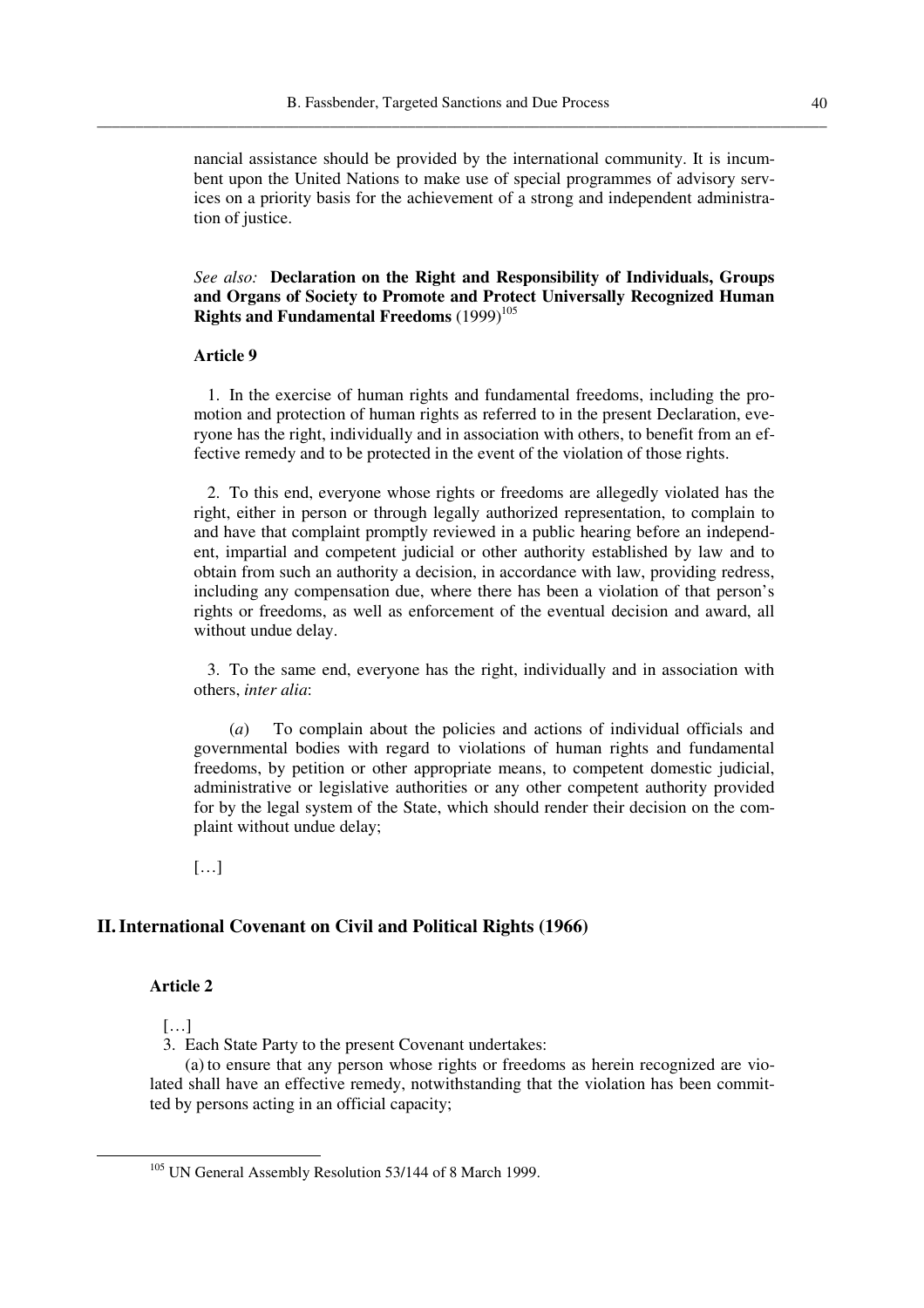nancial assistance should be provided by the international community. It is incumbent upon the United Nations to make use of special programmes of advisory services on a priority basis for the achievement of a strong and independent administration of justice.

*See also:* **Declaration on the Right and Responsibility of Individuals, Groups and Organs of Society to Promote and Protect Universally Recognized Human Rights and Fundamental Freedoms** (1999)[105]

**Article 9**

1. In the exercise of human rights and fundamental freedoms, including the promotion and protection of human rights as referred to in the present Declaration, everyone has the right, individually and in association with others, to benefit from an effective remedy and to be protected in the event of the violation of those rights.

2. To this end, everyone whose rights or freedoms are allegedly violated has the right, either in person or through legally authorized representation, to complain to and have that complaint promptly reviewed in a public hearing before an independent, impartial and competent judicial or other authority established by law and to obtain from such an authority a decision, in accordance with law, providing redress, including any compensation due, where there has been a violation of that person's rights or freedoms, as well as enforcement of the eventual decision and award, all without undue delay.

3. To the same end, everyone has the right, individually and in association with others, *inter alia*:

(*a*) To complain about the policies and actions of individual officials and governmental bodies with regard to violations of human rights and fundamental freedoms, by petition or other appropriate means, to competent domestic judicial, administrative or legislative authorities or any other competent authority provided for by the legal system of the State, which should render their decision on the complaint without undue delay;

[…]

## II. International Covenant on Civil and Political Rights (1966)

**Article 2**

[…]

3. Each State Party to the present Covenant undertakes:

(a) to ensure that any person whose rights or freedoms as herein recognized are violated shall have an effective remedy, notwithstanding that the violation has been committed by persons acting in an official capacity;

---

[105] UN General Assembly Resolution 53/144 of 8 March 1999.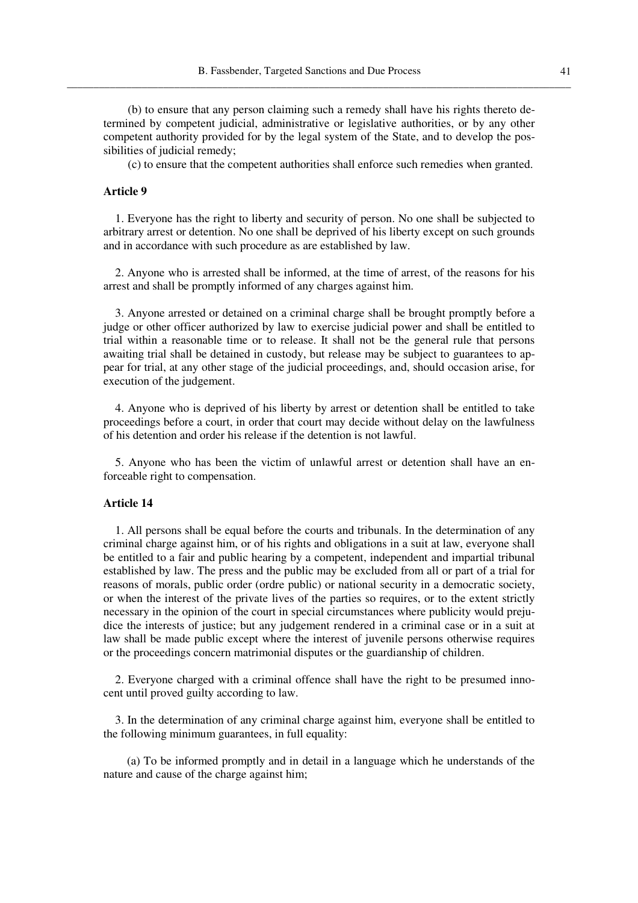(b) to ensure that any person claiming such a remedy shall have his rights thereto determined by competent judicial, administrative or legislative authorities, or by any other competent authority provided for by the legal system of the State, and to develop the possibilities of judicial remedy;

(c) to ensure that the competent authorities shall enforce such remedies when granted.

**Article 9**

1. Everyone has the right to liberty and security of person. No one shall be subjected to arbitrary arrest or detention. No one shall be deprived of his liberty except on such grounds and in accordance with such procedure as are established by law.

2. Anyone who is arrested shall be informed, at the time of arrest, of the reasons for his arrest and shall be promptly informed of any charges against him.

3. Anyone arrested or detained on a criminal charge shall be brought promptly before a judge or other officer authorized by law to exercise judicial power and shall be entitled to trial within a reasonable time or to release. It shall not be the general rule that persons awaiting trial shall be detained in custody, but release may be subject to guarantees to appear for trial, at any other stage of the judicial proceedings, and, should occasion arise, for execution of the judgement.

4. Anyone who is deprived of his liberty by arrest or detention shall be entitled to take proceedings before a court, in order that court may decide without delay on the lawfulness of his detention and order his release if the detention is not lawful.

5. Anyone who has been the victim of unlawful arrest or detention shall have an enforceable right to compensation.

**Article 14**

1. All persons shall be equal before the courts and tribunals. In the determination of any criminal charge against him, or of his rights and obligations in a suit at law, everyone shall be entitled to a fair and public hearing by a competent, independent and impartial tribunal established by law. The press and the public may be excluded from all or part of a trial for reasons of morals, public order (ordre public) or national security in a democratic society, or when the interest of the private lives of the parties so requires, or to the extent strictly necessary in the opinion of the court in special circumstances where publicity would prejudice the interests of justice; but any judgement rendered in a criminal case or in a suit at law shall be made public except where the interest of juvenile persons otherwise requires or the proceedings concern matrimonial disputes or the guardianship of children.

2. Everyone charged with a criminal offence shall have the right to be presumed innocent until proved guilty according to law.

3. In the determination of any criminal charge against him, everyone shall be entitled to the following minimum guarantees, in full equality:

(a) To be informed promptly and in detail in a language which he understands of the nature and cause of the charge against him;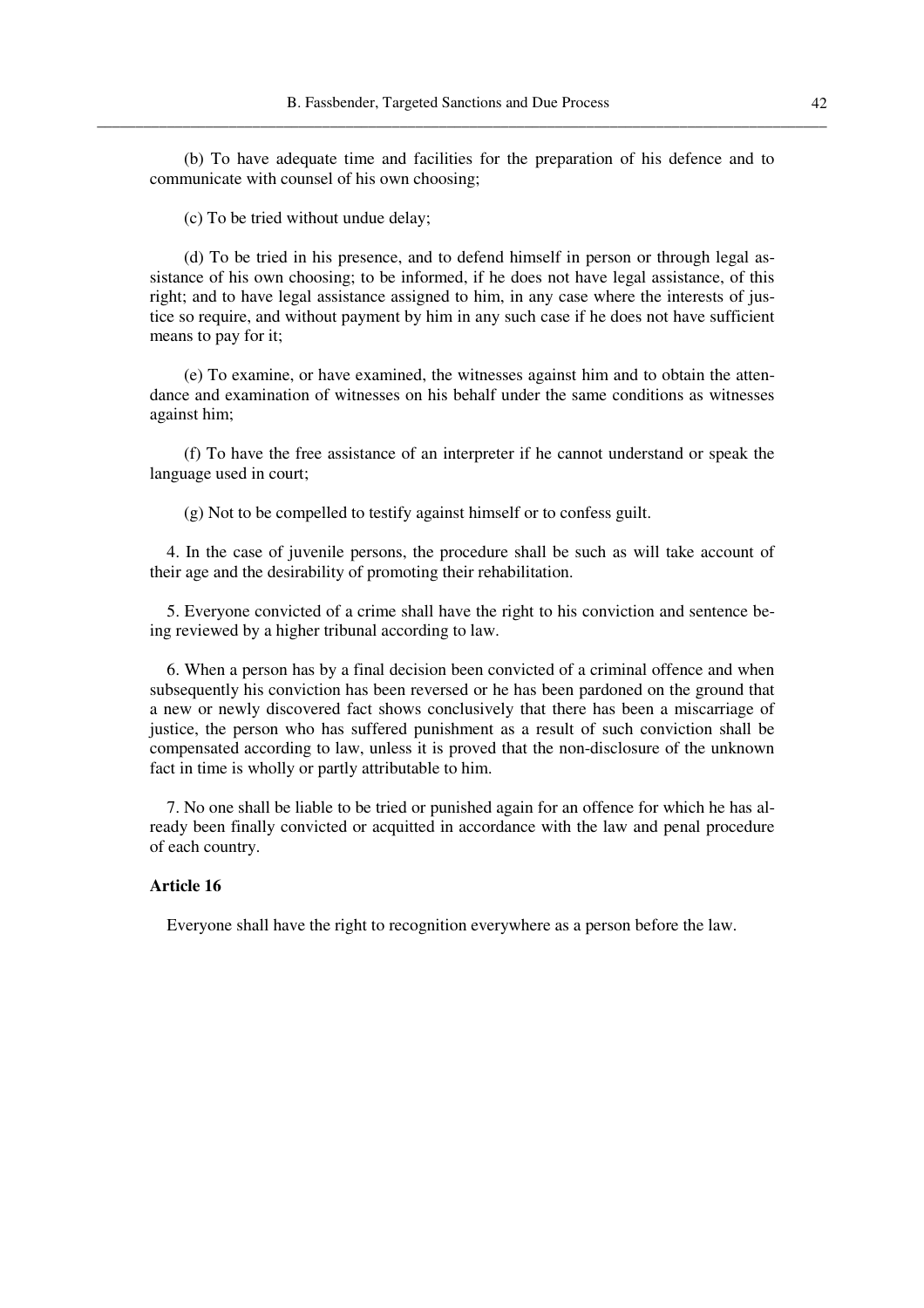(b) To have adequate time and facilities for the preparation of his defence and to communicate with counsel of his own choosing;

(c) To be tried without undue delay;

(d) To be tried in his presence, and to defend himself in person or through legal assistance of his own choosing; to be informed, if he does not have legal assistance, of this right; and to have legal assistance assigned to him, in any case where the interests of justice so require, and without payment by him in any such case if he does not have sufficient means to pay for it;

(e) To examine, or have examined, the witnesses against him and to obtain the attendance and examination of witnesses on his behalf under the same conditions as witnesses against him;

(f) To have the free assistance of an interpreter if he cannot understand or speak the language used in court;

(g) Not to be compelled to testify against himself or to confess guilt.

4. In the case of juvenile persons, the procedure shall be such as will take account of their age and the desirability of promoting their rehabilitation.

5. Everyone convicted of a crime shall have the right to his conviction and sentence being reviewed by a higher tribunal according to law.

6. When a person has by a final decision been convicted of a criminal offence and when subsequently his conviction has been reversed or he has been pardoned on the ground that a new or newly discovered fact shows conclusively that there has been a miscarriage of justice, the person who has suffered punishment as a result of such conviction shall be compensated according to law, unless it is proved that the non-disclosure of the unknown fact in time is wholly or partly attributable to him.

7. No one shall be liable to be tried or punished again for an offence for which he has already been finally convicted or acquitted in accordance with the law and penal procedure of each country.

**Article 16**

Everyone shall have the right to recognition everywhere as a person before the law.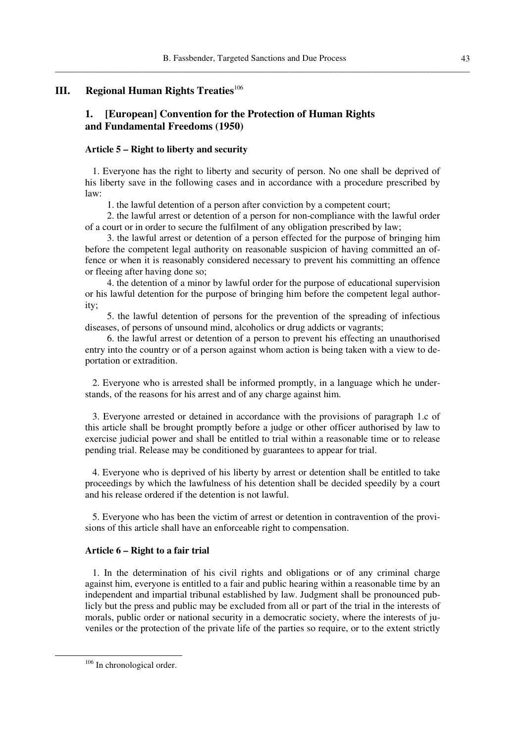## III. Regional Human Rights Treaties[106]

### 1. [European] Convention for the Protection of Human Rights and Fundamental Freedoms (1950)

**Article 5 – Right to liberty and security**

1. Everyone has the right to liberty and security of person. No one shall be deprived of his liberty save in the following cases and in accordance with a procedure prescribed by law:

   1. the lawful detention of a person after conviction by a competent court;
   2. the lawful arrest or detention of a person for non-compliance with the lawful order of a court or in order to secure the fulfilment of any obligation prescribed by law;
   3. the lawful arrest or detention of a person effected for the purpose of bringing him before the competent legal authority on reasonable suspicion of having committed an offence or when it is reasonably considered necessary to prevent his committing an offence or fleeing after having done so;
   4. the detention of a minor by lawful order for the purpose of educational supervision or his lawful detention for the purpose of bringing him before the competent legal authority;
   5. the lawful detention of persons for the prevention of the spreading of infectious diseases, of persons of unsound mind, alcoholics or drug addicts or vagrants;
   6. the lawful arrest or detention of a person to prevent his effecting an unauthorised entry into the country or of a person against whom action is being taken with a view to deportation or extradition.

2. Everyone who is arrested shall be informed promptly, in a language which he understands, of the reasons for his arrest and of any charge against him.

3. Everyone arrested or detained in accordance with the provisions of paragraph 1.c of this article shall be brought promptly before a judge or other officer authorised by law to exercise judicial power and shall be entitled to trial within a reasonable time or to release pending trial. Release may be conditioned by guarantees to appear for trial.

4. Everyone who is deprived of his liberty by arrest or detention shall be entitled to take proceedings by which the lawfulness of his detention shall be decided speedily by a court and his release ordered if the detention is not lawful.

5. Everyone who has been the victim of arrest or detention in contravention of the provisions of this article shall have an enforceable right to compensation.

**Article 6 – Right to a fair trial**

1. In the determination of his civil rights and obligations or of any criminal charge against him, everyone is entitled to a fair and public hearing within a reasonable time by an independent and impartial tribunal established by law. Judgment shall be pronounced publicly but the press and public may be excluded from all or part of the trial in the interests of morals, public order or national security in a democratic society, where the interests of juveniles or the protection of the private life of the parties so require, or to the extent strictly

---

[106] In chronological order.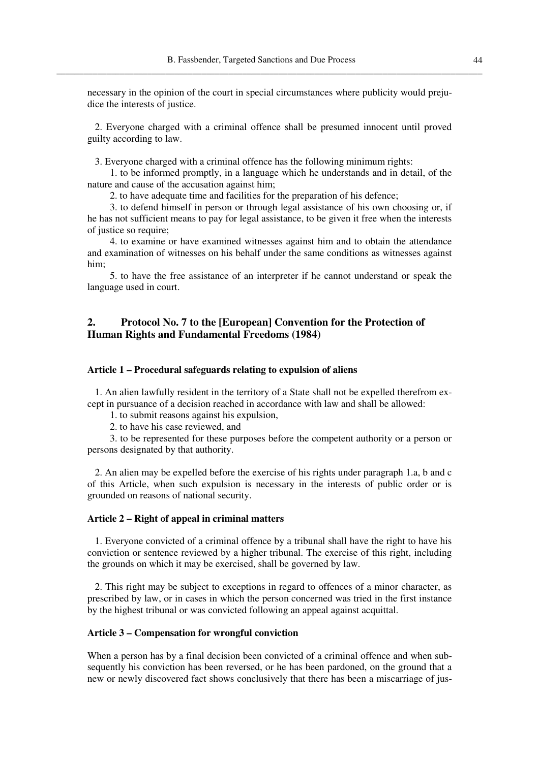necessary in the opinion of the court in special circumstances where publicity would prejudice the interests of justice.

2. Everyone charged with a criminal offence shall be presumed innocent until proved guilty according to law.

3. Everyone charged with a criminal offence has the following minimum rights:

1. to be informed promptly, in a language which he understands and in detail, of the nature and cause of the accusation against him;
2. to have adequate time and facilities for the preparation of his defence;
3. to defend himself in person or through legal assistance of his own choosing or, if he has not sufficient means to pay for legal assistance, to be given it free when the interests of justice so require;
4. to examine or have examined witnesses against him and to obtain the attendance and examination of witnesses on his behalf under the same conditions as witnesses against him;
5. to have the free assistance of an interpreter if he cannot understand or speak the language used in court.

## 2. Protocol No. 7 to the [European] Convention for the Protection of Human Rights and Fundamental Freedoms (1984)

#### Article 1 – Procedural safeguards relating to expulsion of aliens

1. An alien lawfully resident in the territory of a State shall not be expelled therefrom except in pursuance of a decision reached in accordance with law and shall be allowed:

1. to submit reasons against his expulsion,
2. to have his case reviewed, and
3. to be represented for these purposes before the competent authority or a person or persons designated by that authority.

2. An alien may be expelled before the exercise of his rights under paragraph 1.a, b and c of this Article, when such expulsion is necessary in the interests of public order or is grounded on reasons of national security.

#### Article 2 – Right of appeal in criminal matters

1. Everyone convicted of a criminal offence by a tribunal shall have the right to have his conviction or sentence reviewed by a higher tribunal. The exercise of this right, including the grounds on which it may be exercised, shall be governed by law.

2. This right may be subject to exceptions in regard to offences of a minor character, as prescribed by law, or in cases in which the person concerned was tried in the first instance by the highest tribunal or was convicted following an appeal against acquittal.

#### Article 3 – Compensation for wrongful conviction

When a person has by a final decision been convicted of a criminal offence and when subsequently his conviction has been reversed, or he has been pardoned, on the ground that a new or newly discovered fact shows conclusively that there has been a miscarriage of jus-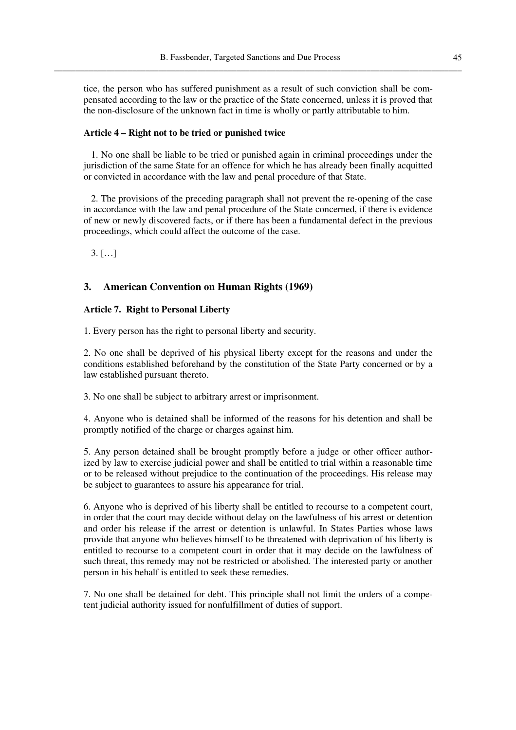tice, the person who has suffered punishment as a result of such conviction shall be compensated according to the law or the practice of the State concerned, unless it is proved that the non-disclosure of the unknown fact in time is wholly or partly attributable to him.

**Article 4 – Right not to be tried or punished twice**

1. No one shall be liable to be tried or punished again in criminal proceedings under the jurisdiction of the same State for an offence for which he has already been finally acquitted or convicted in accordance with the law and penal procedure of that State.

2. The provisions of the preceding paragraph shall not prevent the re-opening of the case in accordance with the law and penal procedure of the State concerned, if there is evidence of new or newly discovered facts, or if there has been a fundamental defect in the previous proceedings, which could affect the outcome of the case.

3. […]

## 3. American Convention on Human Rights (1969)

**Article 7. Right to Personal Liberty**

1. Every person has the right to personal liberty and security.

2. No one shall be deprived of his physical liberty except for the reasons and under the conditions established beforehand by the constitution of the State Party concerned or by a law established pursuant thereto.

3. No one shall be subject to arbitrary arrest or imprisonment.

4. Anyone who is detained shall be informed of the reasons for his detention and shall be promptly notified of the charge or charges against him.

5. Any person detained shall be brought promptly before a judge or other officer authorized by law to exercise judicial power and shall be entitled to trial within a reasonable time or to be released without prejudice to the continuation of the proceedings. His release may be subject to guarantees to assure his appearance for trial.

6. Anyone who is deprived of his liberty shall be entitled to recourse to a competent court, in order that the court may decide without delay on the lawfulness of his arrest or detention and order his release if the arrest or detention is unlawful. In States Parties whose laws provide that anyone who believes himself to be threatened with deprivation of his liberty is entitled to recourse to a competent court in order that it may decide on the lawfulness of such threat, this remedy may not be restricted or abolished. The interested party or another person in his behalf is entitled to seek these remedies.

7. No one shall be detained for debt. This principle shall not limit the orders of a competent judicial authority issued for nonfulfillment of duties of support.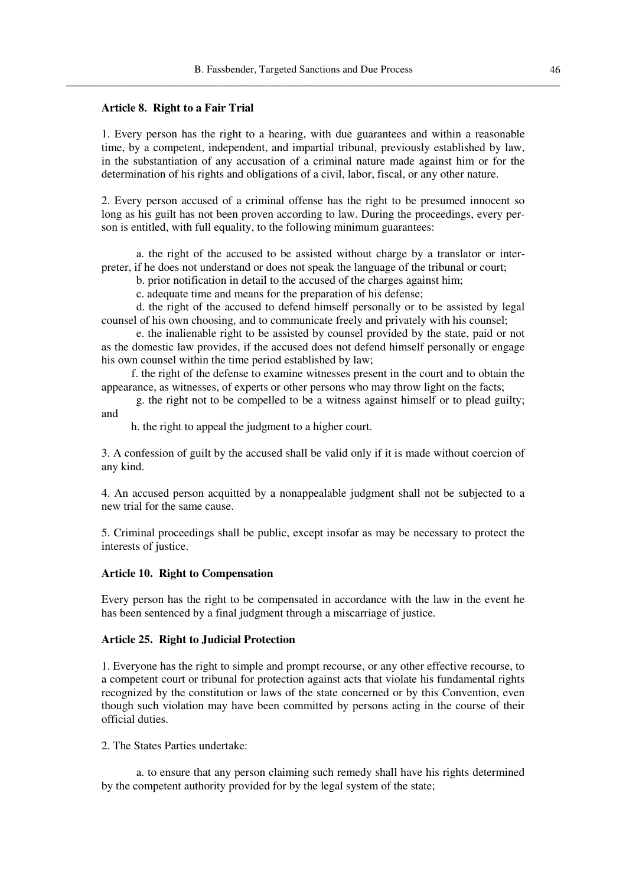**Article 8. Right to a Fair Trial**

1. Every person has the right to a hearing, with due guarantees and within a reasonable time, by a competent, independent, and impartial tribunal, previously established by law, in the substantiation of any accusation of a criminal nature made against him or for the determination of his rights and obligations of a civil, labor, fiscal, or any other nature.

2. Every person accused of a criminal offense has the right to be presumed innocent so long as his guilt has not been proven according to law. During the proceedings, every person is entitled, with full equality, to the following minimum guarantees:

a. the right of the accused to be assisted without charge by a translator or interpreter, if he does not understand or does not speak the language of the tribunal or court;

b. prior notification in detail to the accused of the charges against him;

c. adequate time and means for the preparation of his defense;

d. the right of the accused to defend himself personally or to be assisted by legal counsel of his own choosing, and to communicate freely and privately with his counsel;

e. the inalienable right to be assisted by counsel provided by the state, paid or not as the domestic law provides, if the accused does not defend himself personally or engage his own counsel within the time period established by law;

f. the right of the defense to examine witnesses present in the court and to obtain the appearance, as witnesses, of experts or other persons who may throw light on the facts;

g. the right not to be compelled to be a witness against himself or to plead guilty; and

h. the right to appeal the judgment to a higher court.

3. A confession of guilt by the accused shall be valid only if it is made without coercion of any kind.

4. An accused person acquitted by a nonappealable judgment shall not be subjected to a new trial for the same cause.

5. Criminal proceedings shall be public, except insofar as may be necessary to protect the interests of justice.

**Article 10. Right to Compensation**

Every person has the right to be compensated in accordance with the law in the event he has been sentenced by a final judgment through a miscarriage of justice.

**Article 25. Right to Judicial Protection**

1. Everyone has the right to simple and prompt recourse, or any other effective recourse, to a competent court or tribunal for protection against acts that violate his fundamental rights recognized by the constitution or laws of the state concerned or by this Convention, even though such violation may have been committed by persons acting in the course of their official duties.

2. The States Parties undertake:

a. to ensure that any person claiming such remedy shall have his rights determined by the competent authority provided for by the legal system of the state;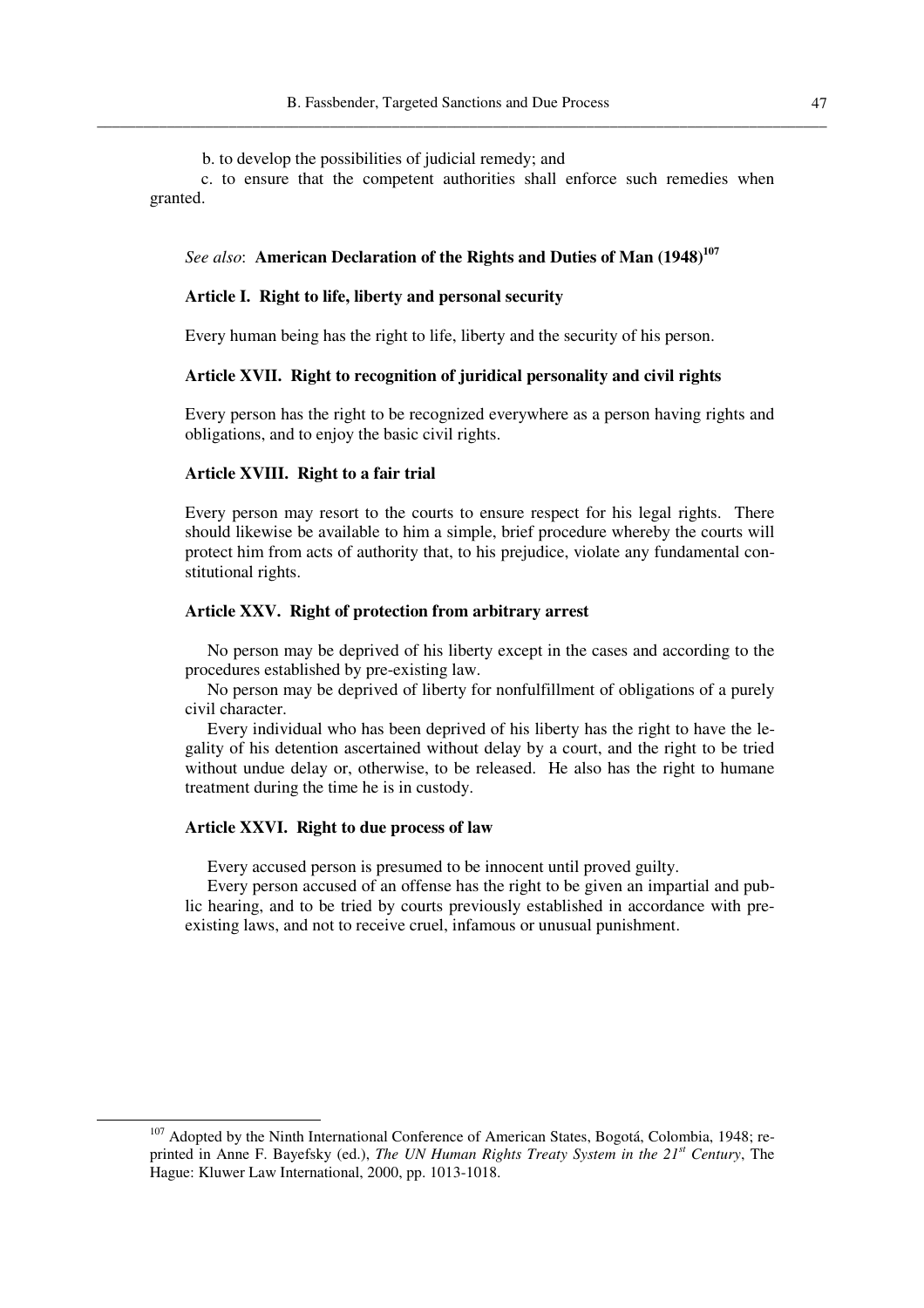b. to develop the possibilities of judicial remedy; and

c. to ensure that the competent authorities shall enforce such remedies when granted.

*See also*: **American Declaration of the Rights and Duties of Man (1948)**[107]

**Article I. Right to life, liberty and personal security**

Every human being has the right to life, liberty and the security of his person.

**Article XVII. Right to recognition of juridical personality and civil rights**

Every person has the right to be recognized everywhere as a person having rights and obligations, and to enjoy the basic civil rights.

**Article XVIII. Right to a fair trial**

Every person may resort to the courts to ensure respect for his legal rights. There should likewise be available to him a simple, brief procedure whereby the courts will protect him from acts of authority that, to his prejudice, violate any fundamental constitutional rights.

**Article XXV. Right of protection from arbitrary arrest**

No person may be deprived of his liberty except in the cases and according to the procedures established by pre-existing law.

No person may be deprived of liberty for nonfulfillment of obligations of a purely civil character.

Every individual who has been deprived of his liberty has the right to have the legality of his detention ascertained without delay by a court, and the right to be tried without undue delay or, otherwise, to be released. He also has the right to humane treatment during the time he is in custody.

**Article XXVI. Right to due process of law**

Every accused person is presumed to be innocent until proved guilty.

Every person accused of an offense has the right to be given an impartial and public hearing, and to be tried by courts previously established in accordance with pre-existing laws, and not to receive cruel, infamous or unusual punishment.

---

[107] Adopted by the Ninth International Conference of American States, Bogotá, Colombia, 1948; reprinted in Anne F. Bayefsky (ed.), *The UN Human Rights Treaty System in the 21st Century*, The Hague: Kluwer Law International, 2000, pp. 1013-1018.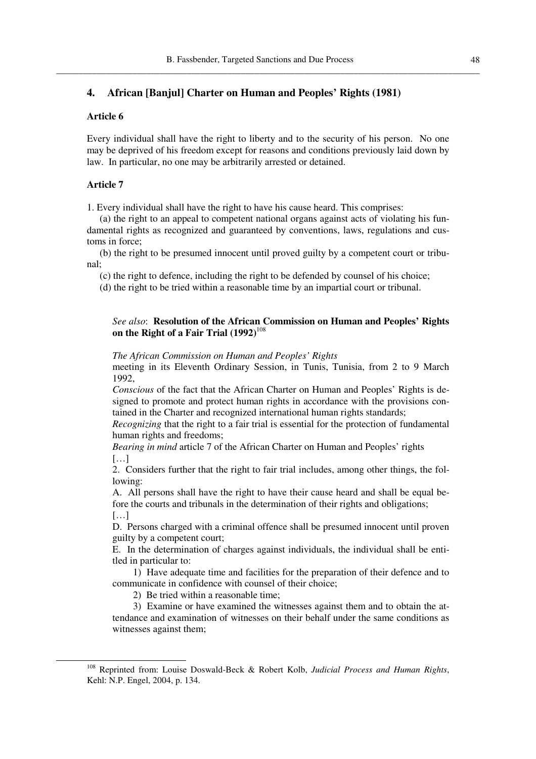## 4. African [Banjul] Charter on Human and Peoples' Rights (1981)

### Article 6

Every individual shall have the right to liberty and to the security of his person. No one may be deprived of his freedom except for reasons and conditions previously laid down by law. In particular, no one may be arbitrarily arrested or detained.

### Article 7

1. Every individual shall have the right to have his cause heard. This comprises:

(a) the right to an appeal to competent national organs against acts of violating his fundamental rights as recognized and guaranteed by conventions, laws, regulations and customs in force;

(b) the right to be presumed innocent until proved guilty by a competent court or tribunal;

(c) the right to defence, including the right to be defended by counsel of his choice;

(d) the right to be tried within a reasonable time by an impartial court or tribunal.

> *See also*: **Resolution of the African Commission on Human and Peoples' Rights on the Right of a Fair Trial (1992)**[108]
>
> *The African Commission on Human and Peoples' Rights*
> meeting in its Eleventh Ordinary Session, in Tunis, Tunisia, from 2 to 9 March 1992,
> *Conscious* of the fact that the African Charter on Human and Peoples' Rights is designed to promote and protect human rights in accordance with the provisions contained in the Charter and recognized international human rights standards;
> *Recognizing* that the right to a fair trial is essential for the protection of fundamental human rights and freedoms;
> *Bearing in mind* article 7 of the African Charter on Human and Peoples' rights
> […]
> 2. Considers further that the right to fair trial includes, among other things, the following:
> A. All persons shall have the right to have their cause heard and shall be equal before the courts and tribunals in the determination of their rights and obligations;
> […]
> D. Persons charged with a criminal offence shall be presumed innocent until proven guilty by a competent court;
> E. In the determination of charges against individuals, the individual shall be entitled in particular to:
>
> 1) Have adequate time and facilities for the preparation of their defence and to communicate in confidence with counsel of their choice;
>
> 2) Be tried within a reasonable time;
>
> 3) Examine or have examined the witnesses against them and to obtain the attendance and examination of witnesses on their behalf under the same conditions as witnesses against them;

[108] Reprinted from: Louise Doswald-Beck & Robert Kolb, *Judicial Process and Human Rights*, Kehl: N.P. Engel, 2004, p. 134.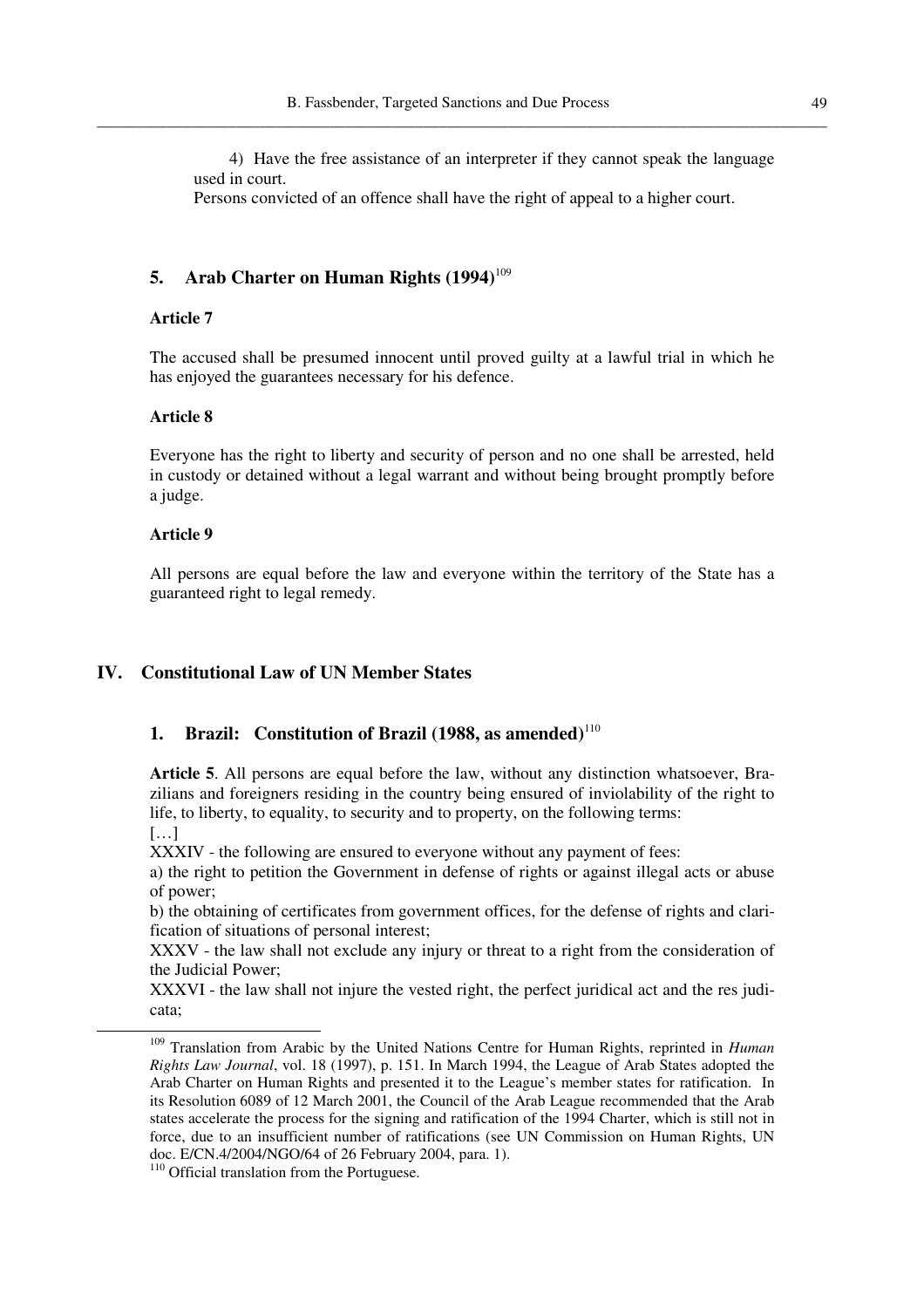4) Have the free assistance of an interpreter if they cannot speak the language used in court.

Persons convicted of an offence shall have the right of appeal to a higher court.

### 5. Arab Charter on Human Rights (1994)[109]

#### Article 7

The accused shall be presumed innocent until proved guilty at a lawful trial in which he has enjoyed the guarantees necessary for his defence.

#### Article 8

Everyone has the right to liberty and security of person and no one shall be arrested, held in custody or detained without a legal warrant and without being brought promptly before a judge.

#### Article 9

All persons are equal before the law and everyone within the territory of the State has a guaranteed right to legal remedy.

## IV. Constitutional Law of UN Member States

### 1. Brazil: Constitution of Brazil (1988, as amended)[110]

**Article 5**. All persons are equal before the law, without any distinction whatsoever, Brazilians and foreigners residing in the country being ensured of inviolability of the right to life, to liberty, to equality, to security and to property, on the following terms:

[…]

XXXIV - the following are ensured to everyone without any payment of fees:

a) the right to petition the Government in defense of rights or against illegal acts or abuse of power;

b) the obtaining of certificates from government offices, for the defense of rights and clarification of situations of personal interest;

XXXV - the law shall not exclude any injury or threat to a right from the consideration of the Judicial Power;

XXXVI - the law shall not injure the vested right, the perfect juridical act and the res judicata;

---

[109] Translation from Arabic by the United Nations Centre for Human Rights, reprinted in *Human Rights Law Journal*, vol. 18 (1997), p. 151. In March 1994, the League of Arab States adopted the Arab Charter on Human Rights and presented it to the League's member states for ratification. In its Resolution 6089 of 12 March 2001, the Council of the Arab League recommended that the Arab states accelerate the process for the signing and ratification of the 1994 Charter, which is still not in force, due to an insufficient number of ratifications (see UN Commission on Human Rights, UN doc. E/CN.4/2004/NGO/64 of 26 February 2004, para. 1).

[110] Official translation from the Portuguese.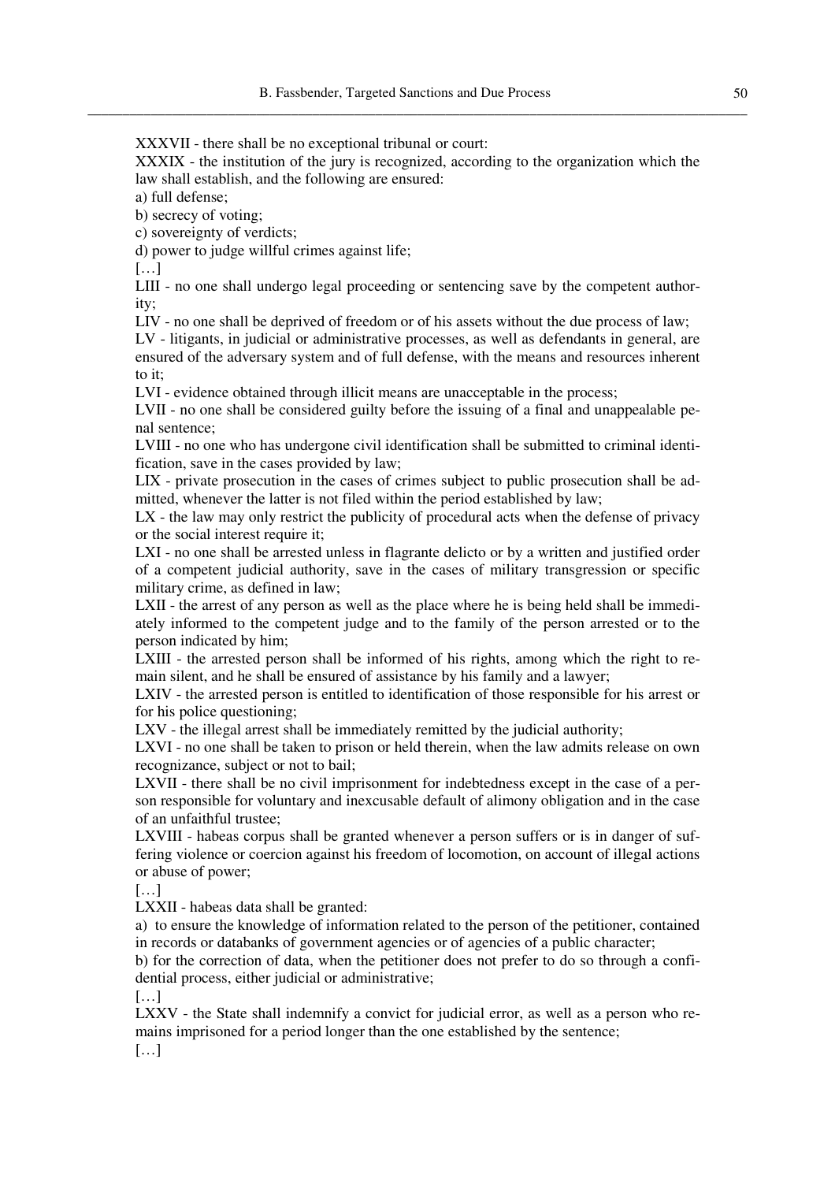XXXVII - there shall be no exceptional tribunal or court:

XXXIX - the institution of the jury is recognized, according to the organization which the law shall establish, and the following are ensured:

a) full defense;

b) secrecy of voting;

c) sovereignty of verdicts;

d) power to judge willful crimes against life;

[…]

LIII - no one shall undergo legal proceeding or sentencing save by the competent authority;

LIV - no one shall be deprived of freedom or of his assets without the due process of law;

LV - litigants, in judicial or administrative processes, as well as defendants in general, are ensured of the adversary system and of full defense, with the means and resources inherent to it;

LVI - evidence obtained through illicit means are unacceptable in the process;

LVII - no one shall be considered guilty before the issuing of a final and unappealable penal sentence;

LVIII - no one who has undergone civil identification shall be submitted to criminal identification, save in the cases provided by law;

LIX - private prosecution in the cases of crimes subject to public prosecution shall be admitted, whenever the latter is not filed within the period established by law;

LX - the law may only restrict the publicity of procedural acts when the defense of privacy or the social interest require it;

LXI - no one shall be arrested unless in flagrante delicto or by a written and justified order of a competent judicial authority, save in the cases of military transgression or specific military crime, as defined in law;

LXII - the arrest of any person as well as the place where he is being held shall be immediately informed to the competent judge and to the family of the person arrested or to the person indicated by him;

LXIII - the arrested person shall be informed of his rights, among which the right to remain silent, and he shall be ensured of assistance by his family and a lawyer;

LXIV - the arrested person is entitled to identification of those responsible for his arrest or for his police questioning;

LXV - the illegal arrest shall be immediately remitted by the judicial authority;

LXVI - no one shall be taken to prison or held therein, when the law admits release on own recognizance, subject or not to bail;

LXVII - there shall be no civil imprisonment for indebtedness except in the case of a person responsible for voluntary and inexcusable default of alimony obligation and in the case of an unfaithful trustee;

LXVIII - habeas corpus shall be granted whenever a person suffers or is in danger of suffering violence or coercion against his freedom of locomotion, on account of illegal actions or abuse of power;

[…]

LXXII - habeas data shall be granted:

a) to ensure the knowledge of information related to the person of the petitioner, contained in records or databanks of government agencies or of agencies of a public character;

b) for the correction of data, when the petitioner does not prefer to do so through a confidential process, either judicial or administrative;

[…]

LXXV - the State shall indemnify a convict for judicial error, as well as a person who remains imprisoned for a period longer than the one established by the sentence;

[…]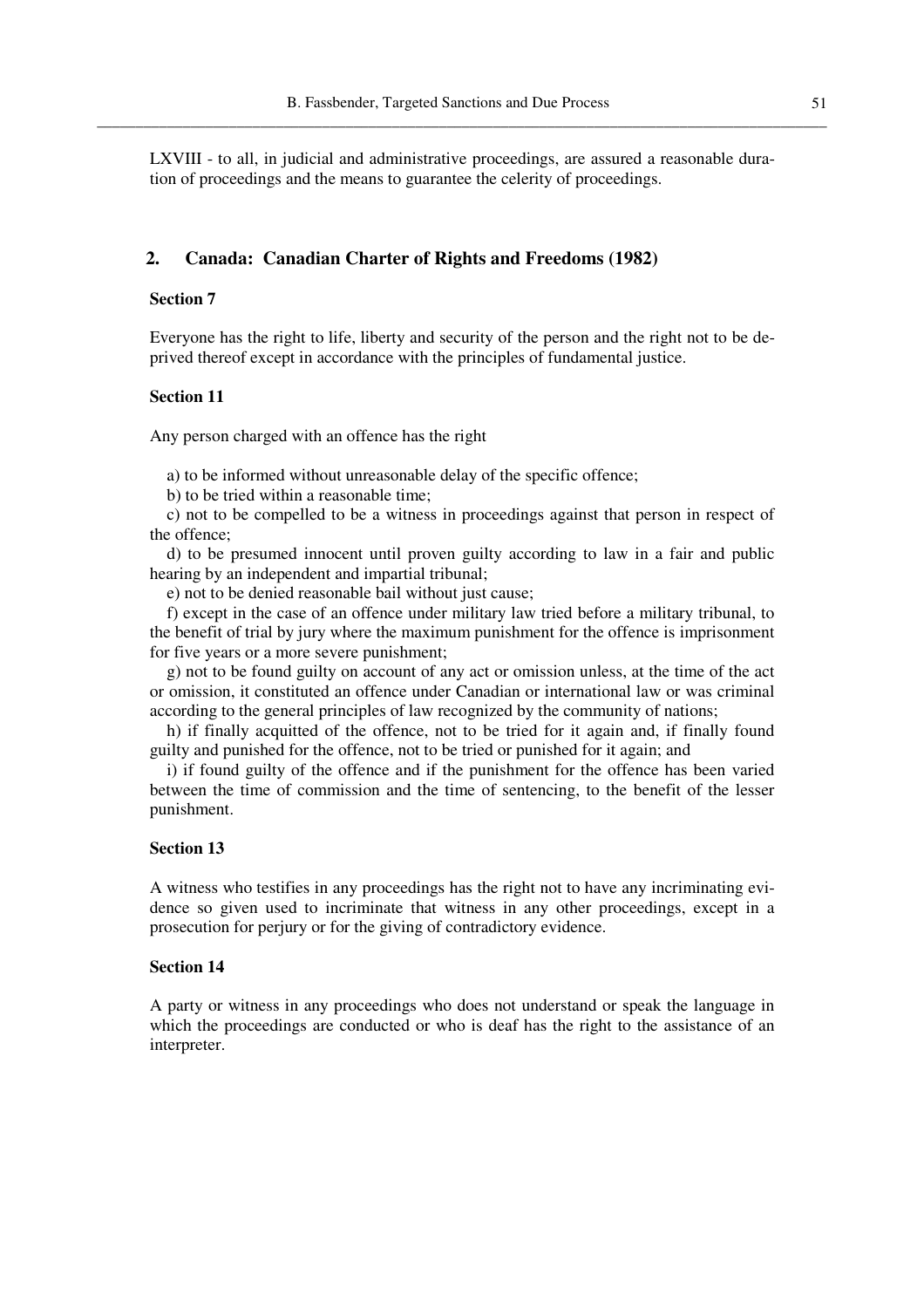LXVIII - to all, in judicial and administrative proceedings, are assured a reasonable duration of proceedings and the means to guarantee the celerity of proceedings.

## 2. Canada: Canadian Charter of Rights and Freedoms (1982)

### Section 7

Everyone has the right to life, liberty and security of the person and the right not to be deprived thereof except in accordance with the principles of fundamental justice.

### Section 11

Any person charged with an offence has the right

a) to be informed without unreasonable delay of the specific offence;

b) to be tried within a reasonable time;

c) not to be compelled to be a witness in proceedings against that person in respect of the offence;

d) to be presumed innocent until proven guilty according to law in a fair and public hearing by an independent and impartial tribunal;

e) not to be denied reasonable bail without just cause;

f) except in the case of an offence under military law tried before a military tribunal, to the benefit of trial by jury where the maximum punishment for the offence is imprisonment for five years or a more severe punishment;

g) not to be found guilty on account of any act or omission unless, at the time of the act or omission, it constituted an offence under Canadian or international law or was criminal according to the general principles of law recognized by the community of nations;

h) if finally acquitted of the offence, not to be tried for it again and, if finally found guilty and punished for the offence, not to be tried or punished for it again; and

i) if found guilty of the offence and if the punishment for the offence has been varied between the time of commission and the time of sentencing, to the benefit of the lesser punishment.

### Section 13

A witness who testifies in any proceedings has the right not to have any incriminating evidence so given used to incriminate that witness in any other proceedings, except in a prosecution for perjury or for the giving of contradictory evidence.

### Section 14

A party or witness in any proceedings who does not understand or speak the language in which the proceedings are conducted or who is deaf has the right to the assistance of an interpreter.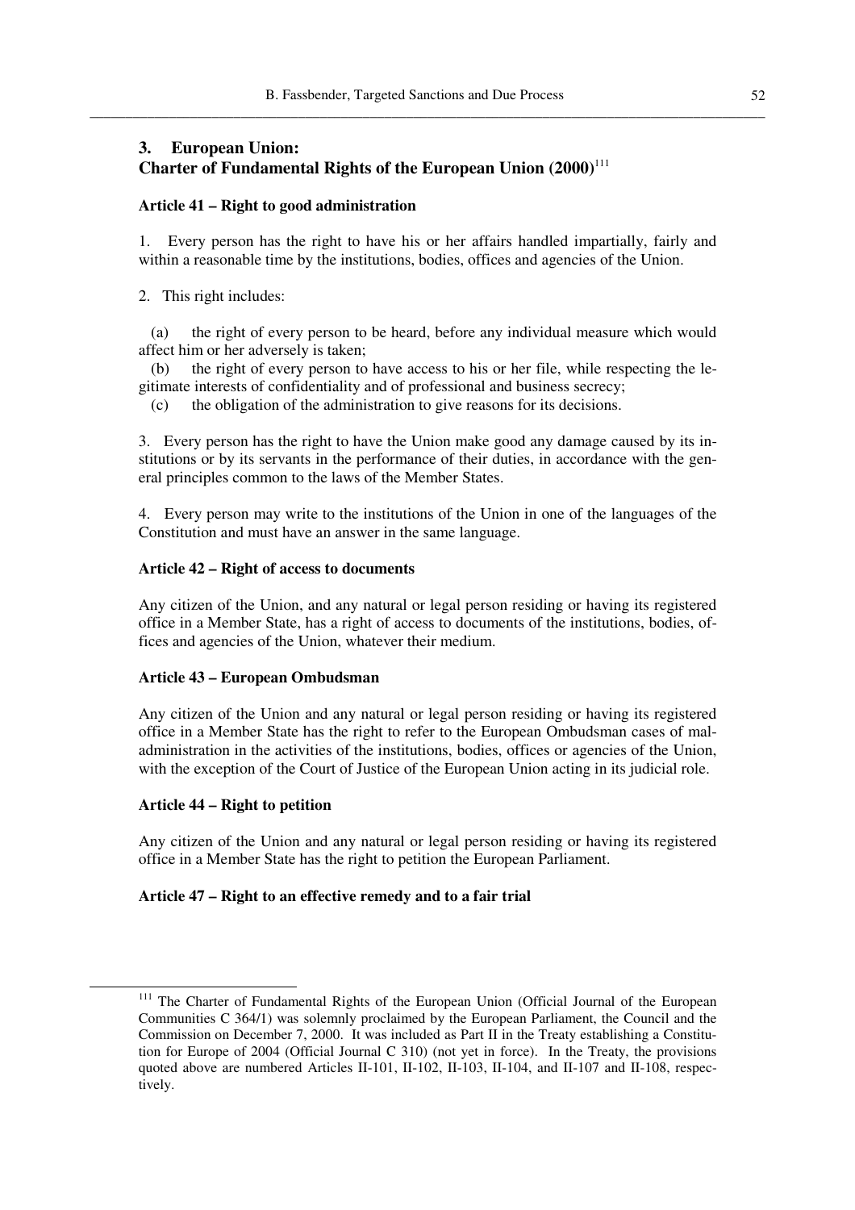## 3. European Union: Charter of Fundamental Rights of the European Union (2000)[111]

**Article 41 – Right to good administration**

1. Every person has the right to have his or her affairs handled impartially, fairly and within a reasonable time by the institutions, bodies, offices and agencies of the Union.

2. This right includes:

(a) the right of every person to be heard, before any individual measure which would affect him or her adversely is taken;

(b) the right of every person to have access to his or her file, while respecting the legitimate interests of confidentiality and of professional and business secrecy;

(c) the obligation of the administration to give reasons for its decisions.

3. Every person has the right to have the Union make good any damage caused by its institutions or by its servants in the performance of their duties, in accordance with the general principles common to the laws of the Member States.

4. Every person may write to the institutions of the Union in one of the languages of the Constitution and must have an answer in the same language.

**Article 42 – Right of access to documents**

Any citizen of the Union, and any natural or legal person residing or having its registered office in a Member State, has a right of access to documents of the institutions, bodies, offices and agencies of the Union, whatever their medium.

**Article 43 – European Ombudsman**

Any citizen of the Union and any natural or legal person residing or having its registered office in a Member State has the right to refer to the European Ombudsman cases of maladministration in the activities of the institutions, bodies, offices or agencies of the Union, with the exception of the Court of Justice of the European Union acting in its judicial role.

**Article 44 – Right to petition**

Any citizen of the Union and any natural or legal person residing or having its registered office in a Member State has the right to petition the European Parliament.

**Article 47 – Right to an effective remedy and to a fair trial**

---

[111] The Charter of Fundamental Rights of the European Union (Official Journal of the European Communities C 364/1) was solemnly proclaimed by the European Parliament, the Council and the Commission on December 7, 2000. It was included as Part II in the Treaty establishing a Constitution for Europe of 2004 (Official Journal C 310) (not yet in force). In the Treaty, the provisions quoted above are numbered Articles II-101, II-102, II-103, II-104, and II-107 and II-108, respectively.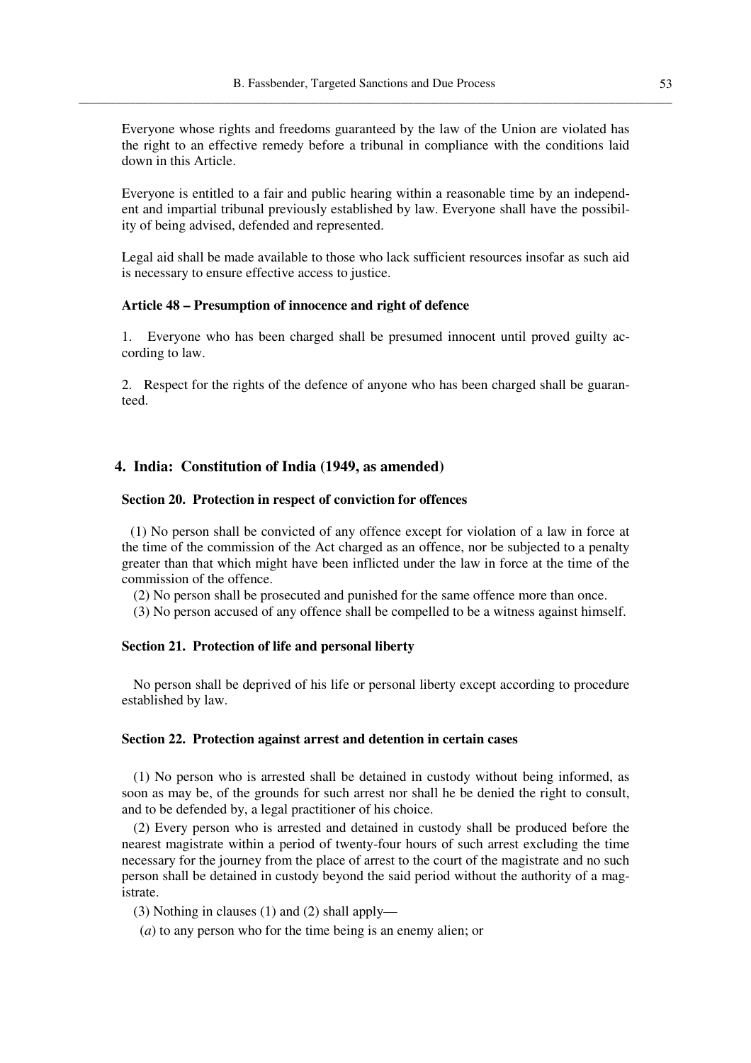Everyone whose rights and freedoms guaranteed by the law of the Union are violated has the right to an effective remedy before a tribunal in compliance with the conditions laid down in this Article.

Everyone is entitled to a fair and public hearing within a reasonable time by an independent and impartial tribunal previously established by law. Everyone shall have the possibility of being advised, defended and represented.

Legal aid shall be made available to those who lack sufficient resources insofar as such aid is necessary to ensure effective access to justice.

#### Article 48 – Presumption of innocence and right of defence

1. Everyone who has been charged shall be presumed innocent until proved guilty according to law.

2. Respect for the rights of the defence of anyone who has been charged shall be guaranteed.

### 4. India: Constitution of India (1949, as amended)

#### Section 20. Protection in respect of conviction for offences

(1) No person shall be convicted of any offence except for violation of a law in force at the time of the commission of the Act charged as an offence, nor be subjected to a penalty greater than that which might have been inflicted under the law in force at the time of the commission of the offence.

(2) No person shall be prosecuted and punished for the same offence more than once.

(3) No person accused of any offence shall be compelled to be a witness against himself.

#### Section 21. Protection of life and personal liberty

No person shall be deprived of his life or personal liberty except according to procedure established by law.

#### Section 22. Protection against arrest and detention in certain cases

(1) No person who is arrested shall be detained in custody without being informed, as soon as may be, of the grounds for such arrest nor shall he be denied the right to consult, and to be defended by, a legal practitioner of his choice.

(2) Every person who is arrested and detained in custody shall be produced before the nearest magistrate within a period of twenty-four hours of such arrest excluding the time necessary for the journey from the place of arrest to the court of the magistrate and no such person shall be detained in custody beyond the said period without the authority of a magistrate.

(3) Nothing in clauses (1) and (2) shall apply—

(*a*) to any person who for the time being is an enemy alien; or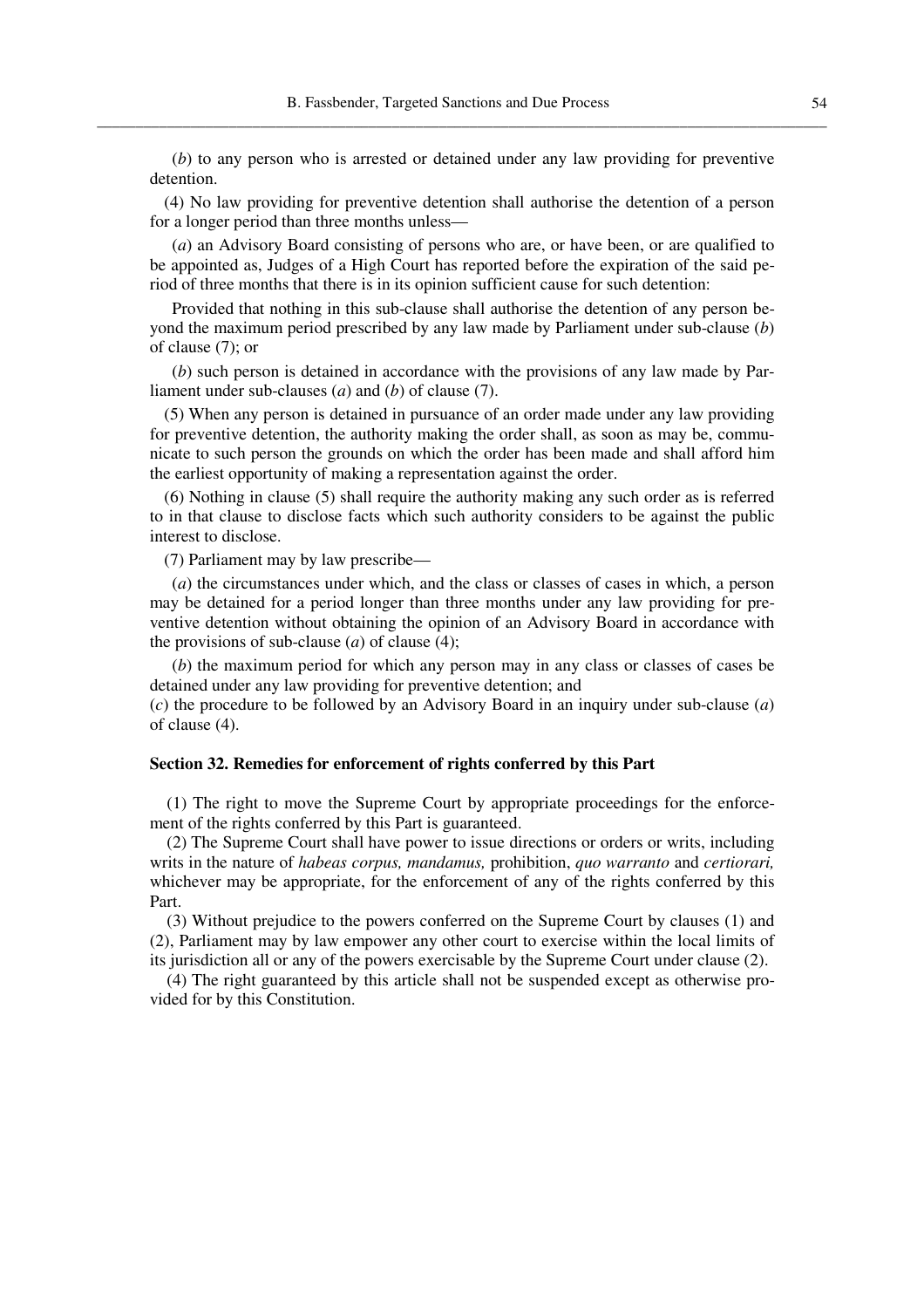(*b*) to any person who is arrested or detained under any law providing for preventive detention.

(4) No law providing for preventive detention shall authorise the detention of a person for a longer period than three months unless—

(*a*) an Advisory Board consisting of persons who are, or have been, or are qualified to be appointed as, Judges of a High Court has reported before the expiration of the said period of three months that there is in its opinion sufficient cause for such detention:

Provided that nothing in this sub-clause shall authorise the detention of any person beyond the maximum period prescribed by any law made by Parliament under sub-clause (*b*) of clause (7); or

(*b*) such person is detained in accordance with the provisions of any law made by Parliament under sub-clauses (*a*) and (*b*) of clause (7).

(5) When any person is detained in pursuance of an order made under any law providing for preventive detention, the authority making the order shall, as soon as may be, communicate to such person the grounds on which the order has been made and shall afford him the earliest opportunity of making a representation against the order.

(6) Nothing in clause (5) shall require the authority making any such order as is referred to in that clause to disclose facts which such authority considers to be against the public interest to disclose.

(7) Parliament may by law prescribe—

(*a*) the circumstances under which, and the class or classes of cases in which, a person may be detained for a period longer than three months under any law providing for preventive detention without obtaining the opinion of an Advisory Board in accordance with the provisions of sub-clause (*a*) of clause (4);

(*b*) the maximum period for which any person may in any class or classes of cases be detained under any law providing for preventive detention; and

(*c*) the procedure to be followed by an Advisory Board in an inquiry under sub-clause (*a*) of clause (4).

**Section 32. Remedies for enforcement of rights conferred by this Part**

(1) The right to move the Supreme Court by appropriate proceedings for the enforcement of the rights conferred by this Part is guaranteed.

(2) The Supreme Court shall have power to issue directions or orders or writs, including writs in the nature of *habeas corpus, mandamus,* prohibition, *quo warranto* and *certiorari,* whichever may be appropriate, for the enforcement of any of the rights conferred by this Part.

(3) Without prejudice to the powers conferred on the Supreme Court by clauses (1) and (2), Parliament may by law empower any other court to exercise within the local limits of its jurisdiction all or any of the powers exercisable by the Supreme Court under clause (2).

(4) The right guaranteed by this article shall not be suspended except as otherwise provided for by this Constitution.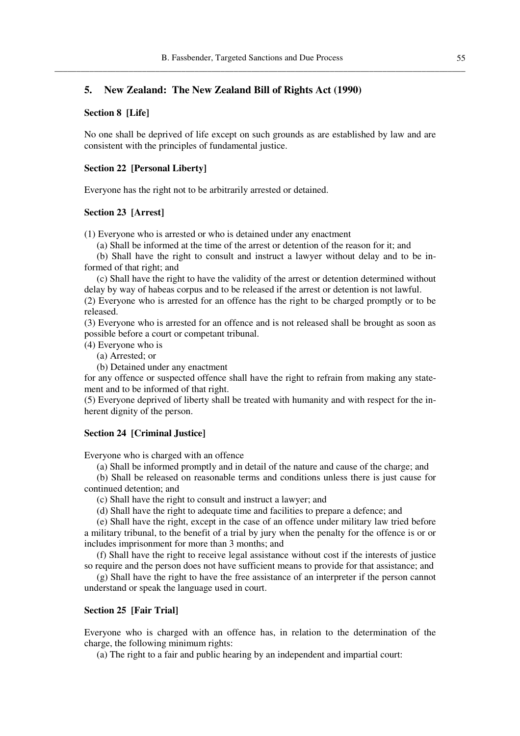## 5. New Zealand: The New Zealand Bill of Rights Act (1990)

### Section 8 [Life]

No one shall be deprived of life except on such grounds as are established by law and are consistent with the principles of fundamental justice.

### Section 22 [Personal Liberty]

Everyone has the right not to be arbitrarily arrested or detained.

### Section 23 [Arrest]

(1) Everyone who is arrested or who is detained under any enactment

(a) Shall be informed at the time of the arrest or detention of the reason for it; and

(b) Shall have the right to consult and instruct a lawyer without delay and to be informed of that right; and

(c) Shall have the right to have the validity of the arrest or detention determined without delay by way of habeas corpus and to be released if the arrest or detention is not lawful.

(2) Everyone who is arrested for an offence has the right to be charged promptly or to be released.

(3) Everyone who is arrested for an offence and is not released shall be brought as soon as possible before a court or competant tribunal.

(4) Everyone who is

(a) Arrested; or

(b) Detained under any enactment

for any offence or suspected offence shall have the right to refrain from making any statement and to be informed of that right.

(5) Everyone deprived of liberty shall be treated with humanity and with respect for the inherent dignity of the person.

### Section 24 [Criminal Justice]

Everyone who is charged with an offence

(a) Shall be informed promptly and in detail of the nature and cause of the charge; and

(b) Shall be released on reasonable terms and conditions unless there is just cause for continued detention; and

(c) Shall have the right to consult and instruct a lawyer; and

(d) Shall have the right to adequate time and facilities to prepare a defence; and

(e) Shall have the right, except in the case of an offence under military law tried before a military tribunal, to the benefit of a trial by jury when the penalty for the offence is or or includes imprisonment for more than 3 months; and

(f) Shall have the right to receive legal assistance without cost if the interests of justice so require and the person does not have sufficient means to provide for that assistance; and

(g) Shall have the right to have the free assistance of an interpreter if the person cannot understand or speak the language used in court.

### Section 25 [Fair Trial]

Everyone who is charged with an offence has, in relation to the determination of the charge, the following minimum rights:

(a) The right to a fair and public hearing by an independent and impartial court: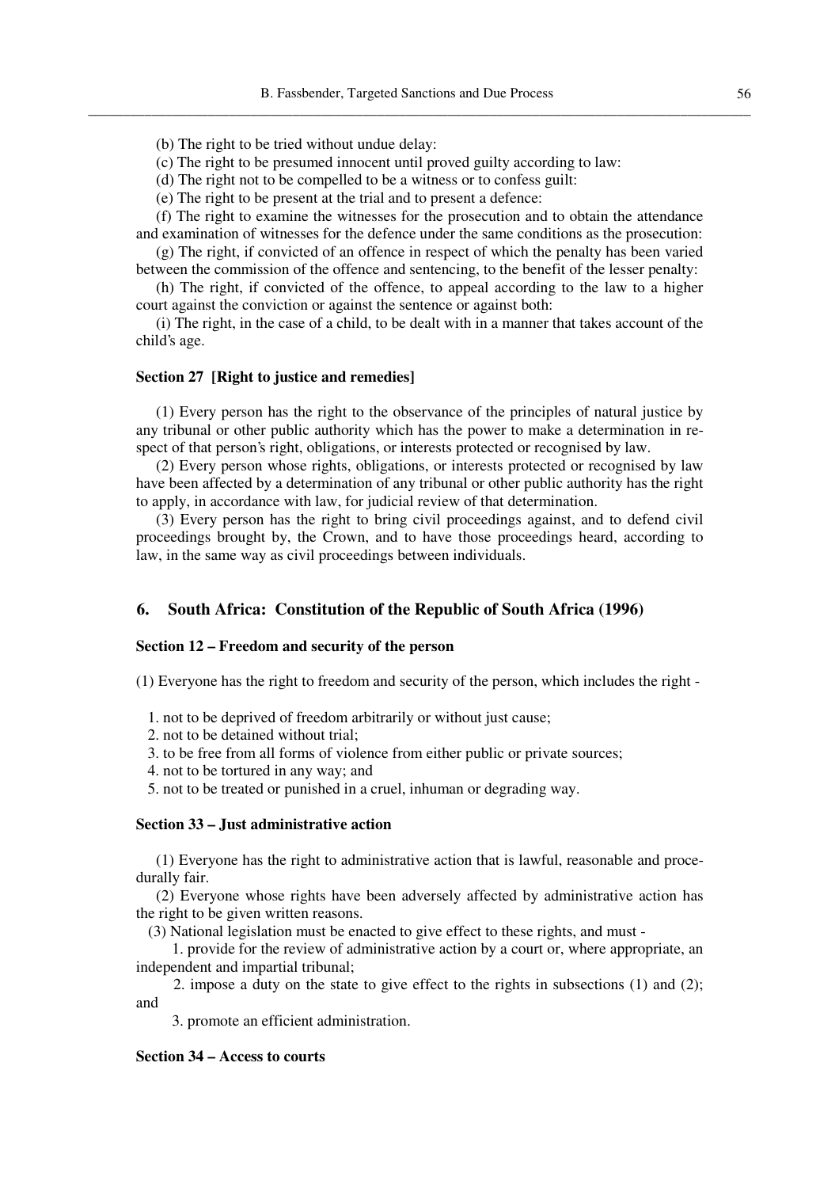(b) The right to be tried without undue delay:

(c) The right to be presumed innocent until proved guilty according to law:

(d) The right not to be compelled to be a witness or to confess guilt:

(e) The right to be present at the trial and to present a defence:

(f) The right to examine the witnesses for the prosecution and to obtain the attendance and examination of witnesses for the defence under the same conditions as the prosecution:

(g) The right, if convicted of an offence in respect of which the penalty has been varied between the commission of the offence and sentencing, to the benefit of the lesser penalty:

(h) The right, if convicted of the offence, to appeal according to the law to a higher court against the conviction or against the sentence or against both:

(i) The right, in the case of a child, to be dealt with in a manner that takes account of the child's age.

#### Section 27 [Right to justice and remedies]

(1) Every person has the right to the observance of the principles of natural justice by any tribunal or other public authority which has the power to make a determination in respect of that person's right, obligations, or interests protected or recognised by law.

(2) Every person whose rights, obligations, or interests protected or recognised by law have been affected by a determination of any tribunal or other public authority has the right to apply, in accordance with law, for judicial review of that determination.

(3) Every person has the right to bring civil proceedings against, and to defend civil proceedings brought by, the Crown, and to have those proceedings heard, according to law, in the same way as civil proceedings between individuals.

### 6. South Africa: Constitution of the Republic of South Africa (1996)

#### Section 12 – Freedom and security of the person

(1) Everyone has the right to freedom and security of the person, which includes the right -

1. not to be deprived of freedom arbitrarily or without just cause;
2. not to be detained without trial;
3. to be free from all forms of violence from either public or private sources;
4. not to be tortured in any way; and
5. not to be treated or punished in a cruel, inhuman or degrading way.

#### Section 33 – Just administrative action

(1) Everyone has the right to administrative action that is lawful, reasonable and procedurally fair.

(2) Everyone whose rights have been adversely affected by administrative action has the right to be given written reasons.

(3) National legislation must be enacted to give effect to these rights, and must -

1. provide for the review of administrative action by a court or, where appropriate, an independent and impartial tribunal;
2. impose a duty on the state to give effect to the rights in subsections (1) and (2); and
3. promote an efficient administration.

#### Section 34 – Access to courts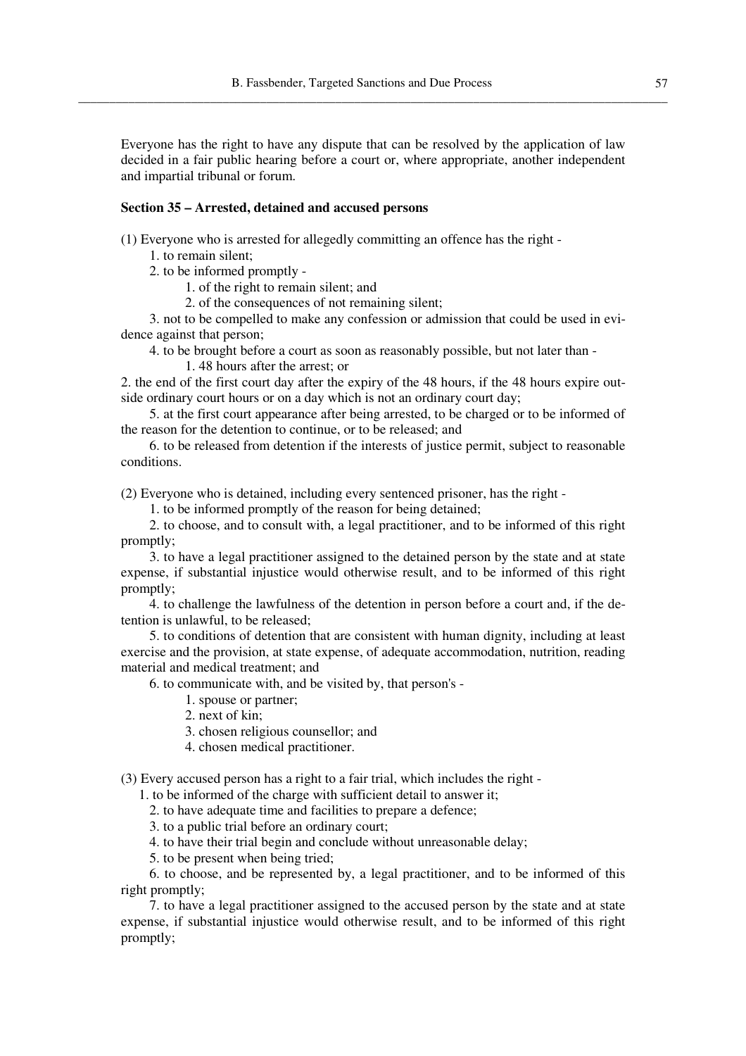Everyone has the right to have any dispute that can be resolved by the application of law decided in a fair public hearing before a court or, where appropriate, another independent and impartial tribunal or forum.

**Section 35 – Arrested, detained and accused persons**

(1) Everyone who is arrested for allegedly committing an offence has the right -

1. to remain silent;
2. to be informed promptly -
    1. of the right to remain silent; and
    2. of the consequences of not remaining silent;
3. not to be compelled to make any confession or admission that could be used in evidence against that person;
4. to be brought before a court as soon as reasonably possible, but not later than -
    1. 48 hours after the arrest; or
    2. the end of the first court day after the expiry of the 48 hours, if the 48 hours expire outside ordinary court hours or on a day which is not an ordinary court day;
5. at the first court appearance after being arrested, to be charged or to be informed of the reason for the detention to continue, or to be released; and
6. to be released from detention if the interests of justice permit, subject to reasonable conditions.

(2) Everyone who is detained, including every sentenced prisoner, has the right -

1. to be informed promptly of the reason for being detained;
2. to choose, and to consult with, a legal practitioner, and to be informed of this right promptly;
3. to have a legal practitioner assigned to the detained person by the state and at state expense, if substantial injustice would otherwise result, and to be informed of this right promptly;
4. to challenge the lawfulness of the detention in person before a court and, if the detention is unlawful, to be released;
5. to conditions of detention that are consistent with human dignity, including at least exercise and the provision, at state expense, of adequate accommodation, nutrition, reading material and medical treatment; and
6. to communicate with, and be visited by, that person's -
    1. spouse or partner;
    2. next of kin;
    3. chosen religious counsellor; and
    4. chosen medical practitioner.

(3) Every accused person has a right to a fair trial, which includes the right -

1. to be informed of the charge with sufficient detail to answer it;
2. to have adequate time and facilities to prepare a defence;
3. to a public trial before an ordinary court;
4. to have their trial begin and conclude without unreasonable delay;
5. to be present when being tried;
6. to choose, and be represented by, a legal practitioner, and to be informed of this right promptly;
7. to have a legal practitioner assigned to the accused person by the state and at state expense, if substantial injustice would otherwise result, and to be informed of this right promptly;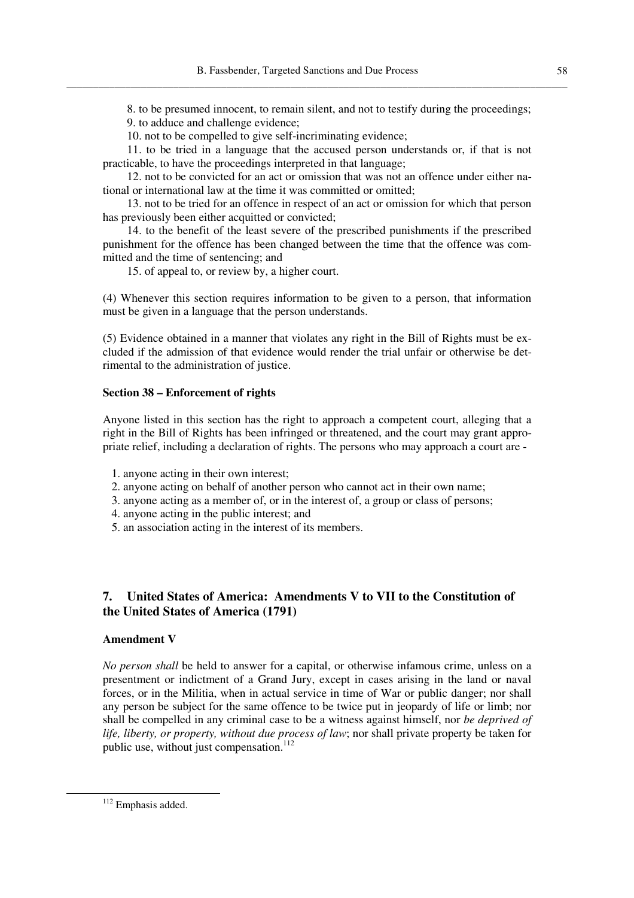8. to be presumed innocent, to remain silent, and not to testify during the proceedings;
9. to adduce and challenge evidence;
10. not to be compelled to give self-incriminating evidence;
11. to be tried in a language that the accused person understands or, if that is not practicable, to have the proceedings interpreted in that language;
12. not to be convicted for an act or omission that was not an offence under either national or international law at the time it was committed or omitted;
13. not to be tried for an offence in respect of an act or omission for which that person has previously been either acquitted or convicted;
14. to the benefit of the least severe of the prescribed punishments if the prescribed punishment for the offence has been changed between the time that the offence was committed and the time of sentencing; and
15. of appeal to, or review by, a higher court.

(4) Whenever this section requires information to be given to a person, that information must be given in a language that the person understands.

(5) Evidence obtained in a manner that violates any right in the Bill of Rights must be excluded if the admission of that evidence would render the trial unfair or otherwise be detrimental to the administration of justice.

**Section 38 – Enforcement of rights**

Anyone listed in this section has the right to approach a competent court, alleging that a right in the Bill of Rights has been infringed or threatened, and the court may grant appropriate relief, including a declaration of rights. The persons who may approach a court are -

1. anyone acting in their own interest;
2. anyone acting on behalf of another person who cannot act in their own name;
3. anyone acting as a member of, or in the interest of, a group or class of persons;
4. anyone acting in the public interest; and
5. an association acting in the interest of its members.

## 7. United States of America: Amendments V to VII to the Constitution of the United States of America (1791)

**Amendment V**

*No person shall* be held to answer for a capital, or otherwise infamous crime, unless on a presentment or indictment of a Grand Jury, except in cases arising in the land or naval forces, or in the Militia, when in actual service in time of War or public danger; nor shall any person be subject for the same offence to be twice put in jeopardy of life or limb; nor shall be compelled in any criminal case to be a witness against himself, nor *be deprived of life, liberty, or property, without due process of law*; nor shall private property be taken for public use, without just compensation.[112]

[112] Emphasis added.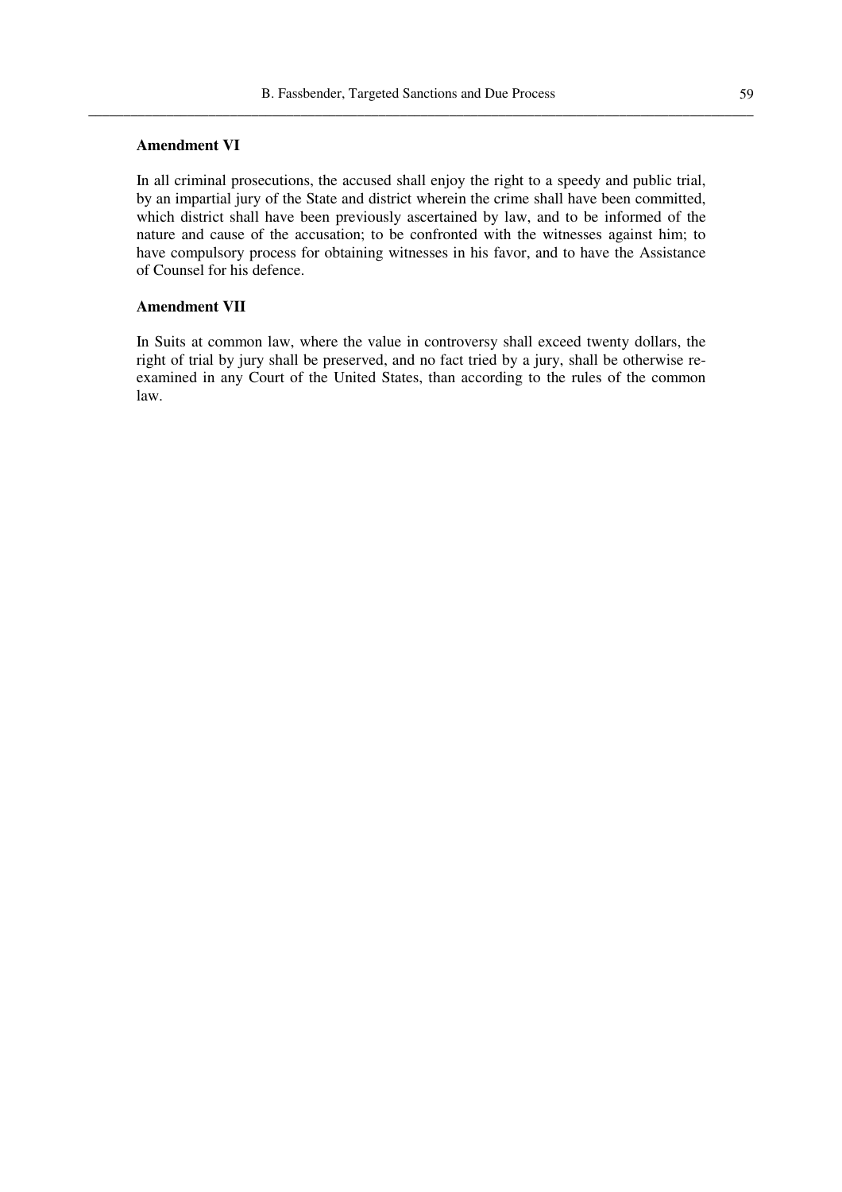**Amendment VI**

In all criminal prosecutions, the accused shall enjoy the right to a speedy and public trial, by an impartial jury of the State and district wherein the crime shall have been committed, which district shall have been previously ascertained by law, and to be informed of the nature and cause of the accusation; to be confronted with the witnesses against him; to have compulsory process for obtaining witnesses in his favor, and to have the Assistance of Counsel for his defence.

**Amendment VII**

In Suits at common law, where the value in controversy shall exceed twenty dollars, the right of trial by jury shall be preserved, and no fact tried by a jury, shall be otherwise re-examined in any Court of the United States, than according to the rules of the common law.